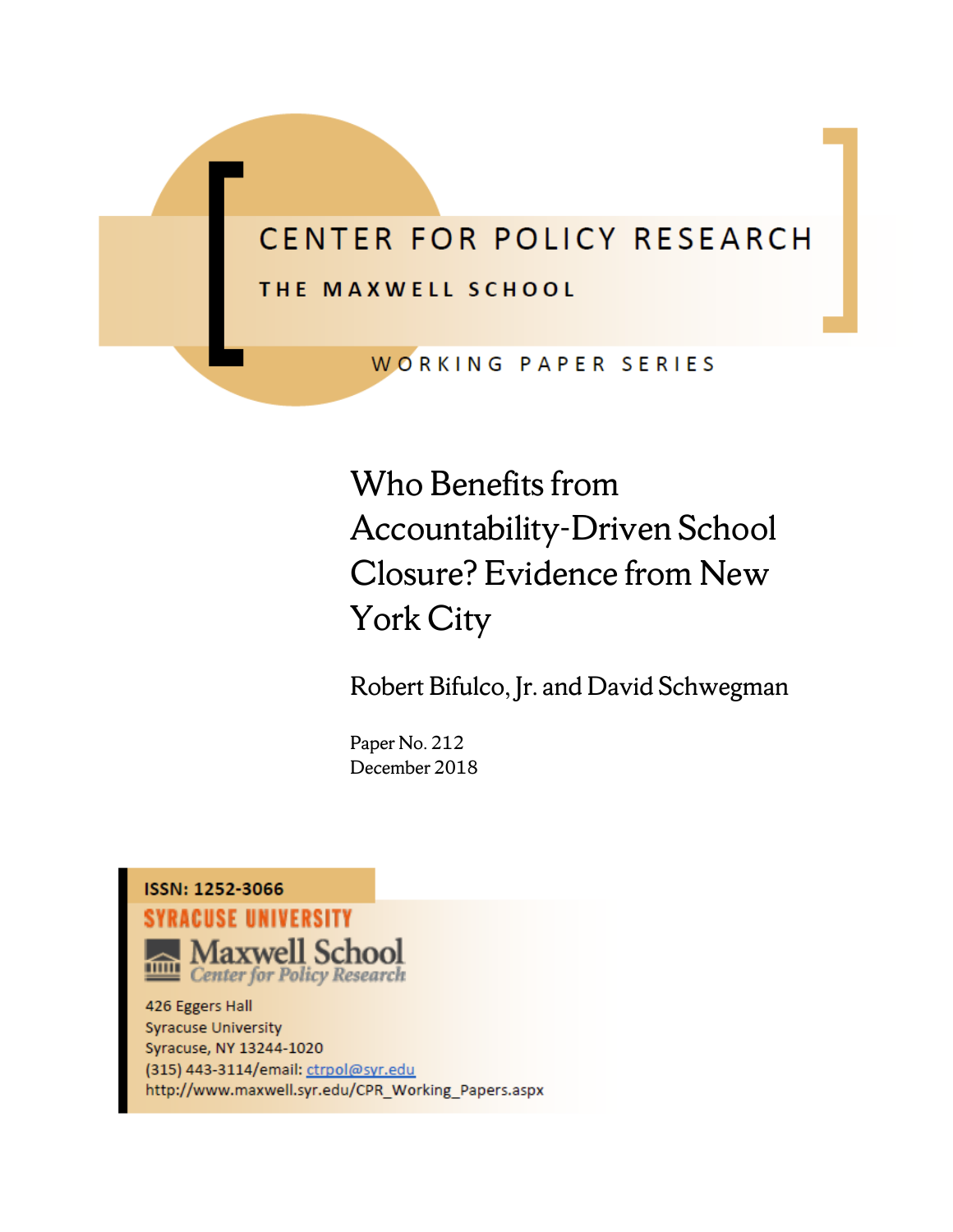CENTER FOR POLICY RESEARCH

THE MAXWELL SCHOOL

WORKING PAPER SERIES

# Who Benefits from Accountability-Driven School Closure? Evidence from New York City

Robert Bifulco, Jr. and David Schwegman

Paper No. 212
December 2018

ISSN: 1252-3066

SYRACUSE UNIVERSITY
Maxwell School
Center for Policy Research

426 Eggers Hall
Syracuse University
Syracuse, NY 13244-1020
(315) 443-3114/email: ctrpol@syr.edu
http://www.maxwell.syr.edu/CPR_Working_Papers.aspx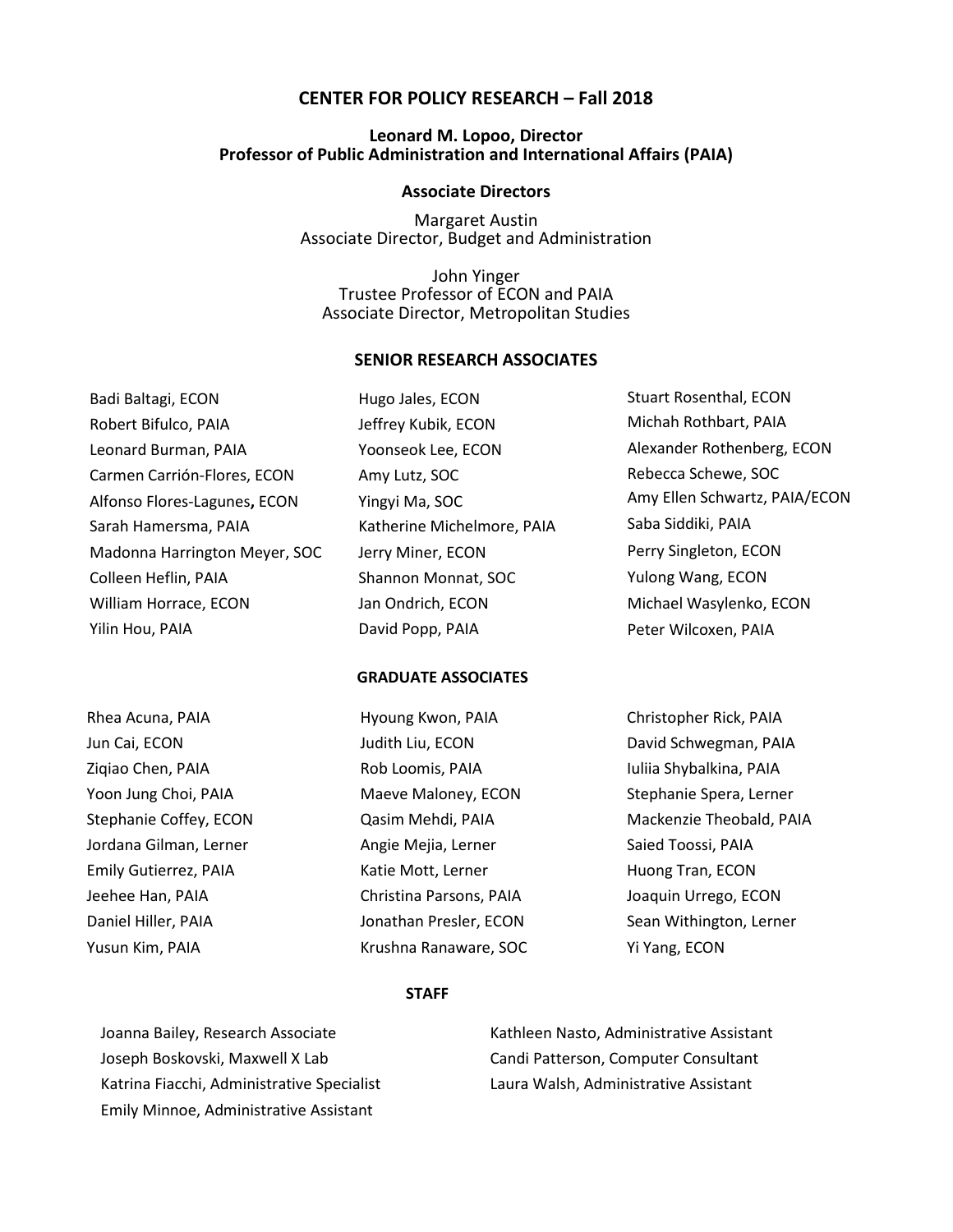# CENTER FOR POLICY RESEARCH – Fall 2018

**Leonard M. Lopoo, Director**
**Professor of Public Administration and International Affairs (PAIA)**

## Associate Directors

Margaret Austin
Associate Director, Budget and Administration

John Yinger
Trustee Professor of ECON and PAIA
Associate Director, Metropolitan Studies

## SENIOR RESEARCH ASSOCIATES

Badi Baltagi, ECON
Robert Bifulco, PAIA
Leonard Burman, PAIA
Carmen Carrión-Flores, ECON
Alfonso Flores-Lagunes, ECON
Sarah Hamersma, PAIA
Madonna Harrington Meyer, SOC
Colleen Heflin, PAIA
William Horrace, ECON
Yilin Hou, PAIA
Hugo Jales, ECON
Jeffrey Kubik, ECON
Yoonseok Lee, ECON
Amy Lutz, SOC
Yingyi Ma, SOC
Katherine Michelmore, PAIA
Jerry Miner, ECON
Shannon Monnat, SOC
Jan Ondrich, ECON
David Popp, PAIA
Stuart Rosenthal, ECON
Michah Rothbart, PAIA
Alexander Rothenberg, ECON
Rebecca Schewe, SOC
Amy Ellen Schwartz, PAIA/ECON
Saba Siddiki, PAIA
Perry Singleton, ECON
Yulong Wang, ECON
Michael Wasylenko, ECON
Peter Wilcoxen, PAIA

## GRADUATE ASSOCIATES

Rhea Acuna, PAIA
Jun Cai, ECON
Ziqiao Chen, PAIA
Yoon Jung Choi, PAIA
Stephanie Coffey, ECON
Jordana Gilman, Lerner
Emily Gutierrez, PAIA
Jeehee Han, PAIA
Daniel Hiller, PAIA
Yusun Kim, PAIA
Hyoung Kwon, PAIA
Judith Liu, ECON
Rob Loomis, PAIA
Maeve Maloney, ECON
Qasim Mehdi, PAIA
Angie Mejia, Lerner
Katie Mott, Lerner
Christina Parsons, PAIA
Jonathan Presler, ECON
Krushna Ranaware, SOC
Christopher Rick, PAIA
David Schwegman, PAIA
Iuliia Shybalkina, PAIA
Stephanie Spera, Lerner
Mackenzie Theobald, PAIA
Saied Toossi, PAIA
Huong Tran, ECON
Joaquin Urrego, ECON
Sean Withington, Lerner
Yi Yang, ECON

## STAFF

Joanna Bailey, Research Associate
Joseph Boskovski, Maxwell X Lab
Katrina Fiacchi, Administrative Specialist
Emily Minnoe, Administrative Assistant
Kathleen Nasto, Administrative Assistant
Candi Patterson, Computer Consultant
Laura Walsh, Administrative Assistant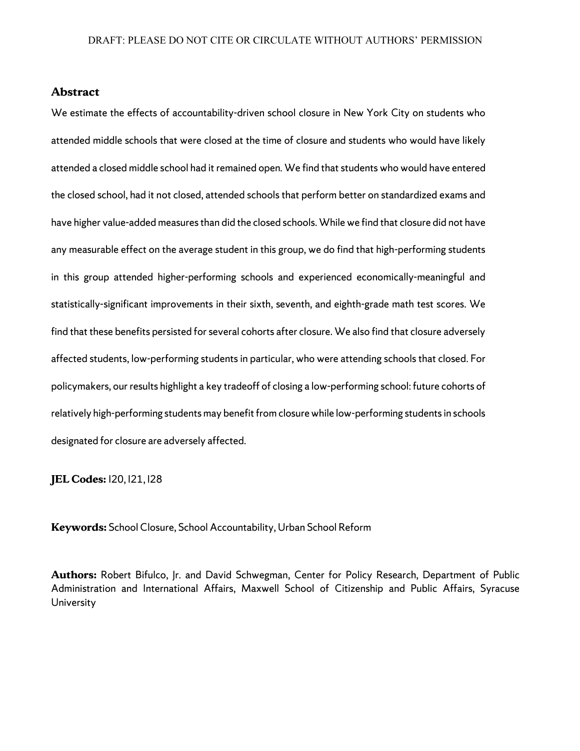DRAFT: PLEASE DO NOT CITE OR CIRCULATE WITHOUT AUTHORS' PERMISSION

## Abstract

We estimate the effects of accountability-driven school closure in New York City on students who attended middle schools that were closed at the time of closure and students who would have likely attended a closed middle school had it remained open. We find that students who would have entered the closed school, had it not closed, attended schools that perform better on standardized exams and have higher value-added measures than did the closed schools. While we find that closure did not have any measurable effect on the average student in this group, we do find that high-performing students in this group attended higher-performing schools and experienced economically-meaningful and statistically-significant improvements in their sixth, seventh, and eighth-grade math test scores. We find that these benefits persisted for several cohorts after closure. We also find that closure adversely affected students, low-performing students in particular, who were attending schools that closed. For policymakers, our results highlight a key tradeoff of closing a low-performing school: future cohorts of relatively high-performing students may benefit from closure while low-performing students in schools designated for closure are adversely affected.

**JEL Codes:** I20, I21, I28

**Keywords:** School Closure, School Accountability, Urban School Reform

**Authors:** Robert Bifulco, Jr. and David Schwegman, Center for Policy Research, Department of Public Administration and International Affairs, Maxwell School of Citizenship and Public Affairs, Syracuse University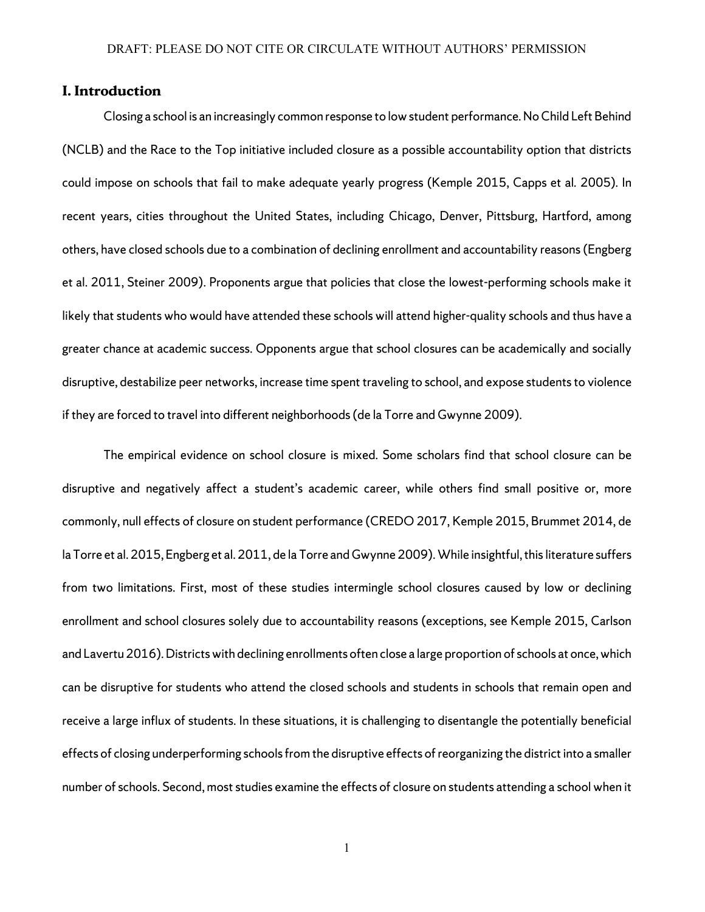## I. Introduction

Closing a school is an increasingly common response to low student performance. No Child Left Behind (NCLB) and the Race to the Top initiative included closure as a possible accountability option that districts could impose on schools that fail to make adequate yearly progress (Kemple 2015, Capps et al. 2005). In recent years, cities throughout the United States, including Chicago, Denver, Pittsburg, Hartford, among others, have closed schools due to a combination of declining enrollment and accountability reasons (Engberg et al. 2011, Steiner 2009). Proponents argue that policies that close the lowest-performing schools make it likely that students who would have attended these schools will attend higher-quality schools and thus have a greater chance at academic success. Opponents argue that school closures can be academically and socially disruptive, destabilize peer networks, increase time spent traveling to school, and expose students to violence if they are forced to travel into different neighborhoods (de la Torre and Gwynne 2009).

The empirical evidence on school closure is mixed. Some scholars find that school closure can be disruptive and negatively affect a student's academic career, while others find small positive or, more commonly, null effects of closure on student performance (CREDO 2017, Kemple 2015, Brummet 2014, de la Torre et al. 2015, Engberg et al. 2011, de la Torre and Gwynne 2009). While insightful, this literature suffers from two limitations. First, most of these studies intermingle school closures caused by low or declining enrollment and school closures solely due to accountability reasons (exceptions, see Kemple 2015, Carlson and Lavertu 2016). Districts with declining enrollments often close a large proportion of schools at once, which can be disruptive for students who attend the closed schools and students in schools that remain open and receive a large influx of students. In these situations, it is challenging to disentangle the potentially beneficial effects of closing underperforming schools from the disruptive effects of reorganizing the district into a smaller number of schools. Second, most studies examine the effects of closure on students attending a school when it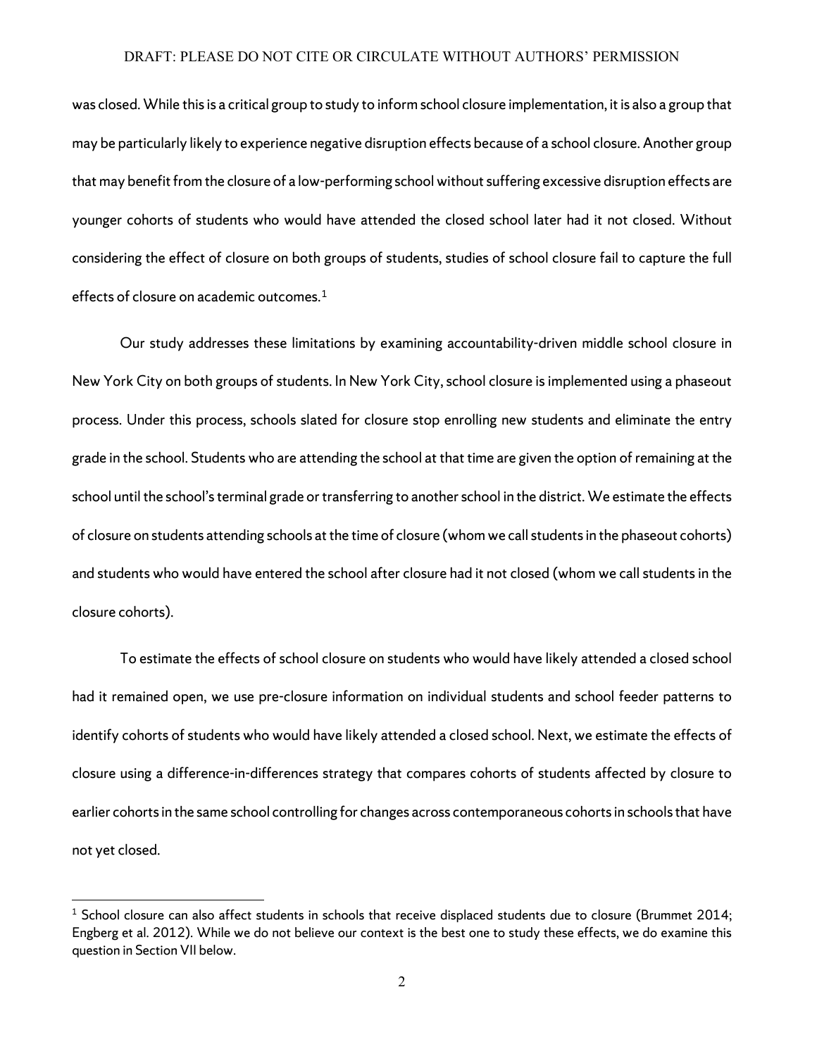was closed. While this is a critical group to study to inform school closure implementation, it is also a group that may be particularly likely to experience negative disruption effects because of a school closure. Another group that may benefit from the closure of a low-performing school without suffering excessive disruption effects are younger cohorts of students who would have attended the closed school later had it not closed. Without considering the effect of closure on both groups of students, studies of school closure fail to capture the full effects of closure on academic outcomes.[1]

Our study addresses these limitations by examining accountability-driven middle school closure in New York City on both groups of students. In New York City, school closure is implemented using a phaseout process. Under this process, schools slated for closure stop enrolling new students and eliminate the entry grade in the school. Students who are attending the school at that time are given the option of remaining at the school until the school's terminal grade or transferring to another school in the district. We estimate the effects of closure on students attending schools at the time of closure (whom we call students in the phaseout cohorts) and students who would have entered the school after closure had it not closed (whom we call students in the closure cohorts).

To estimate the effects of school closure on students who would have likely attended a closed school had it remained open, we use pre-closure information on individual students and school feeder patterns to identify cohorts of students who would have likely attended a closed school. Next, we estimate the effects of closure using a difference-in-differences strategy that compares cohorts of students affected by closure to earlier cohorts in the same school controlling for changes across contemporaneous cohorts in schools that have not yet closed.

[1] School closure can also affect students in schools that receive displaced students due to closure (Brummet 2014; Engberg et al. 2012). While we do not believe our context is the best one to study these effects, we do examine this question in Section VII below.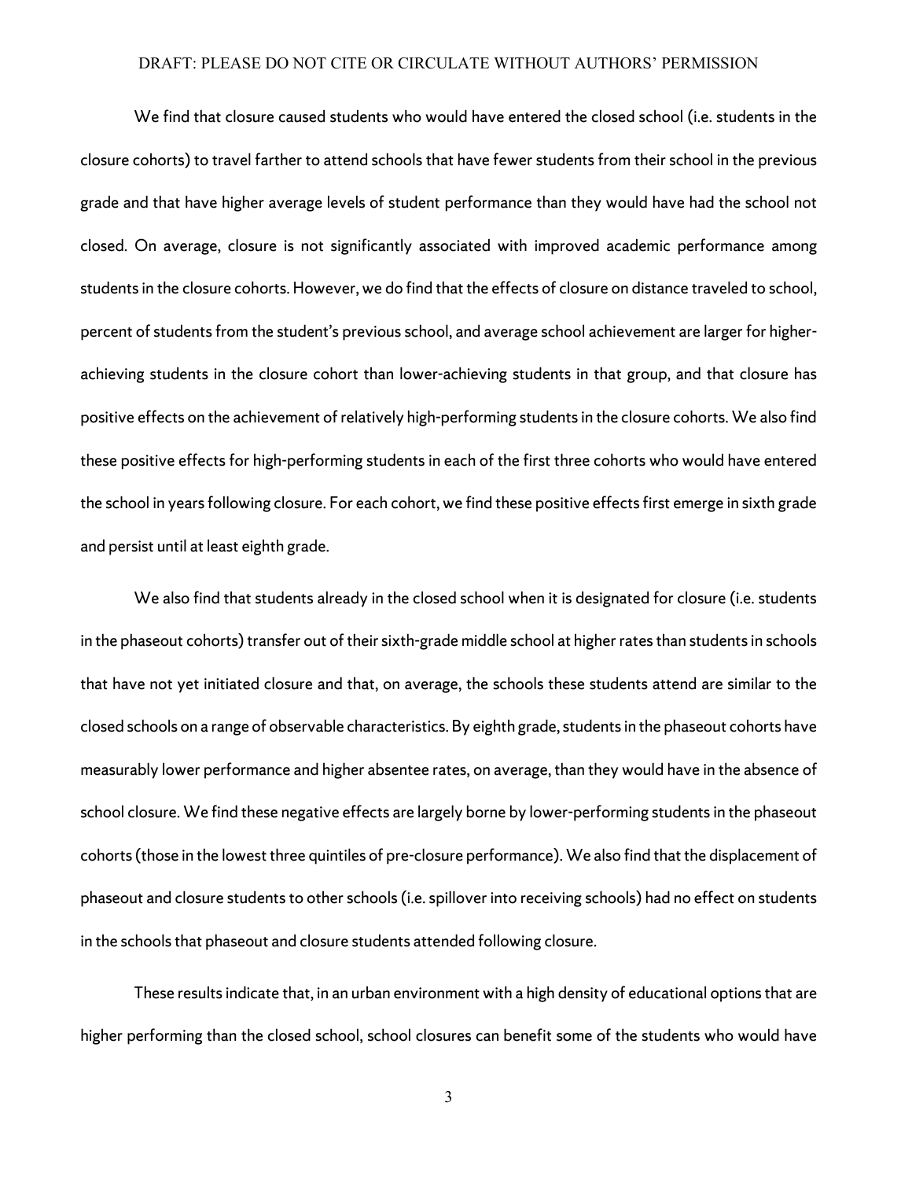We find that closure caused students who would have entered the closed school (i.e. students in the closure cohorts) to travel farther to attend schools that have fewer students from their school in the previous grade and that have higher average levels of student performance than they would have had the school not closed. On average, closure is not significantly associated with improved academic performance among students in the closure cohorts. However, we do find that the effects of closure on distance traveled to school, percent of students from the student's previous school, and average school achievement are larger for higher-achieving students in the closure cohort than lower-achieving students in that group, and that closure has positive effects on the achievement of relatively high-performing students in the closure cohorts. We also find these positive effects for high-performing students in each of the first three cohorts who would have entered the school in years following closure. For each cohort, we find these positive effects first emerge in sixth grade and persist until at least eighth grade.

We also find that students already in the closed school when it is designated for closure (i.e. students in the phaseout cohorts) transfer out of their sixth-grade middle school at higher rates than students in schools that have not yet initiated closure and that, on average, the schools these students attend are similar to the closed schools on a range of observable characteristics. By eighth grade, students in the phaseout cohorts have measurably lower performance and higher absentee rates, on average, than they would have in the absence of school closure. We find these negative effects are largely borne by lower-performing students in the phaseout cohorts (those in the lowest three quintiles of pre-closure performance). We also find that the displacement of phaseout and closure students to other schools (i.e. spillover into receiving schools) had no effect on students in the schools that phaseout and closure students attended following closure.

These results indicate that, in an urban environment with a high density of educational options that are higher performing than the closed school, school closures can benefit some of the students who would have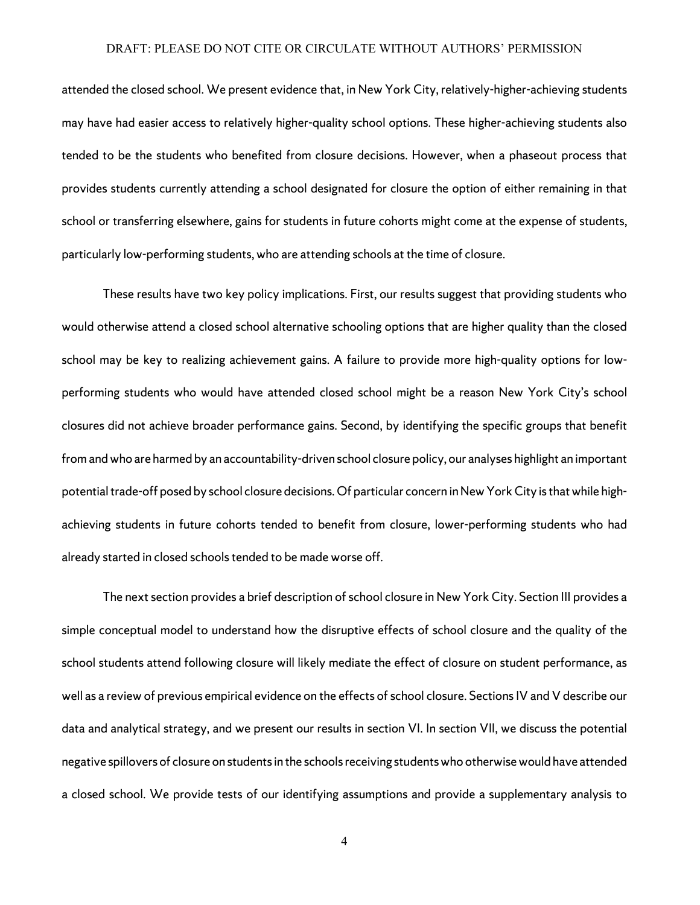attended the closed school. We present evidence that, in New York City, relatively-higher-achieving students may have had easier access to relatively higher-quality school options. These higher-achieving students also tended to be the students who benefited from closure decisions. However, when a phaseout process that provides students currently attending a school designated for closure the option of either remaining in that school or transferring elsewhere, gains for students in future cohorts might come at the expense of students, particularly low-performing students, who are attending schools at the time of closure.

These results have two key policy implications. First, our results suggest that providing students who would otherwise attend a closed school alternative schooling options that are higher quality than the closed school may be key to realizing achievement gains. A failure to provide more high-quality options for low-performing students who would have attended closed school might be a reason New York City's school closures did not achieve broader performance gains. Second, by identifying the specific groups that benefit from and who are harmed by an accountability-driven school closure policy, our analyses highlight an important potential trade-off posed by school closure decisions. Of particular concern in New York City is that while high-achieving students in future cohorts tended to benefit from closure, lower-performing students who had already started in closed schools tended to be made worse off.

The next section provides a brief description of school closure in New York City. Section III provides a simple conceptual model to understand how the disruptive effects of school closure and the quality of the school students attend following closure will likely mediate the effect of closure on student performance, as well as a review of previous empirical evidence on the effects of school closure. Sections IV and V describe our data and analytical strategy, and we present our results in section VI. In section VII, we discuss the potential negative spillovers of closure on students in the schools receiving students who otherwise would have attended a closed school. We provide tests of our identifying assumptions and provide a supplementary analysis to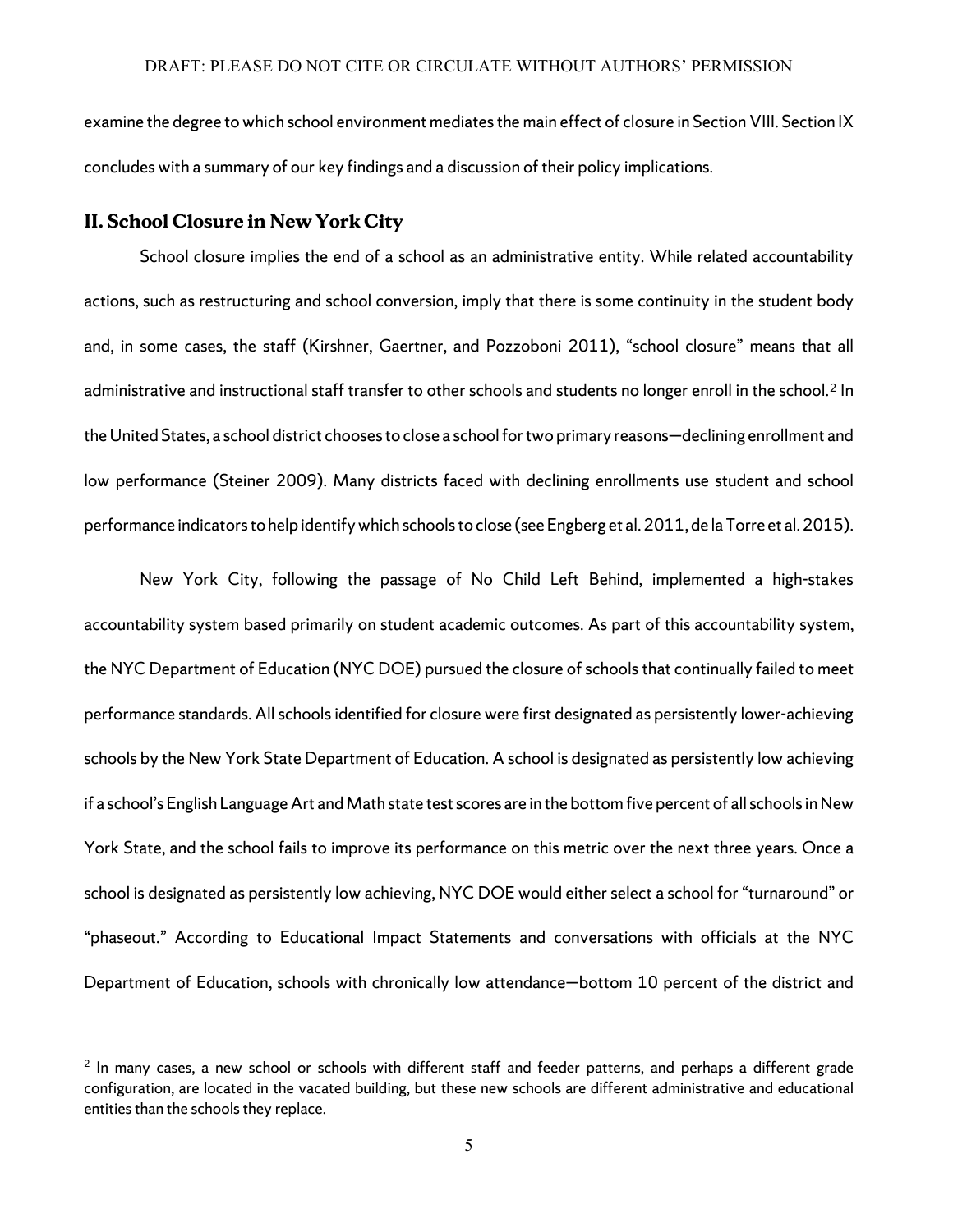examine the degree to which school environment mediates the main effect of closure in Section VIII. Section IX concludes with a summary of our key findings and a discussion of their policy implications.

## II. School Closure in New York City

School closure implies the end of a school as an administrative entity. While related accountability actions, such as restructuring and school conversion, imply that there is some continuity in the student body and, in some cases, the staff (Kirshner, Gaertner, and Pozzoboni 2011), "school closure" means that all administrative and instructional staff transfer to other schools and students no longer enroll in the school.[2] In the United States, a school district chooses to close a school for two primary reasons—declining enrollment and low performance (Steiner 2009). Many districts faced with declining enrollments use student and school performance indicators to help identify which schools to close (see Engberg et al. 2011, de la Torre et al. 2015).

New York City, following the passage of No Child Left Behind, implemented a high-stakes accountability system based primarily on student academic outcomes. As part of this accountability system, the NYC Department of Education (NYC DOE) pursued the closure of schools that continually failed to meet performance standards. All schools identified for closure were first designated as persistently lower-achieving schools by the New York State Department of Education. A school is designated as persistently low achieving if a school's English Language Art and Math state test scores are in the bottom five percent of all schools in New York State, and the school fails to improve its performance on this metric over the next three years. Once a school is designated as persistently low achieving, NYC DOE would either select a school for "turnaround" or "phaseout." According to Educational Impact Statements and conversations with officials at the NYC Department of Education, schools with chronically low attendance—bottom 10 percent of the district and

[2] In many cases, a new school or schools with different staff and feeder patterns, and perhaps a different grade configuration, are located in the vacated building, but these new schools are different administrative and educational entities than the schools they replace.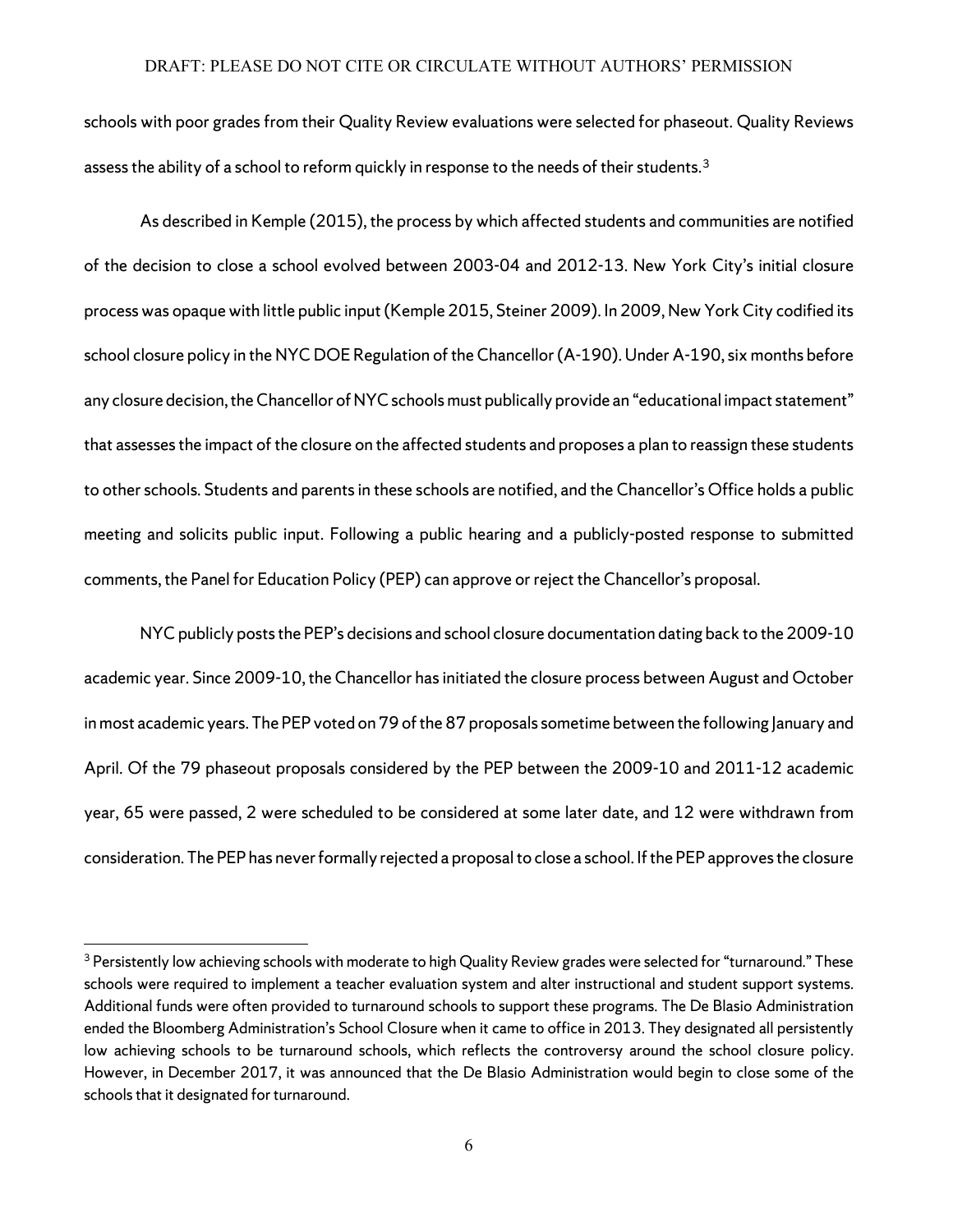schools with poor grades from their Quality Review evaluations were selected for phaseout. Quality Reviews assess the ability of a school to reform quickly in response to the needs of their students.[3]

As described in Kemple (2015), the process by which affected students and communities are notified of the decision to close a school evolved between 2003-04 and 2012-13. New York City's initial closure process was opaque with little public input (Kemple 2015, Steiner 2009). In 2009, New York City codified its school closure policy in the NYC DOE Regulation of the Chancellor (A-190). Under A-190, six months before any closure decision, the Chancellor of NYC schools must publically provide an "educational impact statement" that assesses the impact of the closure on the affected students and proposes a plan to reassign these students to other schools. Students and parents in these schools are notified, and the Chancellor's Office holds a public meeting and solicits public input. Following a public hearing and a publicly-posted response to submitted comments, the Panel for Education Policy (PEP) can approve or reject the Chancellor's proposal.

NYC publicly posts the PEP's decisions and school closure documentation dating back to the 2009-10 academic year. Since 2009-10, the Chancellor has initiated the closure process between August and October in most academic years. The PEP voted on 79 of the 87 proposals sometime between the following January and April. Of the 79 phaseout proposals considered by the PEP between the 2009-10 and 2011-12 academic year, 65 were passed, 2 were scheduled to be considered at some later date, and 12 were withdrawn from consideration. The PEP has never formally rejected a proposal to close a school. If the PEP approves the closure

[3] Persistently low achieving schools with moderate to high Quality Review grades were selected for "turnaround." These schools were required to implement a teacher evaluation system and alter instructional and student support systems. Additional funds were often provided to turnaround schools to support these programs. The De Blasio Administration ended the Bloomberg Administration's School Closure when it came to office in 2013. They designated all persistently low achieving schools to be turnaround schools, which reflects the controversy around the school closure policy. However, in December 2017, it was announced that the De Blasio Administration would begin to close some of the schools that it designated for turnaround.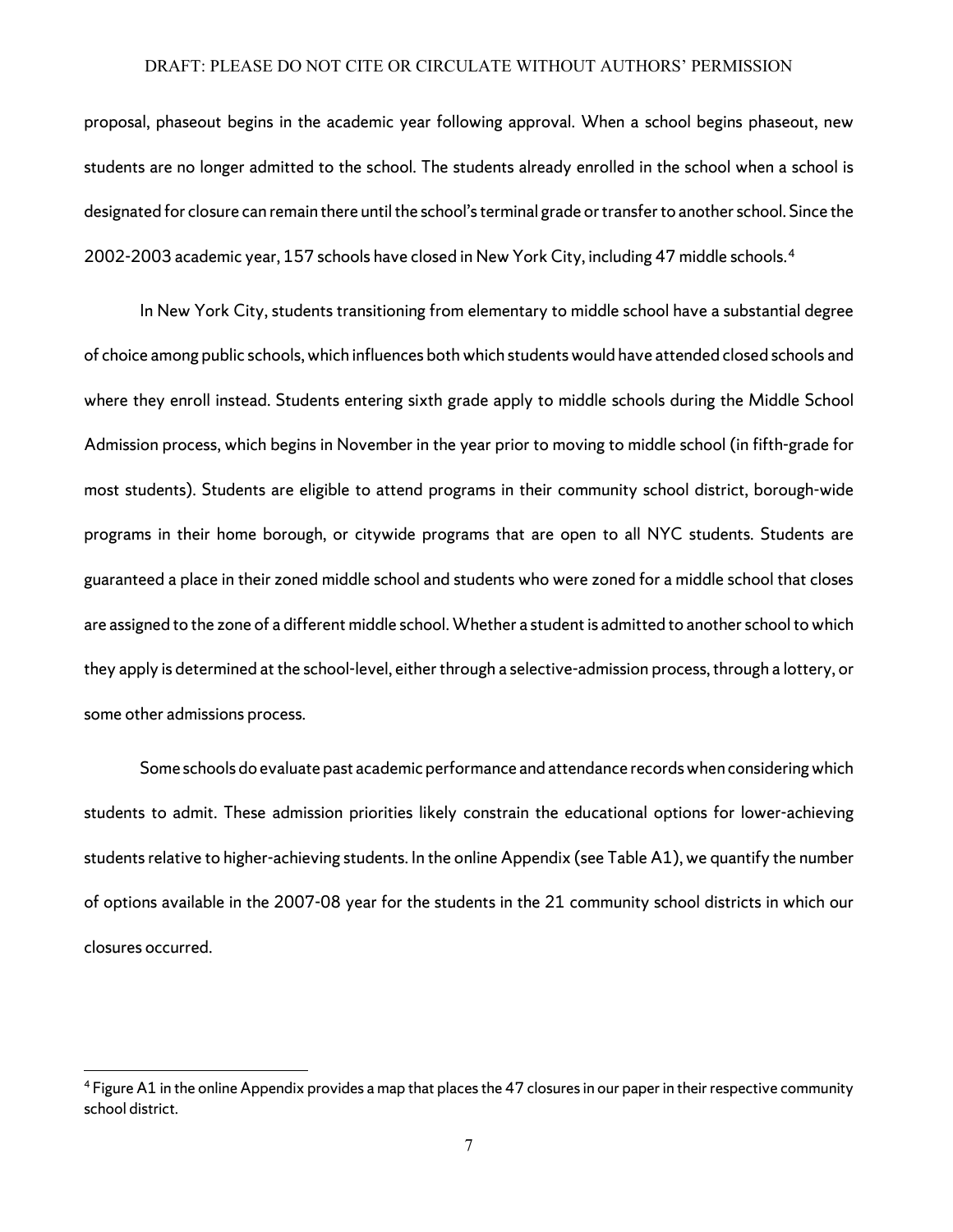proposal, phaseout begins in the academic year following approval. When a school begins phaseout, new students are no longer admitted to the school. The students already enrolled in the school when a school is designated for closure can remain there until the school's terminal grade or transfer to another school. Since the 2002-2003 academic year, 157 schools have closed in New York City, including 47 middle schools.[4]

In New York City, students transitioning from elementary to middle school have a substantial degree of choice among public schools, which influences both which students would have attended closed schools and where they enroll instead. Students entering sixth grade apply to middle schools during the Middle School Admission process, which begins in November in the year prior to moving to middle school (in fifth-grade for most students). Students are eligible to attend programs in their community school district, borough-wide programs in their home borough, or citywide programs that are open to all NYC students. Students are guaranteed a place in their zoned middle school and students who were zoned for a middle school that closes are assigned to the zone of a different middle school. Whether a student is admitted to another school to which they apply is determined at the school-level, either through a selective-admission process, through a lottery, or some other admissions process.

Some schools do evaluate past academic performance and attendance records when considering which students to admit. These admission priorities likely constrain the educational options for lower-achieving students relative to higher-achieving students. In the online Appendix (see Table A1), we quantify the number of options available in the 2007-08 year for the students in the 21 community school districts in which our closures occurred.

[4] Figure A1 in the online Appendix provides a map that places the 47 closures in our paper in their respective community school district.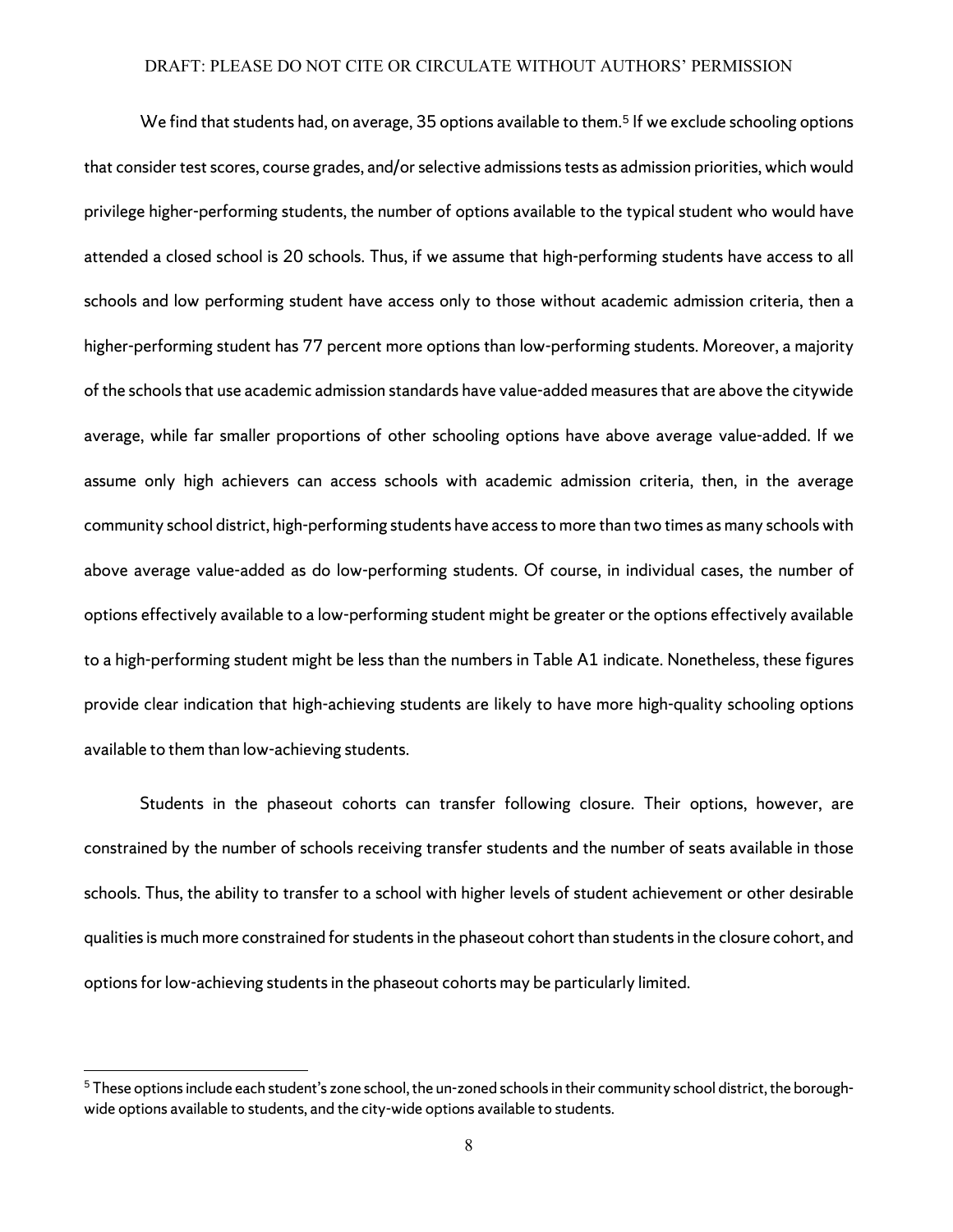We find that students had, on average, 35 options available to them.[5] If we exclude schooling options that consider test scores, course grades, and/or selective admissions tests as admission priorities, which would privilege higher-performing students, the number of options available to the typical student who would have attended a closed school is 20 schools. Thus, if we assume that high-performing students have access to all schools and low performing student have access only to those without academic admission criteria, then a higher-performing student has 77 percent more options than low-performing students. Moreover, a majority of the schools that use academic admission standards have value-added measures that are above the citywide average, while far smaller proportions of other schooling options have above average value-added. If we assume only high achievers can access schools with academic admission criteria, then, in the average community school district, high-performing students have access to more than two times as many schools with above average value-added as do low-performing students. Of course, in individual cases, the number of options effectively available to a low-performing student might be greater or the options effectively available to a high-performing student might be less than the numbers in Table A1 indicate. Nonetheless, these figures provide clear indication that high-achieving students are likely to have more high-quality schooling options available to them than low-achieving students.

Students in the phaseout cohorts can transfer following closure. Their options, however, are constrained by the number of schools receiving transfer students and the number of seats available in those schools. Thus, the ability to transfer to a school with higher levels of student achievement or other desirable qualities is much more constrained for students in the phaseout cohort than students in the closure cohort, and options for low-achieving students in the phaseout cohorts may be particularly limited.

[5] These options include each student's zone school, the un-zoned schools in their community school district, the borough-wide options available to students, and the city-wide options available to students.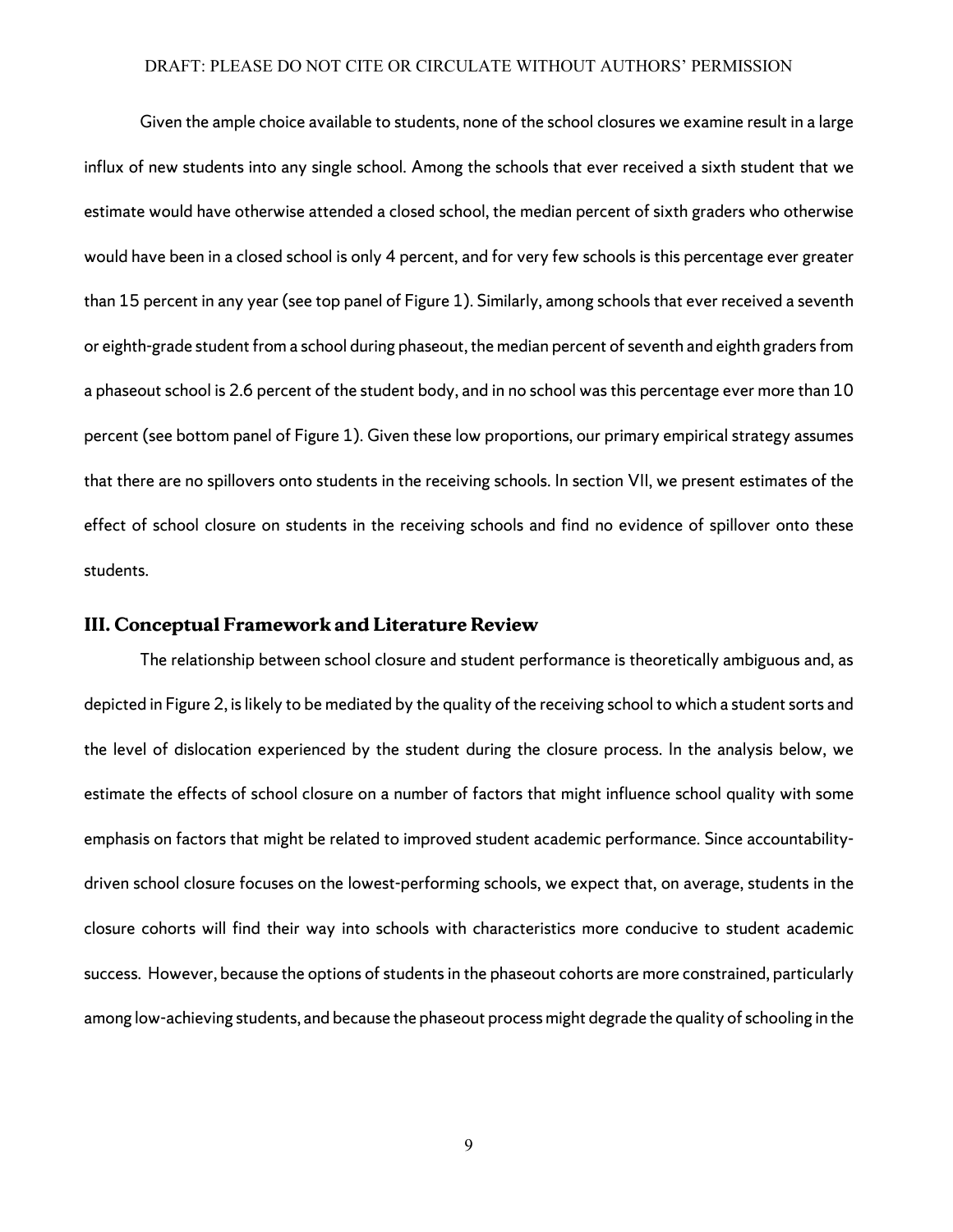Given the ample choice available to students, none of the school closures we examine result in a large influx of new students into any single school. Among the schools that ever received a sixth student that we estimate would have otherwise attended a closed school, the median percent of sixth graders who otherwise would have been in a closed school is only 4 percent, and for very few schools is this percentage ever greater than 15 percent in any year (see top panel of Figure 1). Similarly, among schools that ever received a seventh or eighth-grade student from a school during phaseout, the median percent of seventh and eighth graders from a phaseout school is 2.6 percent of the student body, and in no school was this percentage ever more than 10 percent (see bottom panel of Figure 1). Given these low proportions, our primary empirical strategy assumes that there are no spillovers onto students in the receiving schools. In section VII, we present estimates of the effect of school closure on students in the receiving schools and find no evidence of spillover onto these students.

## III. Conceptual Framework and Literature Review

The relationship between school closure and student performance is theoretically ambiguous and, as depicted in Figure 2, is likely to be mediated by the quality of the receiving school to which a student sorts and the level of dislocation experienced by the student during the closure process. In the analysis below, we estimate the effects of school closure on a number of factors that might influence school quality with some emphasis on factors that might be related to improved student academic performance. Since accountability-driven school closure focuses on the lowest-performing schools, we expect that, on average, students in the closure cohorts will find their way into schools with characteristics more conducive to student academic success. However, because the options of students in the phaseout cohorts are more constrained, particularly among low-achieving students, and because the phaseout process might degrade the quality of schooling in the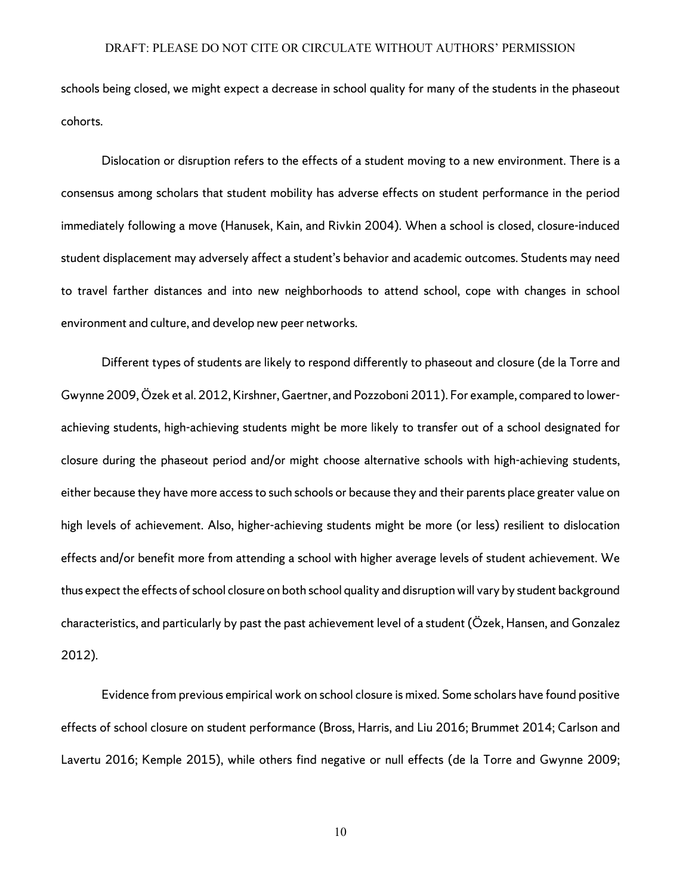schools being closed, we might expect a decrease in school quality for many of the students in the phaseout cohorts.

Dislocation or disruption refers to the effects of a student moving to a new environment. There is a consensus among scholars that student mobility has adverse effects on student performance in the period immediately following a move (Hanusek, Kain, and Rivkin 2004). When a school is closed, closure-induced student displacement may adversely affect a student's behavior and academic outcomes. Students may need to travel farther distances and into new neighborhoods to attend school, cope with changes in school environment and culture, and develop new peer networks.

Different types of students are likely to respond differently to phaseout and closure (de la Torre and Gwynne 2009, Özek et al. 2012, Kirshner, Gaertner, and Pozzoboni 2011). For example, compared to lower-achieving students, high-achieving students might be more likely to transfer out of a school designated for closure during the phaseout period and/or might choose alternative schools with high-achieving students, either because they have more access to such schools or because they and their parents place greater value on high levels of achievement. Also, higher-achieving students might be more (or less) resilient to dislocation effects and/or benefit more from attending a school with higher average levels of student achievement. We thus expect the effects of school closure on both school quality and disruption will vary by student background characteristics, and particularly by past the past achievement level of a student (Özek, Hansen, and Gonzalez 2012).

Evidence from previous empirical work on school closure is mixed. Some scholars have found positive effects of school closure on student performance (Bross, Harris, and Liu 2016; Brummet 2014; Carlson and Lavertu 2016; Kemple 2015), while others find negative or null effects (de la Torre and Gwynne 2009;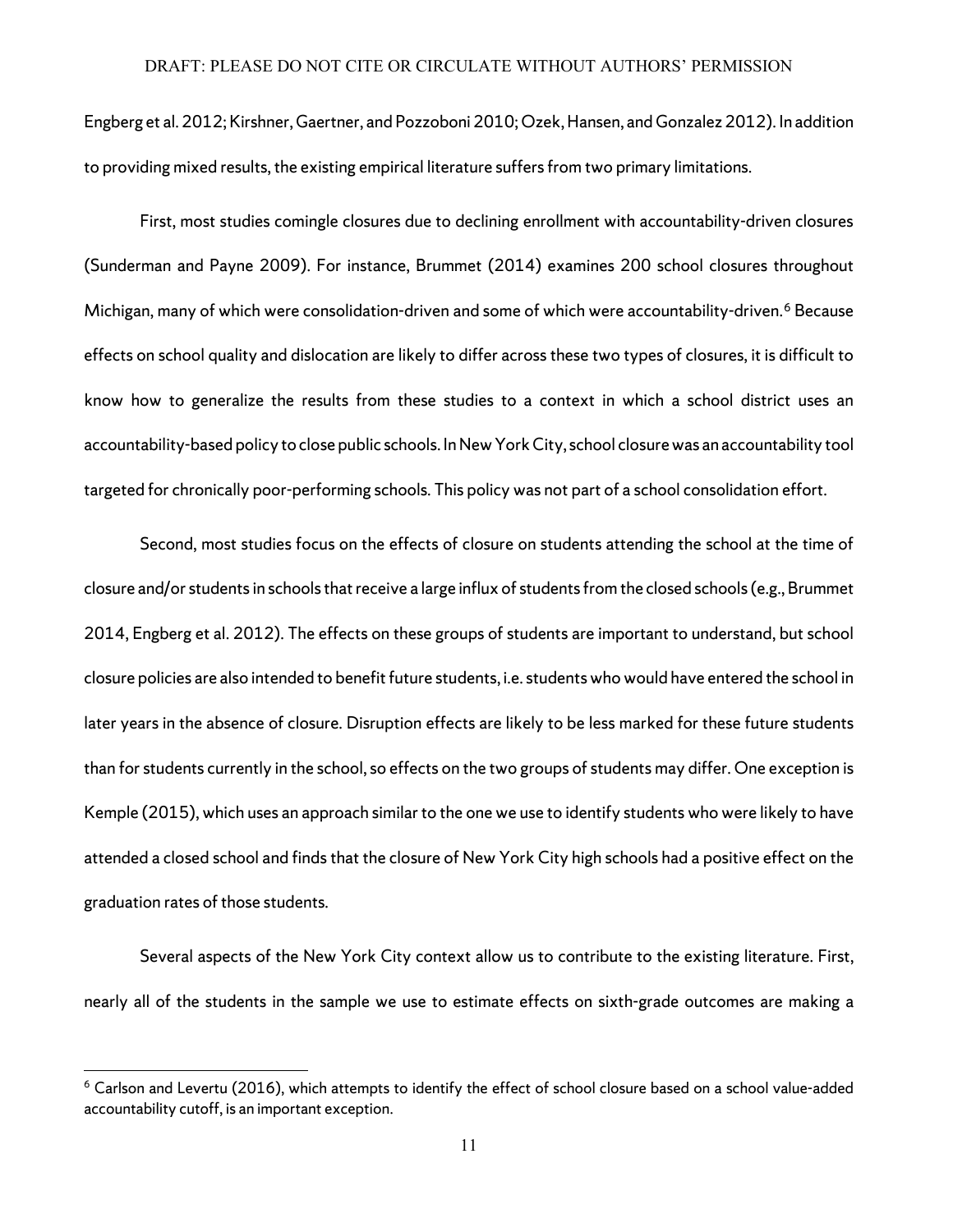Engberg et al. 2012; Kirshner, Gaertner, and Pozzoboni 2010; Ozek, Hansen, and Gonzalez 2012). In addition to providing mixed results, the existing empirical literature suffers from two primary limitations.

First, most studies comingle closures due to declining enrollment with accountability-driven closures (Sunderman and Payne 2009). For instance, Brummet (2014) examines 200 school closures throughout Michigan, many of which were consolidation-driven and some of which were accountability-driven.[6] Because effects on school quality and dislocation are likely to differ across these two types of closures, it is difficult to know how to generalize the results from these studies to a context in which a school district uses an accountability-based policy to close public schools. In New York City, school closure was an accountability tool targeted for chronically poor-performing schools. This policy was not part of a school consolidation effort.

Second, most studies focus on the effects of closure on students attending the school at the time of closure and/or students in schools that receive a large influx of students from the closed schools (e.g., Brummet 2014, Engberg et al. 2012). The effects on these groups of students are important to understand, but school closure policies are also intended to benefit future students, i.e. students who would have entered the school in later years in the absence of closure. Disruption effects are likely to be less marked for these future students than for students currently in the school, so effects on the two groups of students may differ. One exception is Kemple (2015), which uses an approach similar to the one we use to identify students who were likely to have attended a closed school and finds that the closure of New York City high schools had a positive effect on the graduation rates of those students.

Several aspects of the New York City context allow us to contribute to the existing literature. First, nearly all of the students in the sample we use to estimate effects on sixth-grade outcomes are making a

---

[6] Carlson and Levertu (2016), which attempts to identify the effect of school closure based on a school value-added accountability cutoff, is an important exception.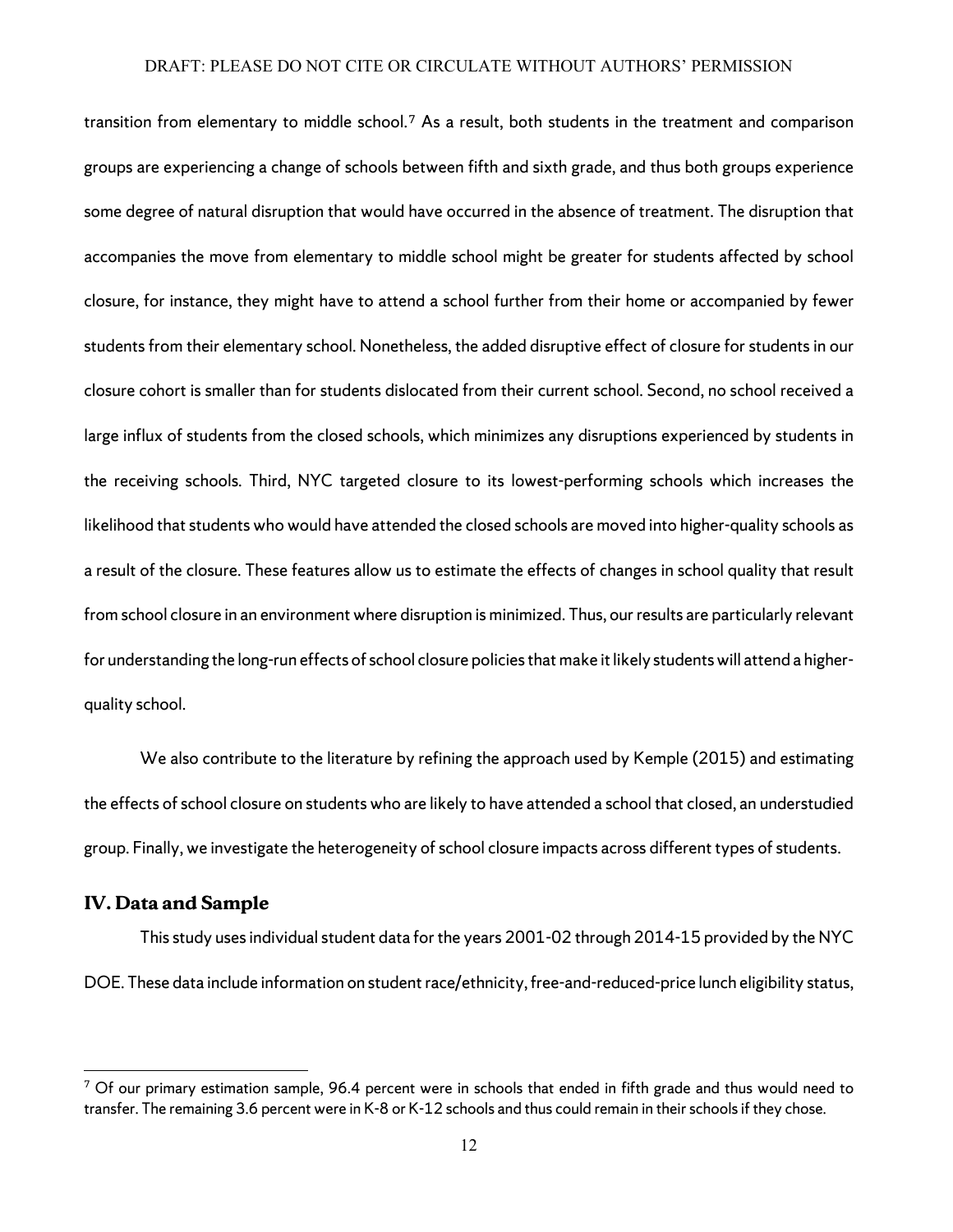transition from elementary to middle school.[7] As a result, both students in the treatment and comparison groups are experiencing a change of schools between fifth and sixth grade, and thus both groups experience some degree of natural disruption that would have occurred in the absence of treatment. The disruption that accompanies the move from elementary to middle school might be greater for students affected by school closure, for instance, they might have to attend a school further from their home or accompanied by fewer students from their elementary school. Nonetheless, the added disruptive effect of closure for students in our closure cohort is smaller than for students dislocated from their current school. Second, no school received a large influx of students from the closed schools, which minimizes any disruptions experienced by students in the receiving schools. Third, NYC targeted closure to its lowest-performing schools which increases the likelihood that students who would have attended the closed schools are moved into higher-quality schools as a result of the closure. These features allow us to estimate the effects of changes in school quality that result from school closure in an environment where disruption is minimized. Thus, our results are particularly relevant for understanding the long-run effects of school closure policies that make it likely students will attend a higher-quality school.

We also contribute to the literature by refining the approach used by Kemple (2015) and estimating the effects of school closure on students who are likely to have attended a school that closed, an understudied group. Finally, we investigate the heterogeneity of school closure impacts across different types of students.

## IV. Data and Sample

This study uses individual student data for the years 2001-02 through 2014-15 provided by the NYC DOE. These data include information on student race/ethnicity, free-and-reduced-price lunch eligibility status,

[7] Of our primary estimation sample, 96.4 percent were in schools that ended in fifth grade and thus would need to transfer. The remaining 3.6 percent were in K-8 or K-12 schools and thus could remain in their schools if they chose.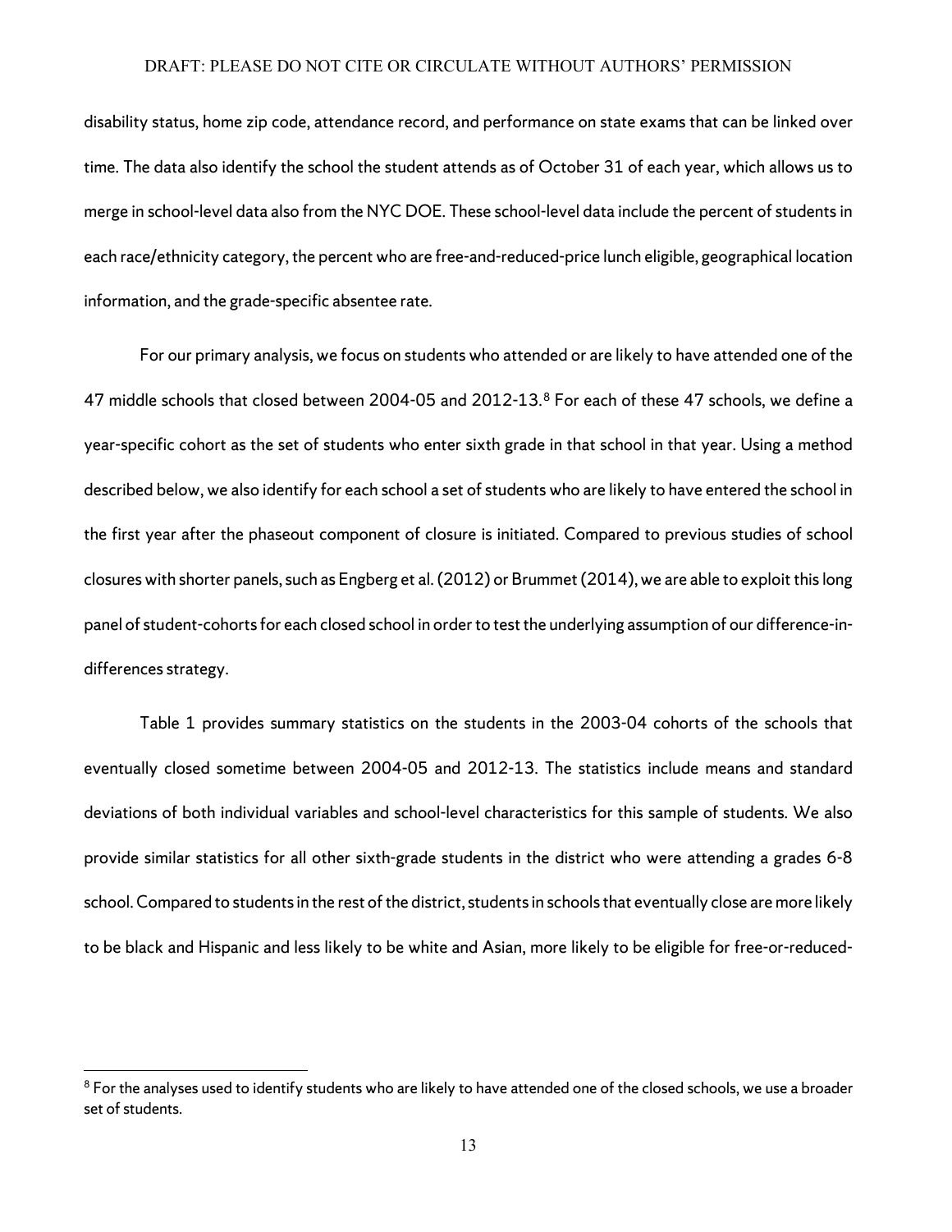disability status, home zip code, attendance record, and performance on state exams that can be linked over time. The data also identify the school the student attends as of October 31 of each year, which allows us to merge in school-level data also from the NYC DOE. These school-level data include the percent of students in each race/ethnicity category, the percent who are free-and-reduced-price lunch eligible, geographical location information, and the grade-specific absentee rate.

For our primary analysis, we focus on students who attended or are likely to have attended one of the 47 middle schools that closed between 2004-05 and 2012-13.[8] For each of these 47 schools, we define a year-specific cohort as the set of students who enter sixth grade in that school in that year. Using a method described below, we also identify for each school a set of students who are likely to have entered the school in the first year after the phaseout component of closure is initiated. Compared to previous studies of school closures with shorter panels, such as Engberg et al. (2012) or Brummet (2014), we are able to exploit this long panel of student-cohorts for each closed school in order to test the underlying assumption of our difference-in-differences strategy.

Table 1 provides summary statistics on the students in the 2003-04 cohorts of the schools that eventually closed sometime between 2004-05 and 2012-13. The statistics include means and standard deviations of both individual variables and school-level characteristics for this sample of students. We also provide similar statistics for all other sixth-grade students in the district who were attending a grades 6-8 school. Compared to students in the rest of the district, students in schools that eventually close are more likely to be black and Hispanic and less likely to be white and Asian, more likely to be eligible for free-or-reduced-

[8] For the analyses used to identify students who are likely to have attended one of the closed schools, we use a broader set of students.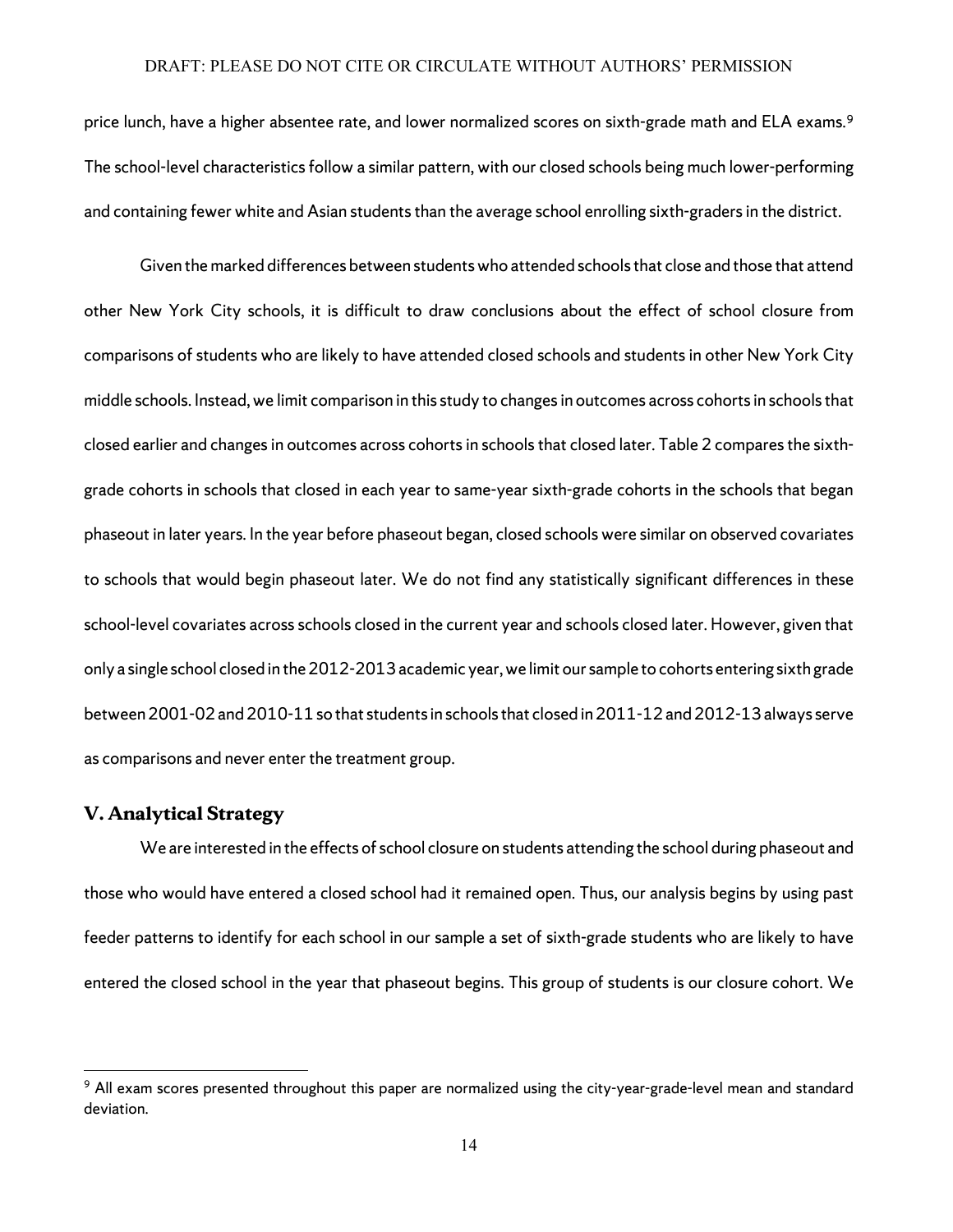price lunch, have a higher absentee rate, and lower normalized scores on sixth-grade math and ELA exams.[9] The school-level characteristics follow a similar pattern, with our closed schools being much lower-performing and containing fewer white and Asian students than the average school enrolling sixth-graders in the district.

Given the marked differences between students who attended schools that close and those that attend other New York City schools, it is difficult to draw conclusions about the effect of school closure from comparisons of students who are likely to have attended closed schools and students in other New York City middle schools. Instead, we limit comparison in this study to changes in outcomes across cohorts in schools that closed earlier and changes in outcomes across cohorts in schools that closed later. Table 2 compares the sixth-grade cohorts in schools that closed in each year to same-year sixth-grade cohorts in the schools that began phaseout in later years. In the year before phaseout began, closed schools were similar on observed covariates to schools that would begin phaseout later. We do not find any statistically significant differences in these school-level covariates across schools closed in the current year and schools closed later. However, given that only a single school closed in the 2012-2013 academic year, we limit our sample to cohorts entering sixth grade between 2001-02 and 2010-11 so that students in schools that closed in 2011-12 and 2012-13 always serve as comparisons and never enter the treatment group.

## V. Analytical Strategy

We are interested in the effects of school closure on students attending the school during phaseout and those who would have entered a closed school had it remained open. Thus, our analysis begins by using past feeder patterns to identify for each school in our sample a set of sixth-grade students who are likely to have entered the closed school in the year that phaseout begins. This group of students is our closure cohort. We

[9] All exam scores presented throughout this paper are normalized using the city-year-grade-level mean and standard deviation.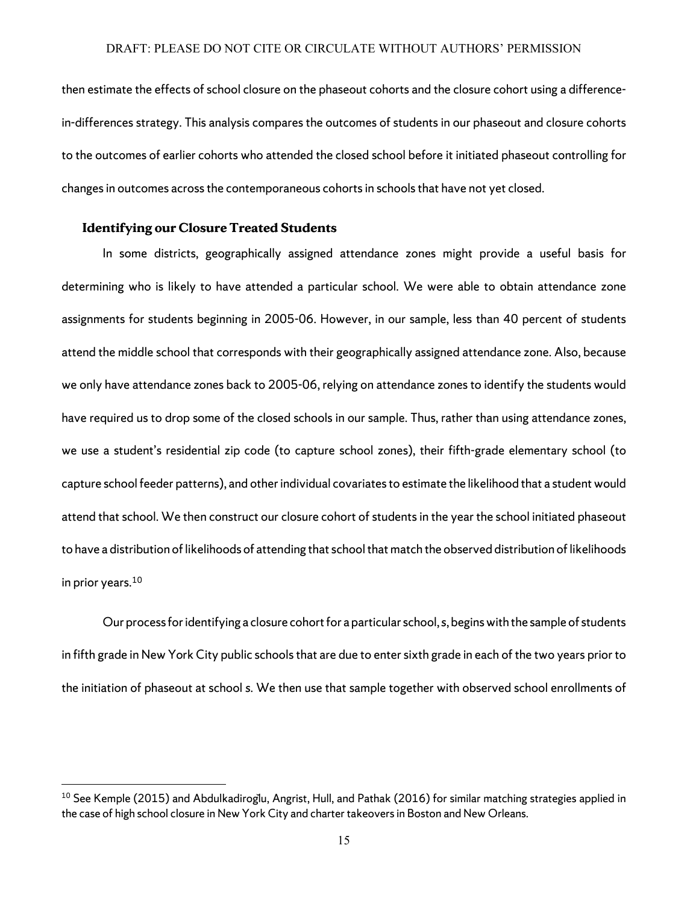then estimate the effects of school closure on the phaseout cohorts and the closure cohort using a difference-in-differences strategy. This analysis compares the outcomes of students in our phaseout and closure cohorts to the outcomes of earlier cohorts who attended the closed school before it initiated phaseout controlling for changes in outcomes across the contemporaneous cohorts in schools that have not yet closed.

### Identifying our Closure Treated Students

In some districts, geographically assigned attendance zones might provide a useful basis for determining who is likely to have attended a particular school. We were able to obtain attendance zone assignments for students beginning in 2005-06. However, in our sample, less than 40 percent of students attend the middle school that corresponds with their geographically assigned attendance zone. Also, because we only have attendance zones back to 2005-06, relying on attendance zones to identify the students would have required us to drop some of the closed schools in our sample. Thus, rather than using attendance zones, we use a student's residential zip code (to capture school zones), their fifth-grade elementary school (to capture school feeder patterns), and other individual covariates to estimate the likelihood that a student would attend that school. We then construct our closure cohort of students in the year the school initiated phaseout to have a distribution of likelihoods of attending that school that match the observed distribution of likelihoods in prior years.[10]

Our process for identifying a closure cohort for a particular school, s, begins with the sample of students in fifth grade in New York City public schools that are due to enter sixth grade in each of the two years prior to the initiation of phaseout at school s. We then use that sample together with observed school enrollments of

[10] See Kemple (2015) and Abdulkadiroğlu, Angrist, Hull, and Pathak (2016) for similar matching strategies applied in the case of high school closure in New York City and charter takeovers in Boston and New Orleans.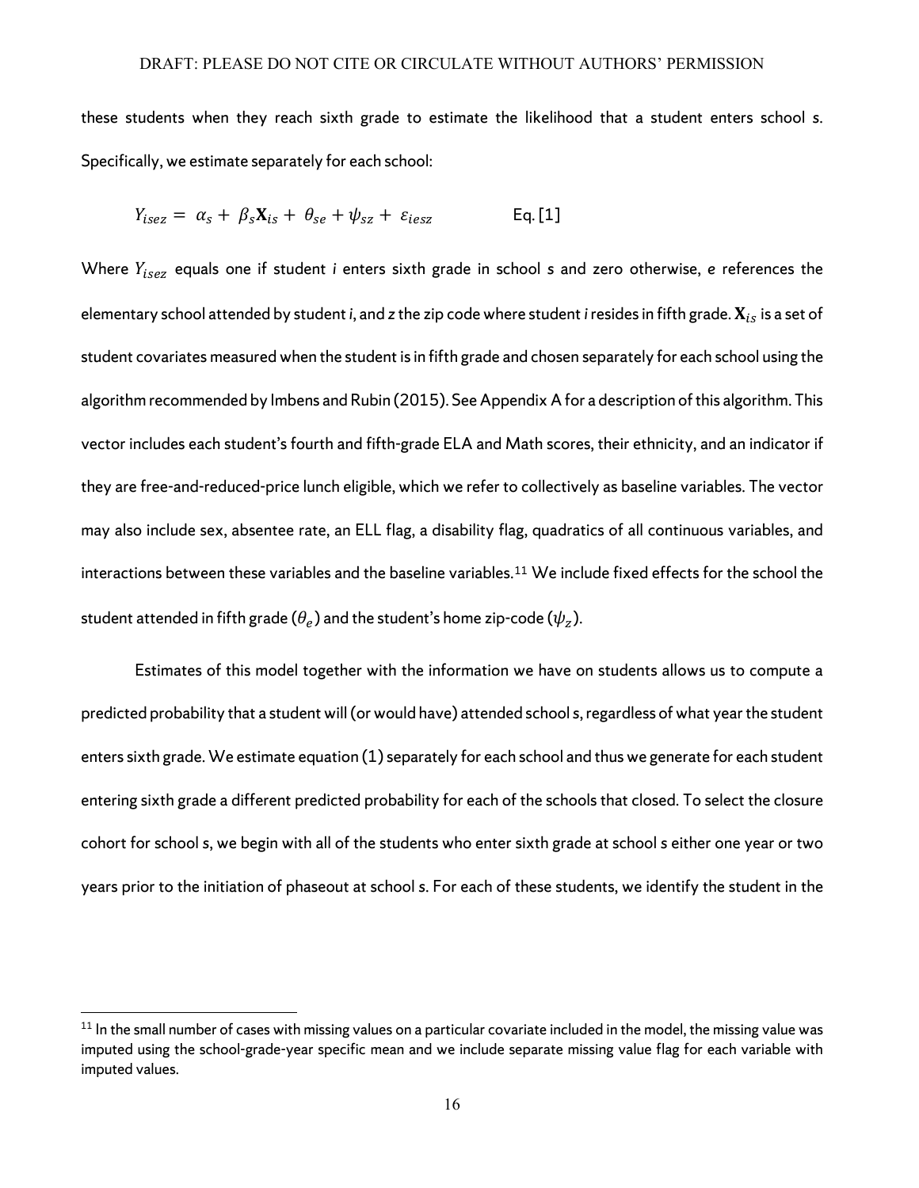these students when they reach sixth grade to estimate the likelihood that a student enters school *s*. Specifically, we estimate separately for each school:

$$Y_{isez} = \alpha_s + \beta_s \mathbf{X}_{is} + \theta_{se} + \psi_{sz} + \varepsilon_{iesz} \qquad \text{Eq. [1]}$$

Where $Y_{isez}$ equals one if student *i* enters sixth grade in school s and zero otherwise, *e* references the elementary school attended by student *i*, and *z* the zip code where student *i* resides in fifth grade. $\mathbf{X}_{is}$ is a set of student covariates measured when the student is in fifth grade and chosen separately for each school using the algorithm recommended by Imbens and Rubin (2015). See Appendix A for a description of this algorithm. This vector includes each student's fourth and fifth-grade ELA and Math scores, their ethnicity, and an indicator if they are free-and-reduced-price lunch eligible, which we refer to collectively as baseline variables. The vector may also include sex, absentee rate, an ELL flag, a disability flag, quadratics of all continuous variables, and interactions between these variables and the baseline variables.[11] We include fixed effects for the school the student attended in fifth grade ($\theta_e$) and the student's home zip-code ($\psi_z$).

Estimates of this model together with the information we have on students allows us to compute a predicted probability that a student will (or would have) attended school s, regardless of what year the student enters sixth grade. We estimate equation (1) separately for each school and thus we generate for each student entering sixth grade a different predicted probability for each of the schools that closed. To select the closure cohort for school *s*, we begin with all of the students who enter sixth grade at school *s* either one year or two years prior to the initiation of phaseout at school *s*. For each of these students, we identify the student in the

[11] In the small number of cases with missing values on a particular covariate included in the model, the missing value was imputed using the school-grade-year specific mean and we include separate missing value flag for each variable with imputed values.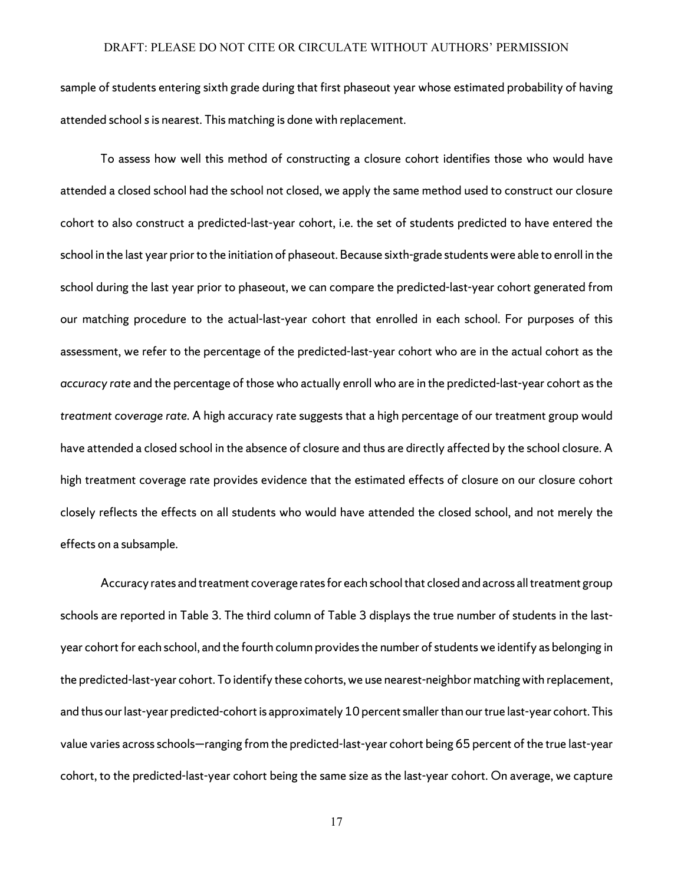sample of students entering sixth grade during that first phaseout year whose estimated probability of having attended school *s* is nearest. This matching is done with replacement.

To assess how well this method of constructing a closure cohort identifies those who would have attended a closed school had the school not closed, we apply the same method used to construct our closure cohort to also construct a predicted-last-year cohort, i.e. the set of students predicted to have entered the school in the last year prior to the initiation of phaseout. Because sixth-grade students were able to enroll in the school during the last year prior to phaseout, we can compare the predicted-last-year cohort generated from our matching procedure to the actual-last-year cohort that enrolled in each school. For purposes of this assessment, we refer to the percentage of the predicted-last-year cohort who are in the actual cohort as the *accuracy rate* and the percentage of those who actually enroll who are in the predicted-last-year cohort as the *treatment coverage rate*. A high accuracy rate suggests that a high percentage of our treatment group would have attended a closed school in the absence of closure and thus are directly affected by the school closure. A high treatment coverage rate provides evidence that the estimated effects of closure on our closure cohort closely reflects the effects on all students who would have attended the closed school, and not merely the effects on a subsample.

Accuracy rates and treatment coverage rates for each school that closed and across all treatment group schools are reported in Table 3. The third column of Table 3 displays the true number of students in the last-year cohort for each school, and the fourth column provides the number of students we identify as belonging in the predicted-last-year cohort. To identify these cohorts, we use nearest-neighbor matching with replacement, and thus our last-year predicted-cohort is approximately 10 percent smaller than our true last-year cohort. This value varies across schools—ranging from the predicted-last-year cohort being 65 percent of the true last-year cohort, to the predicted-last-year cohort being the same size as the last-year cohort. On average, we capture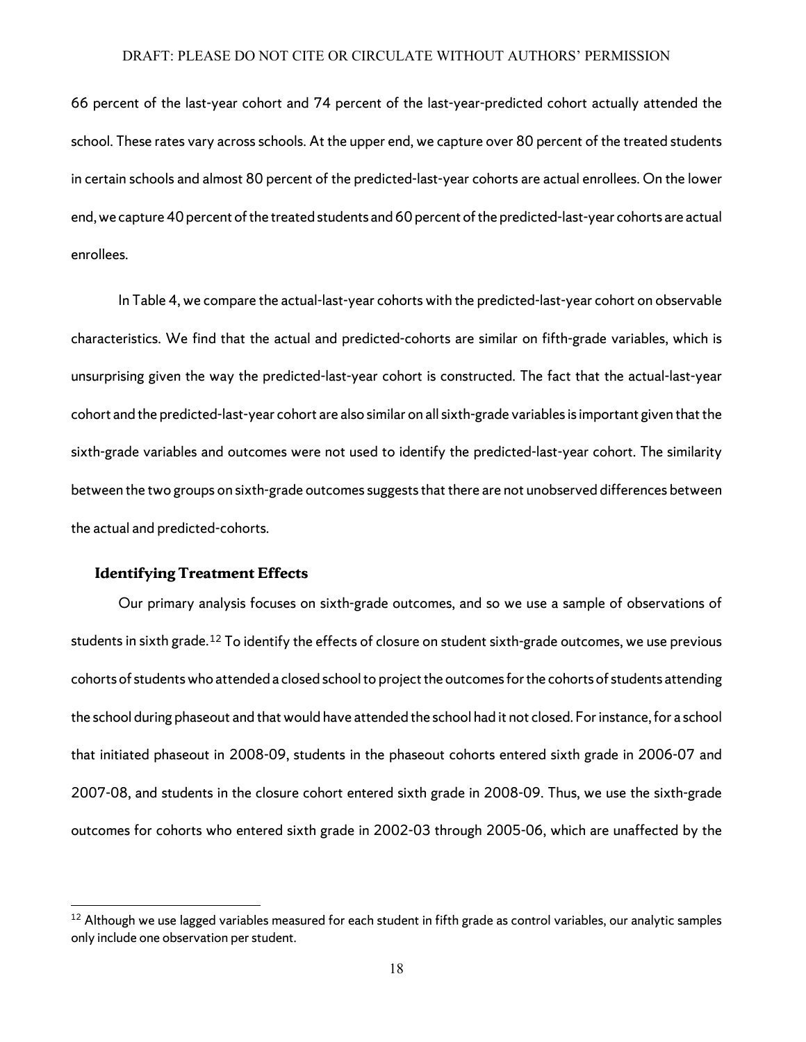66 percent of the last-year cohort and 74 percent of the last-year-predicted cohort actually attended the school. These rates vary across schools. At the upper end, we capture over 80 percent of the treated students in certain schools and almost 80 percent of the predicted-last-year cohorts are actual enrollees. On the lower end, we capture 40 percent of the treated students and 60 percent of the predicted-last-year cohorts are actual enrollees.

In Table 4, we compare the actual-last-year cohorts with the predicted-last-year cohort on observable characteristics. We find that the actual and predicted-cohorts are similar on fifth-grade variables, which is unsurprising given the way the predicted-last-year cohort is constructed. The fact that the actual-last-year cohort and the predicted-last-year cohort are also similar on all sixth-grade variables is important given that the sixth-grade variables and outcomes were not used to identify the predicted-last-year cohort. The similarity between the two groups on sixth-grade outcomes suggests that there are not unobserved differences between the actual and predicted-cohorts.

### Identifying Treatment Effects

Our primary analysis focuses on sixth-grade outcomes, and so we use a sample of observations of students in sixth grade.[12] To identify the effects of closure on student sixth-grade outcomes, we use previous cohorts of students who attended a closed school to project the outcomes for the cohorts of students attending the school during phaseout and that would have attended the school had it not closed. For instance, for a school that initiated phaseout in 2008-09, students in the phaseout cohorts entered sixth grade in 2006-07 and 2007-08, and students in the closure cohort entered sixth grade in 2008-09. Thus, we use the sixth-grade outcomes for cohorts who entered sixth grade in 2002-03 through 2005-06, which are unaffected by the

[12] Although we use lagged variables measured for each student in fifth grade as control variables, our analytic samples only include one observation per student.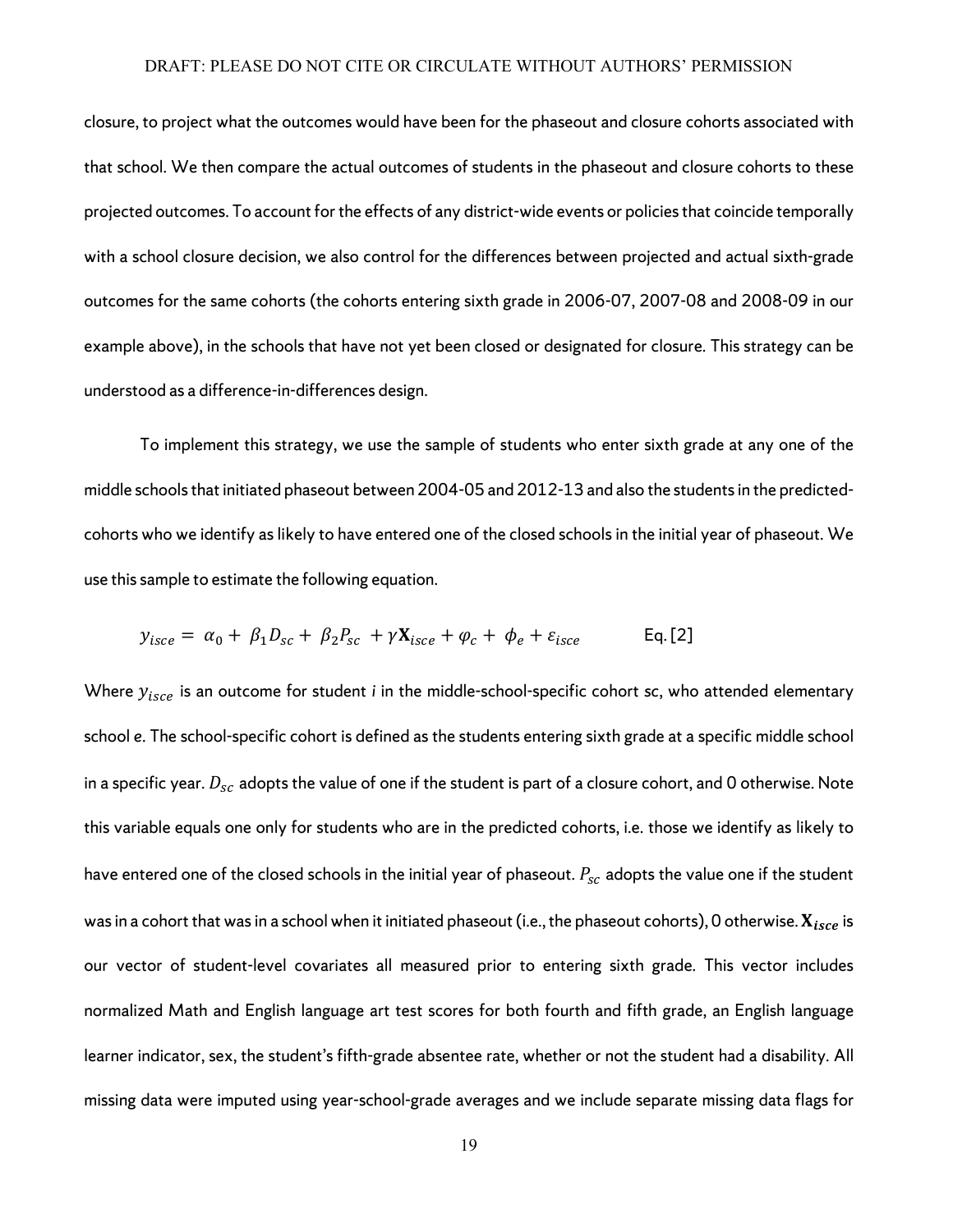closure, to project what the outcomes would have been for the phaseout and closure cohorts associated with that school. We then compare the actual outcomes of students in the phaseout and closure cohorts to these projected outcomes. To account for the effects of any district-wide events or policies that coincide temporally with a school closure decision, we also control for the differences between projected and actual sixth-grade outcomes for the same cohorts (the cohorts entering sixth grade in 2006-07, 2007-08 and 2008-09 in our example above), in the schools that have not yet been closed or designated for closure. This strategy can be understood as a difference-in-differences design.

To implement this strategy, we use the sample of students who enter sixth grade at any one of the middle schools that initiated phaseout between 2004-05 and 2012-13 and also the students in the predicted-cohorts who we identify as likely to have entered one of the closed schools in the initial year of phaseout. We use this sample to estimate the following equation.

$$y_{isce} = \alpha_0 + \beta_1 D_{sc} + \beta_2 P_{sc} + \gamma \mathbf{X}_{isce} + \varphi_c + \phi_e + \varepsilon_{isce} \qquad \text{Eq. [2]}$$

Where $y_{isce}$ is an outcome for student *i* in the middle-school-specific cohort *sc*, who attended elementary school *e*. The school-specific cohort is defined as the students entering sixth grade at a specific middle school in a specific year. $D_{sc}$ adopts the value of one if the student is part of a closure cohort, and 0 otherwise. Note this variable equals one only for students who are in the predicted cohorts, i.e. those we identify as likely to have entered one of the closed schools in the initial year of phaseout. $P_{sc}$ adopts the value one if the student was in a cohort that was in a school when it initiated phaseout (i.e., the phaseout cohorts), 0 otherwise. $\mathbf{X}_{isce}$ is our vector of student-level covariates all measured prior to entering sixth grade. This vector includes normalized Math and English language art test scores for both fourth and fifth grade, an English language learner indicator, sex, the student's fifth-grade absentee rate, whether or not the student had a disability. All missing data were imputed using year-school-grade averages and we include separate missing data flags for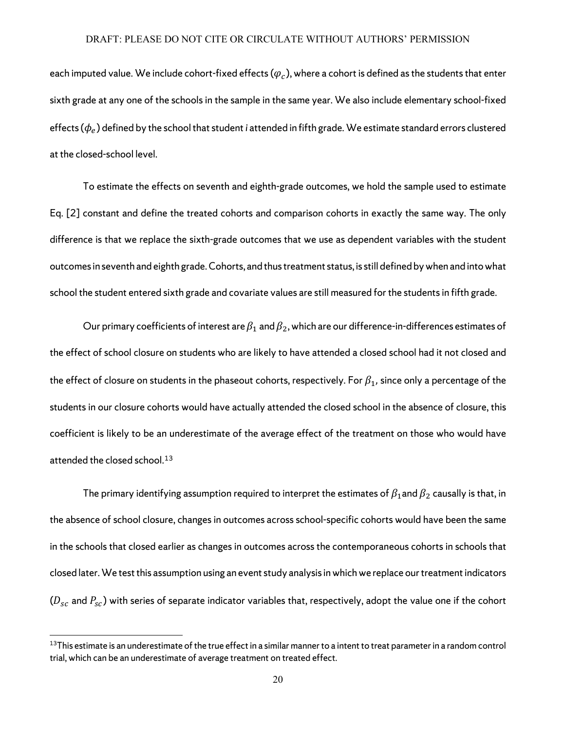each imputed value. We include cohort-fixed effects ($\varphi_c$), where a cohort is defined as the students that enter sixth grade at any one of the schools in the sample in the same year. We also include elementary school-fixed effects ($\phi_e$) defined by the school that student *i* attended in fifth grade. We estimate standard errors clustered at the closed-school level.

To estimate the effects on seventh and eighth-grade outcomes, we hold the sample used to estimate Eq. [2] constant and define the treated cohorts and comparison cohorts in exactly the same way. The only difference is that we replace the sixth-grade outcomes that we use as dependent variables with the student outcomes in seventh and eighth grade. Cohorts, and thus treatment status, is still defined by when and into what school the student entered sixth grade and covariate values are still measured for the students in fifth grade.

Our primary coefficients of interest are $\beta_1$ and $\beta_2$, which are our difference-in-differences estimates of the effect of school closure on students who are likely to have attended a closed school had it not closed and the effect of closure on students in the phaseout cohorts, respectively. For $\beta_1$, since only a percentage of the students in our closure cohorts would have actually attended the closed school in the absence of closure, this coefficient is likely to be an underestimate of the average effect of the treatment on those who would have attended the closed school.[13]

The primary identifying assumption required to interpret the estimates of $\beta_1$ and $\beta_2$ causally is that, in the absence of school closure, changes in outcomes across school-specific cohorts would have been the same in the schools that closed earlier as changes in outcomes across the contemporaneous cohorts in schools that closed later. We test this assumption using an event study analysis in which we replace our treatment indicators ($D_{sc}$ and $P_{sc}$) with series of separate indicator variables that, respectively, adopt the value one if the cohort

[13] This estimate is an underestimate of the true effect in a similar manner to a intent to treat parameter in a random control trial, which can be an underestimate of average treatment on treated effect.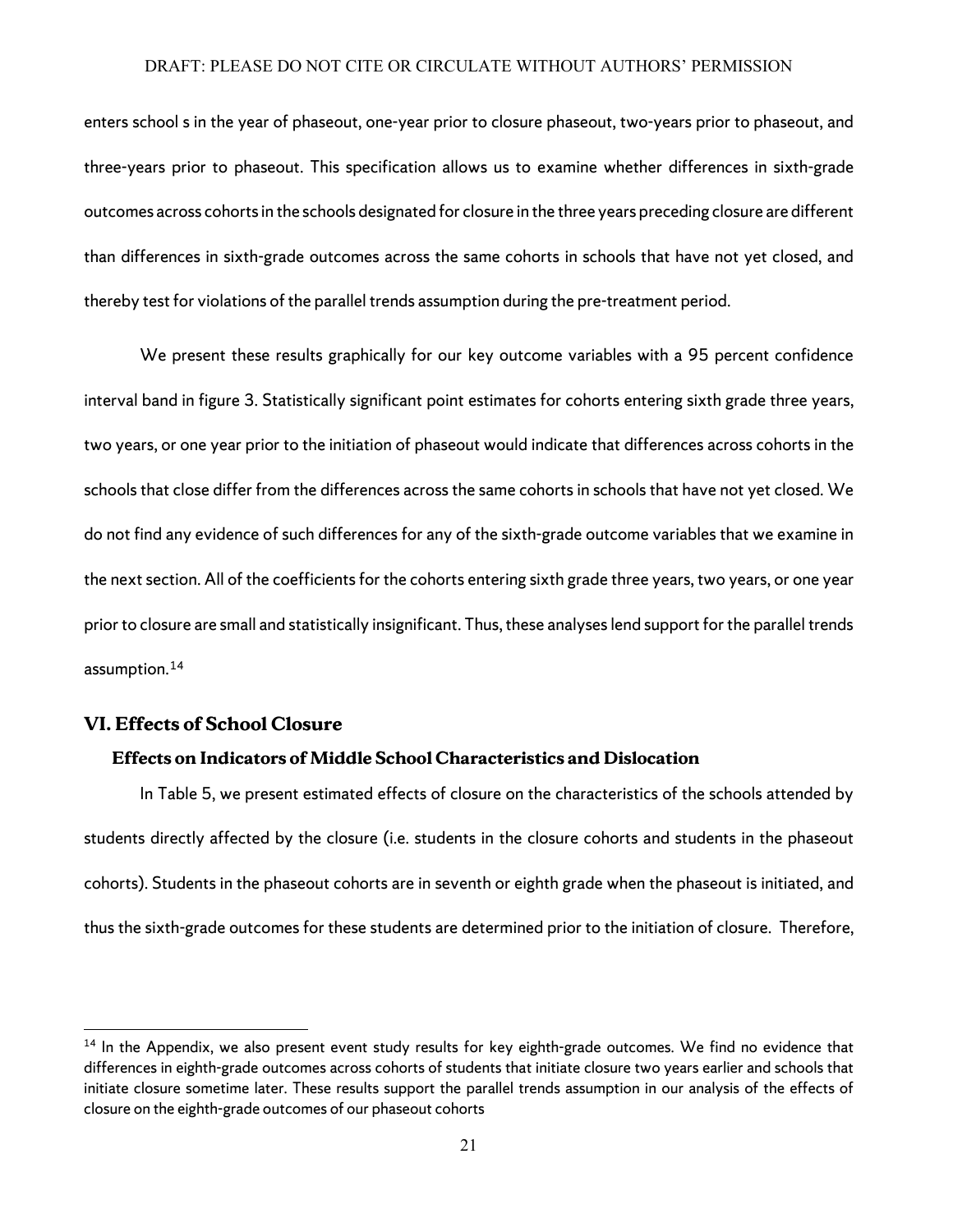enters school s in the year of phaseout, one-year prior to closure phaseout, two-years prior to phaseout, and three-years prior to phaseout. This specification allows us to examine whether differences in sixth-grade outcomes across cohorts in the schools designated for closure in the three years preceding closure are different than differences in sixth-grade outcomes across the same cohorts in schools that have not yet closed, and thereby test for violations of the parallel trends assumption during the pre-treatment period.

We present these results graphically for our key outcome variables with a 95 percent confidence interval band in figure 3. Statistically significant point estimates for cohorts entering sixth grade three years, two years, or one year prior to the initiation of phaseout would indicate that differences across cohorts in the schools that close differ from the differences across the same cohorts in schools that have not yet closed. We do not find any evidence of such differences for any of the sixth-grade outcome variables that we examine in the next section. All of the coefficients for the cohorts entering sixth grade three years, two years, or one year prior to closure are small and statistically insignificant. Thus, these analyses lend support for the parallel trends assumption.[14]

## VI. Effects of School Closure

### Effects on Indicators of Middle School Characteristics and Dislocation

In Table 5, we present estimated effects of closure on the characteristics of the schools attended by students directly affected by the closure (i.e. students in the closure cohorts and students in the phaseout cohorts). Students in the phaseout cohorts are in seventh or eighth grade when the phaseout is initiated, and thus the sixth-grade outcomes for these students are determined prior to the initiation of closure. Therefore,

---

[14] In the Appendix, we also present event study results for key eighth-grade outcomes. We find no evidence that differences in eighth-grade outcomes across cohorts of students that initiate closure two years earlier and schools that initiate closure sometime later. These results support the parallel trends assumption in our analysis of the effects of closure on the eighth-grade outcomes of our phaseout cohorts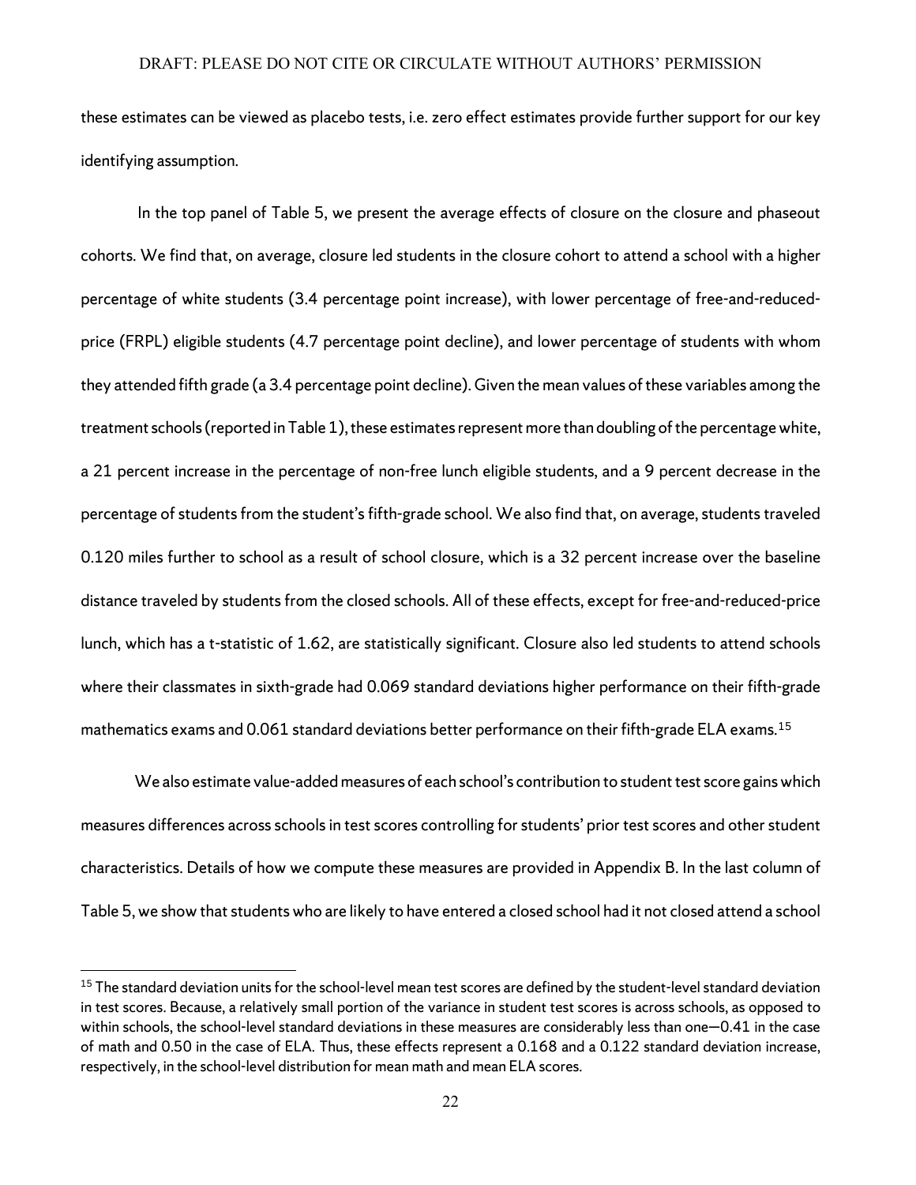these estimates can be viewed as placebo tests, i.e. zero effect estimates provide further support for our key identifying assumption.

In the top panel of Table 5, we present the average effects of closure on the closure and phaseout cohorts. We find that, on average, closure led students in the closure cohort to attend a school with a higher percentage of white students (3.4 percentage point increase), with lower percentage of free-and-reduced-price (FRPL) eligible students (4.7 percentage point decline), and lower percentage of students with whom they attended fifth grade (a 3.4 percentage point decline). Given the mean values of these variables among the treatment schools (reported in Table 1), these estimates represent more than doubling of the percentage white, a 21 percent increase in the percentage of non-free lunch eligible students, and a 9 percent decrease in the percentage of students from the student's fifth-grade school. We also find that, on average, students traveled 0.120 miles further to school as a result of school closure, which is a 32 percent increase over the baseline distance traveled by students from the closed schools. All of these effects, except for free-and-reduced-price lunch, which has a t-statistic of 1.62, are statistically significant. Closure also led students to attend schools where their classmates in sixth-grade had 0.069 standard deviations higher performance on their fifth-grade mathematics exams and 0.061 standard deviations better performance on their fifth-grade ELA exams.[15]

We also estimate value-added measures of each school's contribution to student test score gains which measures differences across schools in test scores controlling for students' prior test scores and other student characteristics. Details of how we compute these measures are provided in Appendix B. In the last column of Table 5, we show that students who are likely to have entered a closed school had it not closed attend a school

[15] The standard deviation units for the school-level mean test scores are defined by the student-level standard deviation in test scores. Because, a relatively small portion of the variance in student test scores is across schools, as opposed to within schools, the school-level standard deviations in these measures are considerably less than one—0.41 in the case of math and 0.50 in the case of ELA. Thus, these effects represent a 0.168 and a 0.122 standard deviation increase, respectively, in the school-level distribution for mean math and mean ELA scores.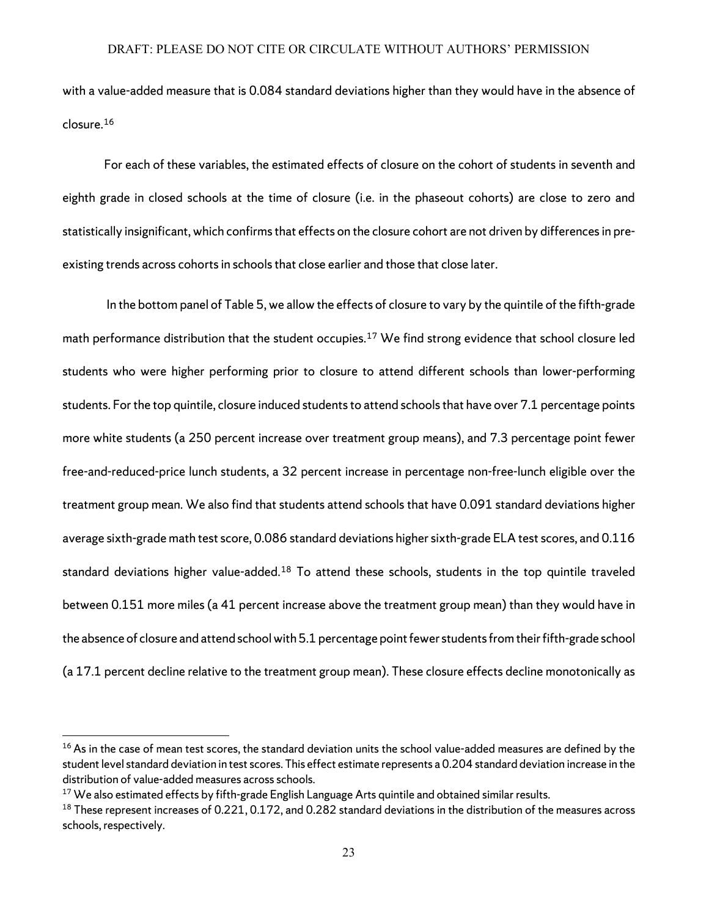with a value-added measure that is 0.084 standard deviations higher than they would have in the absence of closure.[16]

For each of these variables, the estimated effects of closure on the cohort of students in seventh and eighth grade in closed schools at the time of closure (i.e. in the phaseout cohorts) are close to zero and statistically insignificant, which confirms that effects on the closure cohort are not driven by differences in pre-existing trends across cohorts in schools that close earlier and those that close later.

In the bottom panel of Table 5, we allow the effects of closure to vary by the quintile of the fifth-grade math performance distribution that the student occupies.[17] We find strong evidence that school closure led students who were higher performing prior to closure to attend different schools than lower-performing students. For the top quintile, closure induced students to attend schools that have over 7.1 percentage points more white students (a 250 percent increase over treatment group means), and 7.3 percentage point fewer free-and-reduced-price lunch students, a 32 percent increase in percentage non-free-lunch eligible over the treatment group mean. We also find that students attend schools that have 0.091 standard deviations higher average sixth-grade math test score, 0.086 standard deviations higher sixth-grade ELA test scores, and 0.116 standard deviations higher value-added.[18] To attend these schools, students in the top quintile traveled between 0.151 more miles (a 41 percent increase above the treatment group mean) than they would have in the absence of closure and attend school with 5.1 percentage point fewer students from their fifth-grade school (a 17.1 percent decline relative to the treatment group mean). These closure effects decline monotonically as

[16] As in the case of mean test scores, the standard deviation units the school value-added measures are defined by the student level standard deviation in test scores. This effect estimate represents a 0.204 standard deviation increase in the distribution of value-added measures across schools.

[17] We also estimated effects by fifth-grade English Language Arts quintile and obtained similar results.

[18] These represent increases of 0.221, 0.172, and 0.282 standard deviations in the distribution of the measures across schools, respectively.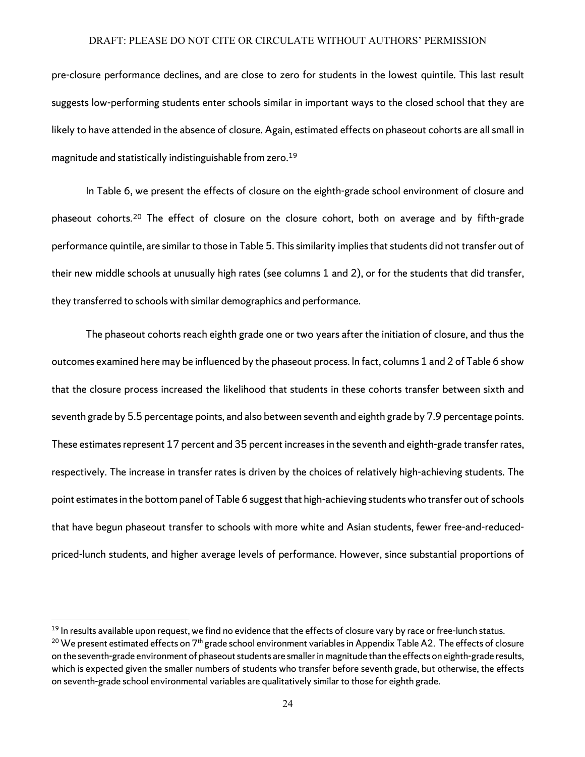pre-closure performance declines, and are close to zero for students in the lowest quintile. This last result suggests low-performing students enter schools similar in important ways to the closed school that they are likely to have attended in the absence of closure. Again, estimated effects on phaseout cohorts are all small in magnitude and statistically indistinguishable from zero.[19]

In Table 6, we present the effects of closure on the eighth-grade school environment of closure and phaseout cohorts.[20] The effect of closure on the closure cohort, both on average and by fifth-grade performance quintile, are similar to those in Table 5. This similarity implies that students did not transfer out of their new middle schools at unusually high rates (see columns 1 and 2), or for the students that did transfer, they transferred to schools with similar demographics and performance.

The phaseout cohorts reach eighth grade one or two years after the initiation of closure, and thus the outcomes examined here may be influenced by the phaseout process. In fact, columns 1 and 2 of Table 6 show that the closure process increased the likelihood that students in these cohorts transfer between sixth and seventh grade by 5.5 percentage points, and also between seventh and eighth grade by 7.9 percentage points. These estimates represent 17 percent and 35 percent increases in the seventh and eighth-grade transfer rates, respectively. The increase in transfer rates is driven by the choices of relatively high-achieving students. The point estimates in the bottom panel of Table 6 suggest that high-achieving students who transfer out of schools that have begun phaseout transfer to schools with more white and Asian students, fewer free-and-reduced-priced-lunch students, and higher average levels of performance. However, since substantial proportions of

---

[19] In results available upon request, we find no evidence that the effects of closure vary by race or free-lunch status.

[20] We present estimated effects on 7th grade school environment variables in Appendix Table A2. The effects of closure on the seventh-grade environment of phaseout students are smaller in magnitude than the effects on eighth-grade results, which is expected given the smaller numbers of students who transfer before seventh grade, but otherwise, the effects on seventh-grade school environmental variables are qualitatively similar to those for eighth grade.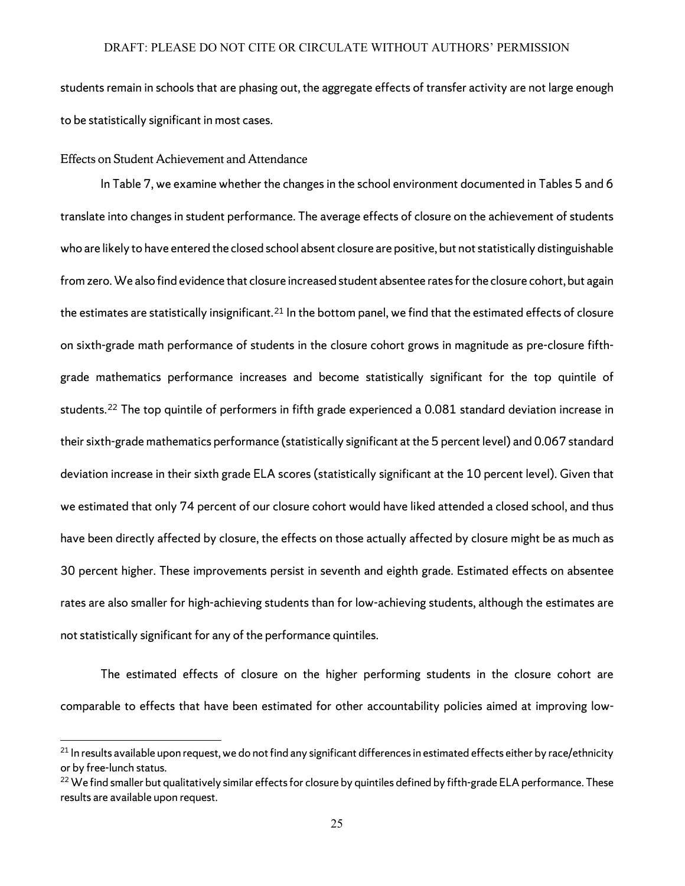students remain in schools that are phasing out, the aggregate effects of transfer activity are not large enough to be statistically significant in most cases.

### Effects on Student Achievement and Attendance

In Table 7, we examine whether the changes in the school environment documented in Tables 5 and 6 translate into changes in student performance. The average effects of closure on the achievement of students who are likely to have entered the closed school absent closure are positive, but not statistically distinguishable from zero. We also find evidence that closure increased student absentee rates for the closure cohort, but again the estimates are statistically insignificant.[21] In the bottom panel, we find that the estimated effects of closure on sixth-grade math performance of students in the closure cohort grows in magnitude as pre-closure fifth-grade mathematics performance increases and become statistically significant for the top quintile of students.[22] The top quintile of performers in fifth grade experienced a 0.081 standard deviation increase in their sixth-grade mathematics performance (statistically significant at the 5 percent level) and 0.067 standard deviation increase in their sixth grade ELA scores (statistically significant at the 10 percent level). Given that we estimated that only 74 percent of our closure cohort would have liked attended a closed school, and thus have been directly affected by closure, the effects on those actually affected by closure might be as much as 30 percent higher. These improvements persist in seventh and eighth grade. Estimated effects on absentee rates are also smaller for high-achieving students than for low-achieving students, although the estimates are not statistically significant for any of the performance quintiles.

The estimated effects of closure on the higher performing students in the closure cohort are comparable to effects that have been estimated for other accountability policies aimed at improving low-

---

[21] In results available upon request, we do not find any significant differences in estimated effects either by race/ethnicity or by free-lunch status.

[22] We find smaller but qualitatively similar effects for closure by quintiles defined by fifth-grade ELA performance. These results are available upon request.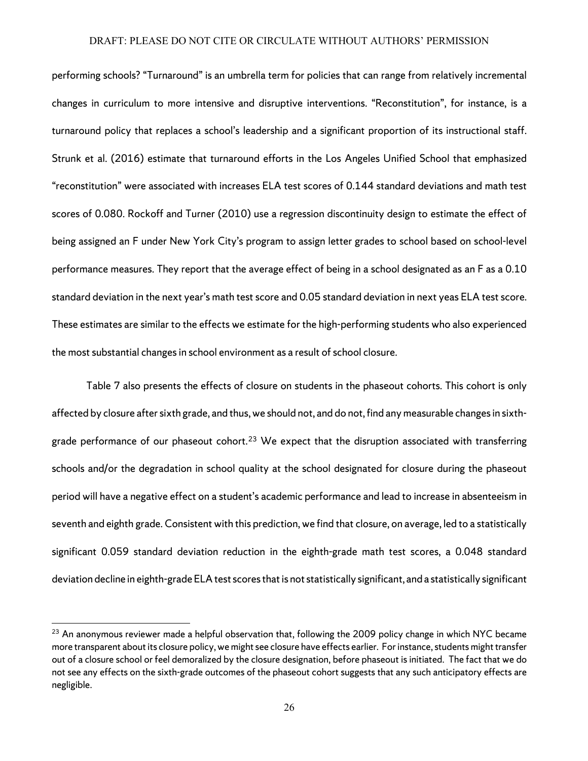performing schools? "Turnaround" is an umbrella term for policies that can range from relatively incremental changes in curriculum to more intensive and disruptive interventions. "Reconstitution", for instance, is a turnaround policy that replaces a school's leadership and a significant proportion of its instructional staff. Strunk et al. (2016) estimate that turnaround efforts in the Los Angeles Unified School that emphasized "reconstitution" were associated with increases ELA test scores of 0.144 standard deviations and math test scores of 0.080. Rockoff and Turner (2010) use a regression discontinuity design to estimate the effect of being assigned an F under New York City's program to assign letter grades to school based on school-level performance measures. They report that the average effect of being in a school designated as an F as a 0.10 standard deviation in the next year's math test score and 0.05 standard deviation in next yeas ELA test score. These estimates are similar to the effects we estimate for the high-performing students who also experienced the most substantial changes in school environment as a result of school closure.

Table 7 also presents the effects of closure on students in the phaseout cohorts. This cohort is only affected by closure after sixth grade, and thus, we should not, and do not, find any measurable changes in sixth-grade performance of our phaseout cohort.[23] We expect that the disruption associated with transferring schools and/or the degradation in school quality at the school designated for closure during the phaseout period will have a negative effect on a student's academic performance and lead to increase in absenteeism in seventh and eighth grade. Consistent with this prediction, we find that closure, on average, led to a statistically significant 0.059 standard deviation reduction in the eighth-grade math test scores, a 0.048 standard deviation decline in eighth-grade ELA test scores that is not statistically significant, and a statistically significant

[23] An anonymous reviewer made a helpful observation that, following the 2009 policy change in which NYC became more transparent about its closure policy, we might see closure have effects earlier. For instance, students might transfer out of a closure school or feel demoralized by the closure designation, before phaseout is initiated. The fact that we do not see any effects on the sixth-grade outcomes of the phaseout cohort suggests that any such anticipatory effects are negligible.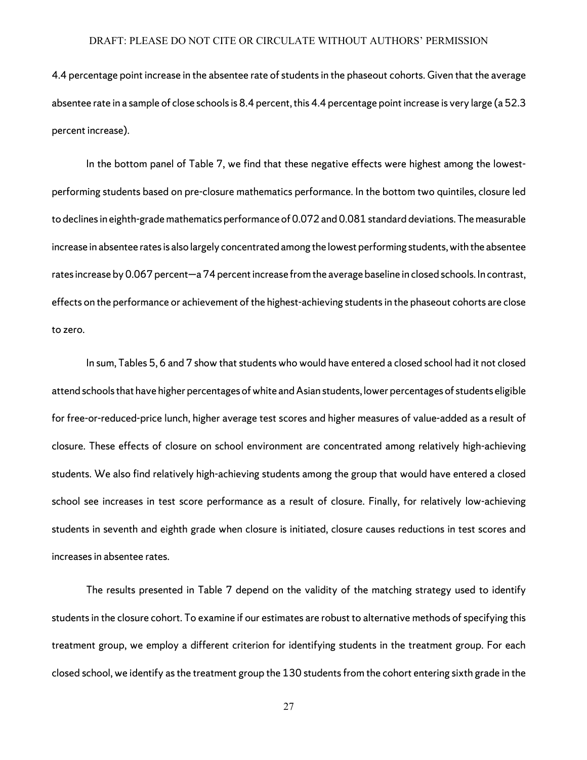4.4 percentage point increase in the absentee rate of students in the phaseout cohorts. Given that the average absentee rate in a sample of close schools is 8.4 percent, this 4.4 percentage point increase is very large (a 52.3 percent increase).

In the bottom panel of Table 7, we find that these negative effects were highest among the lowest-performing students based on pre-closure mathematics performance. In the bottom two quintiles, closure led to declines in eighth-grade mathematics performance of 0.072 and 0.081 standard deviations. The measurable increase in absentee rates is also largely concentrated among the lowest performing students, with the absentee rates increase by 0.067 percent—a 74 percent increase from the average baseline in closed schools. In contrast, effects on the performance or achievement of the highest-achieving students in the phaseout cohorts are close to zero.

In sum, Tables 5, 6 and 7 show that students who would have entered a closed school had it not closed attend schools that have higher percentages of white and Asian students, lower percentages of students eligible for free-or-reduced-price lunch, higher average test scores and higher measures of value-added as a result of closure. These effects of closure on school environment are concentrated among relatively high-achieving students. We also find relatively high-achieving students among the group that would have entered a closed school see increases in test score performance as a result of closure. Finally, for relatively low-achieving students in seventh and eighth grade when closure is initiated, closure causes reductions in test scores and increases in absentee rates.

The results presented in Table 7 depend on the validity of the matching strategy used to identify students in the closure cohort. To examine if our estimates are robust to alternative methods of specifying this treatment group, we employ a different criterion for identifying students in the treatment group. For each closed school, we identify as the treatment group the 130 students from the cohort entering sixth grade in the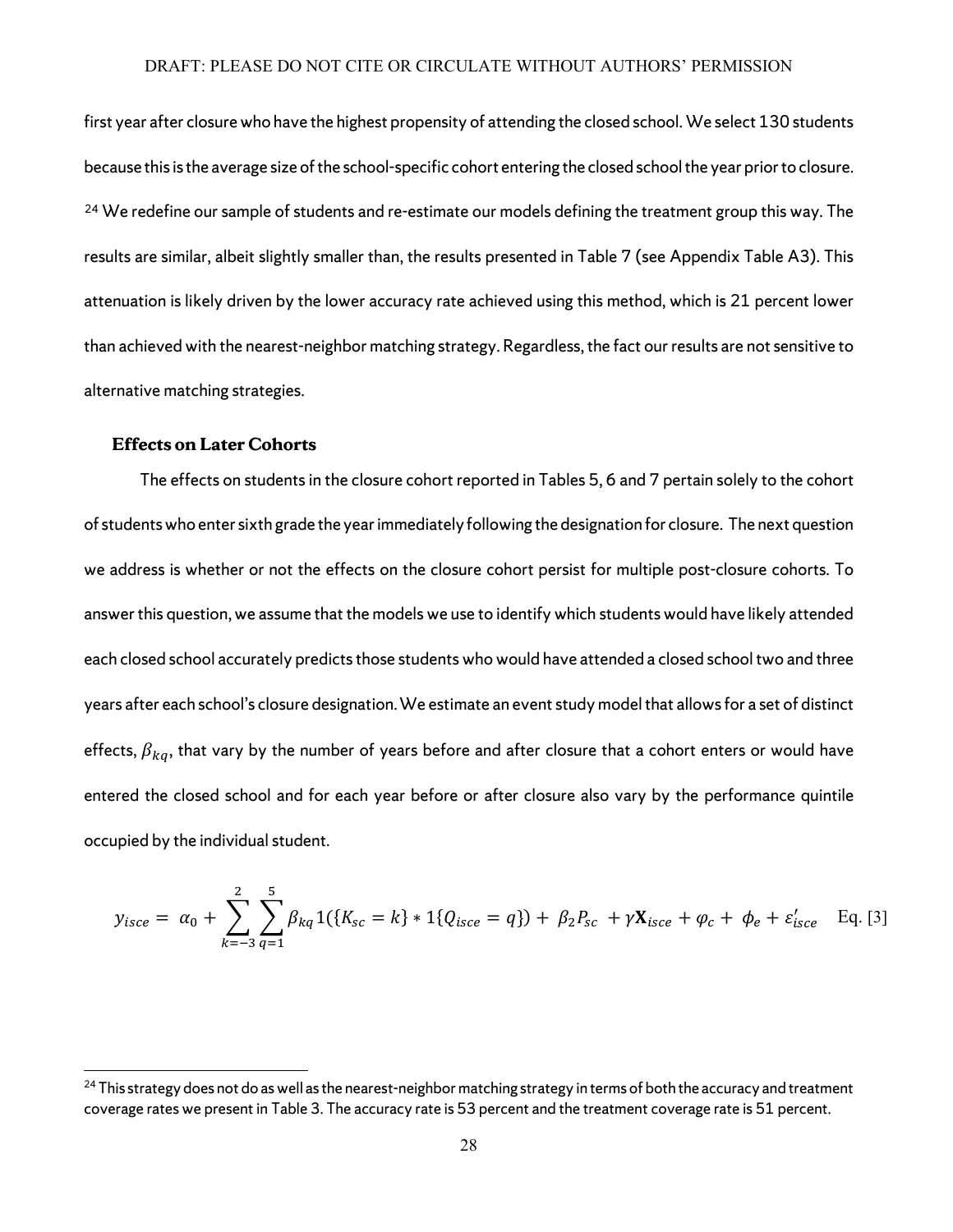first year after closure who have the highest propensity of attending the closed school. We select 130 students because this is the average size of the school-specific cohort entering the closed school the year prior to closure. [24] We redefine our sample of students and re-estimate our models defining the treatment group this way. The results are similar, albeit slightly smaller than, the results presented in Table 7 (see Appendix Table A3). This attenuation is likely driven by the lower accuracy rate achieved using this method, which is 21 percent lower than achieved with the nearest-neighbor matching strategy. Regardless, the fact our results are not sensitive to alternative matching strategies.

### Effects on Later Cohorts

The effects on students in the closure cohort reported in Tables 5, 6 and 7 pertain solely to the cohort of students who enter sixth grade the year immediately following the designation for closure. The next question we address is whether or not the effects on the closure cohort persist for multiple post-closure cohorts. To answer this question, we assume that the models we use to identify which students would have likely attended each closed school accurately predicts those students who would have attended a closed school two and three years after each school's closure designation. We estimate an event study model that allows for a set of distinct effects, $\beta_{kq}$, that vary by the number of years before and after closure that a cohort enters or would have entered the closed school and for each year before or after closure also vary by the performance quintile occupied by the individual student.

$$y_{isce} = \alpha_0 + \sum_{k=-3}^{2} \sum_{q=1}^{5} \beta_{kq} 1(\{K_{sc} = k\} * 1\{Q_{isce} = q\}) + \beta_2 P_{sc} + \gamma \mathbf{X}_{isce} + \varphi_c + \phi_e + \varepsilon'_{isce} \quad \text{Eq. [3]}$$

---

[24] This strategy does not do as well as the nearest-neighbor matching strategy in terms of both the accuracy and treatment coverage rates we present in Table 3. The accuracy rate is 53 percent and the treatment coverage rate is 51 percent.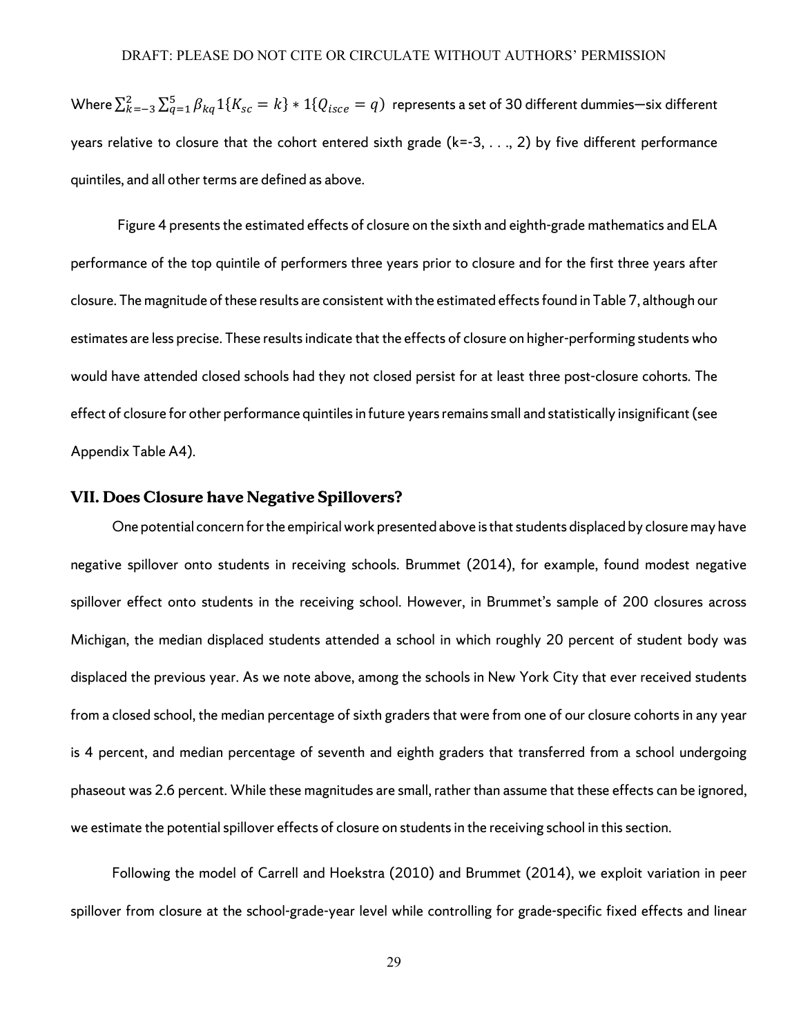Where $\sum_{k=-3}^{2}\sum_{q=1}^{5}\beta_{kq}1\{K_{sc}=k\}*1\{Q_{isce}=q)$ represents a set of 30 different dummies—six different years relative to closure that the cohort entered sixth grade (k=-3, . . ., 2) by five different performance quintiles, and all other terms are defined as above.

Figure 4 presents the estimated effects of closure on the sixth and eighth-grade mathematics and ELA performance of the top quintile of performers three years prior to closure and for the first three years after closure. The magnitude of these results are consistent with the estimated effects found in Table 7, although our estimates are less precise. These results indicate that the effects of closure on higher-performing students who would have attended closed schools had they not closed persist for at least three post-closure cohorts. The effect of closure for other performance quintiles in future years remains small and statistically insignificant (see Appendix Table A4).

## VII. Does Closure have Negative Spillovers?

One potential concern for the empirical work presented above is that students displaced by closure may have negative spillover onto students in receiving schools. Brummet (2014), for example, found modest negative spillover effect onto students in the receiving school. However, in Brummet's sample of 200 closures across Michigan, the median displaced students attended a school in which roughly 20 percent of student body was displaced the previous year. As we note above, among the schools in New York City that ever received students from a closed school, the median percentage of sixth graders that were from one of our closure cohorts in any year is 4 percent, and median percentage of seventh and eighth graders that transferred from a school undergoing phaseout was 2.6 percent. While these magnitudes are small, rather than assume that these effects can be ignored, we estimate the potential spillover effects of closure on students in the receiving school in this section.

Following the model of Carrell and Hoekstra (2010) and Brummet (2014), we exploit variation in peer spillover from closure at the school-grade-year level while controlling for grade-specific fixed effects and linear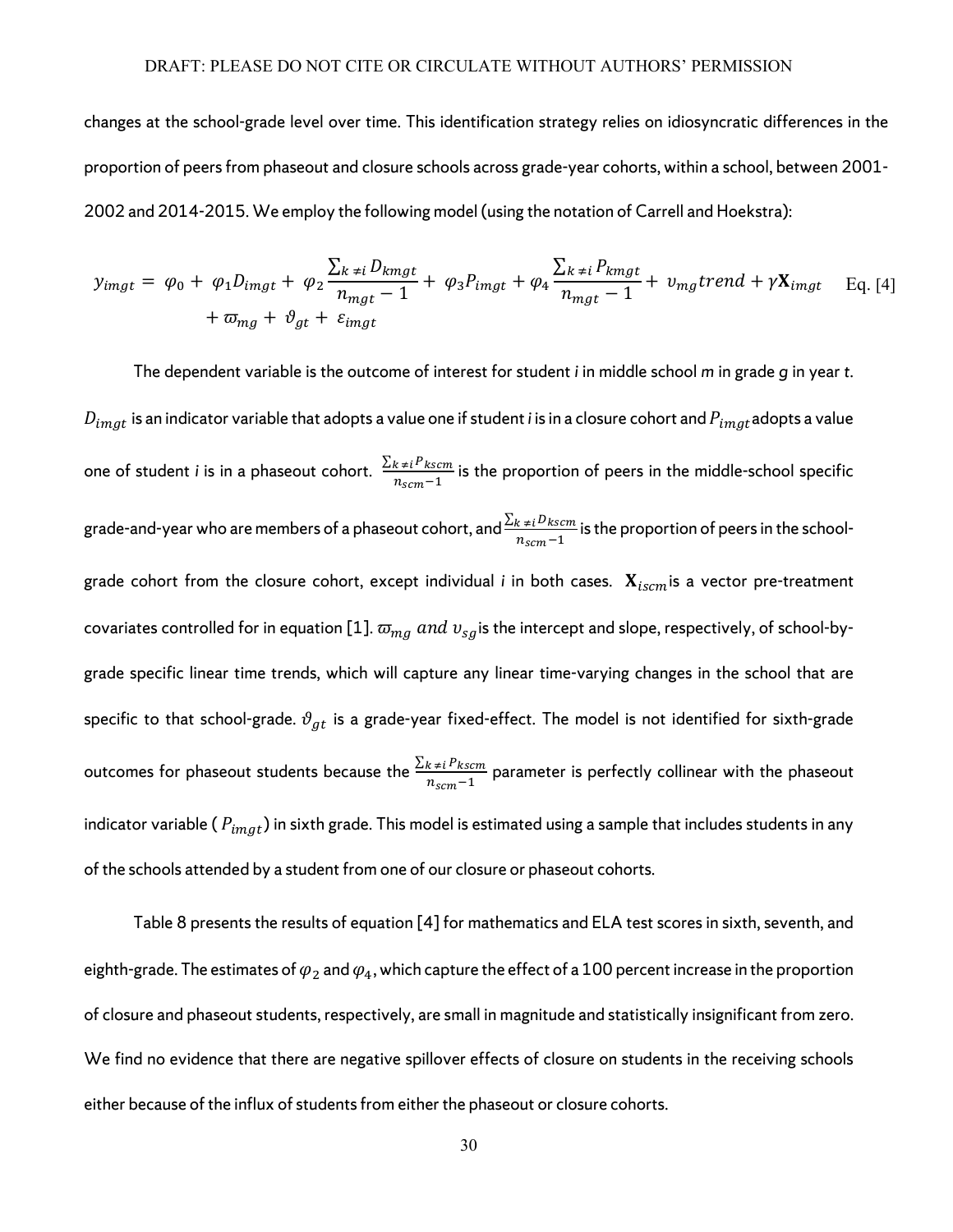changes at the school-grade level over time. This identification strategy relies on idiosyncratic differences in the proportion of peers from phaseout and closure schools across grade-year cohorts, within a school, between 2001-2002 and 2014-2015. We employ the following model (using the notation of Carrell and Hoekstra):

$$y_{imgt} = \varphi_0 + \varphi_1 D_{imgt} + \varphi_2 \frac{\sum_{k \neq i} D_{kmgt}}{n_{mgt} - 1} + \varphi_3 P_{imgt} + \varphi_4 \frac{\sum_{k \neq i} P_{kmgt}}{n_{mgt} - 1} + \upsilon_{mg} trend + \gamma \mathbf{X}_{imgt} + \varpi_{mg} + \vartheta_{gt} + \varepsilon_{imgt} \quad \text{Eq. [4]}$$

The dependent variable is the outcome of interest for student *i* in middle school *m* in grade *g* in year *t*. $D_{imgt}$ is an indicator variable that adopts a value one if student *i* is in a closure cohort and $P_{imgt}$ adopts a value one of student *i* is in a phaseout cohort. $\frac{\sum_{k \neq i} P_{kscm}}{n_{scm} - 1}$ is the proportion of peers in the middle-school specific grade-and-year who are members of a phaseout cohort, and $\frac{\sum_{k \neq i} D_{kscm}}{n_{scm} - 1}$ is the proportion of peers in the school-grade cohort from the closure cohort, except individual *i* in both cases. $\mathbf{X}_{iscm}$ is a vector pre-treatment covariates controlled for in equation [1]. $\varpi_{mg}$ *and* $\upsilon_{sg}$ is the intercept and slope, respectively, of school-by-grade specific linear time trends, which will capture any linear time-varying changes in the school that are specific to that school-grade. $\vartheta_{gt}$ is a grade-year fixed-effect. The model is not identified for sixth-grade outcomes for phaseout students because the $\frac{\sum_{k \neq i} P_{kscm}}{n_{scm} - 1}$ parameter is perfectly collinear with the phaseout indicator variable ( $P_{imgt}$) in sixth grade. This model is estimated using a sample that includes students in any of the schools attended by a student from one of our closure or phaseout cohorts.

Table 8 presents the results of equation [4] for mathematics and ELA test scores in sixth, seventh, and eighth-grade. The estimates of $\varphi_2$ and $\varphi_4$, which capture the effect of a 100 percent increase in the proportion of closure and phaseout students, respectively, are small in magnitude and statistically insignificant from zero. We find no evidence that there are negative spillover effects of closure on students in the receiving schools either because of the influx of students from either the phaseout or closure cohorts.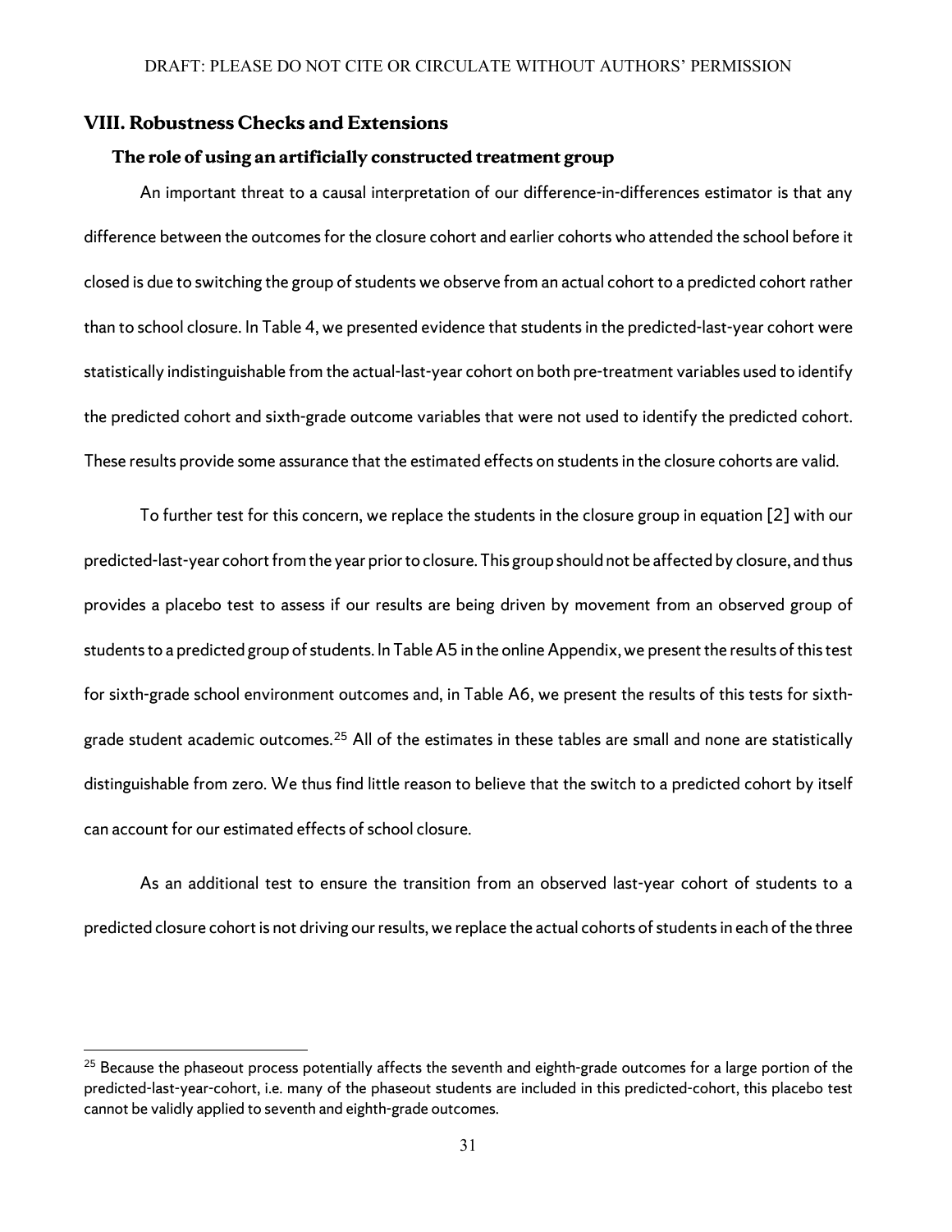## VIII. Robustness Checks and Extensions

### The role of using an artificially constructed treatment group

An important threat to a causal interpretation of our difference-in-differences estimator is that any difference between the outcomes for the closure cohort and earlier cohorts who attended the school before it closed is due to switching the group of students we observe from an actual cohort to a predicted cohort rather than to school closure. In Table 4, we presented evidence that students in the predicted-last-year cohort were statistically indistinguishable from the actual-last-year cohort on both pre-treatment variables used to identify the predicted cohort and sixth-grade outcome variables that were not used to identify the predicted cohort. These results provide some assurance that the estimated effects on students in the closure cohorts are valid.

To further test for this concern, we replace the students in the closure group in equation [2] with our predicted-last-year cohort from the year prior to closure. This group should not be affected by closure, and thus provides a placebo test to assess if our results are being driven by movement from an observed group of students to a predicted group of students. In Table A5 in the online Appendix, we present the results of this test for sixth-grade school environment outcomes and, in Table A6, we present the results of this tests for sixth-grade student academic outcomes.[25] All of the estimates in these tables are small and none are statistically distinguishable from zero. We thus find little reason to believe that the switch to a predicted cohort by itself can account for our estimated effects of school closure.

As an additional test to ensure the transition from an observed last-year cohort of students to a predicted closure cohort is not driving our results, we replace the actual cohorts of students in each of the three

---

[25] Because the phaseout process potentially affects the seventh and eighth-grade outcomes for a large portion of the predicted-last-year-cohort, i.e. many of the phaseout students are included in this predicted-cohort, this placebo test cannot be validly applied to seventh and eighth-grade outcomes.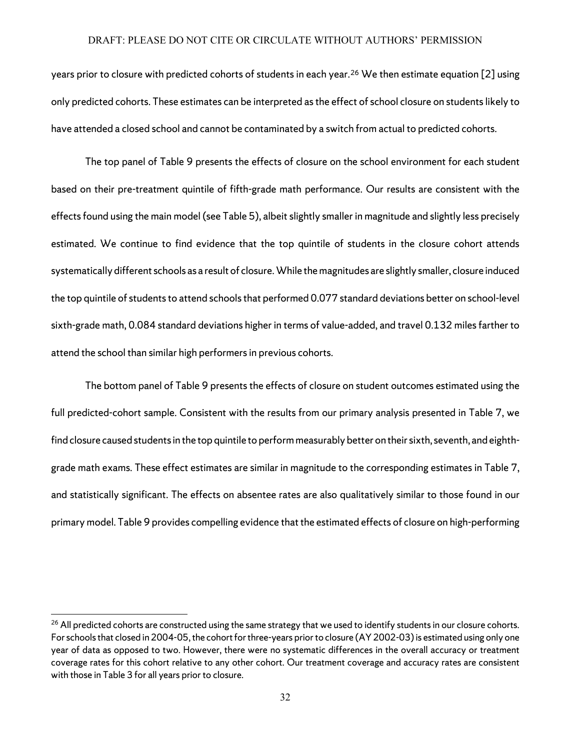years prior to closure with predicted cohorts of students in each year.[26] We then estimate equation [2] using only predicted cohorts. These estimates can be interpreted as the effect of school closure on students likely to have attended a closed school and cannot be contaminated by a switch from actual to predicted cohorts.

The top panel of Table 9 presents the effects of closure on the school environment for each student based on their pre-treatment quintile of fifth-grade math performance. Our results are consistent with the effects found using the main model (see Table 5), albeit slightly smaller in magnitude and slightly less precisely estimated. We continue to find evidence that the top quintile of students in the closure cohort attends systematically different schools as a result of closure. While the magnitudes are slightly smaller, closure induced the top quintile of students to attend schools that performed 0.077 standard deviations better on school-level sixth-grade math, 0.084 standard deviations higher in terms of value-added, and travel 0.132 miles farther to attend the school than similar high performers in previous cohorts.

The bottom panel of Table 9 presents the effects of closure on student outcomes estimated using the full predicted-cohort sample. Consistent with the results from our primary analysis presented in Table 7, we find closure caused students in the top quintile to perform measurably better on their sixth, seventh, and eighth-grade math exams. These effect estimates are similar in magnitude to the corresponding estimates in Table 7, and statistically significant. The effects on absentee rates are also qualitatively similar to those found in our primary model. Table 9 provides compelling evidence that the estimated effects of closure on high-performing

[26] All predicted cohorts are constructed using the same strategy that we used to identify students in our closure cohorts. For schools that closed in 2004-05, the cohort for three-years prior to closure (AY 2002-03) is estimated using only one year of data as opposed to two. However, there were no systematic differences in the overall accuracy or treatment coverage rates for this cohort relative to any other cohort. Our treatment coverage and accuracy rates are consistent with those in Table 3 for all years prior to closure.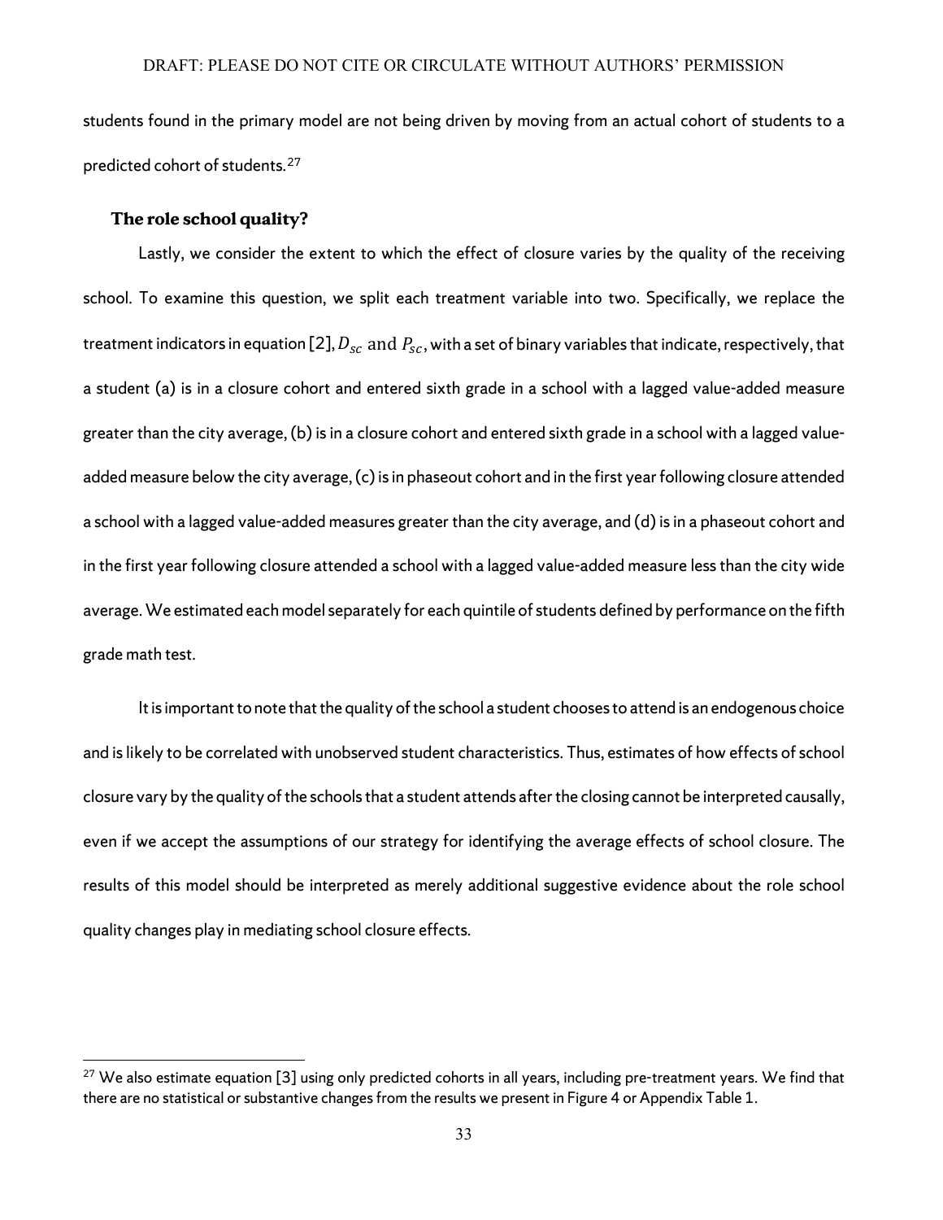students found in the primary model are not being driven by moving from an actual cohort of students to a predicted cohort of students.[27]

### The role school quality?

Lastly, we consider the extent to which the effect of closure varies by the quality of the receiving school. To examine this question, we split each treatment variable into two. Specifically, we replace the treatment indicators in equation [2], $D_{sc}$ and $P_{sc}$, with a set of binary variables that indicate, respectively, that a student (a) is in a closure cohort and entered sixth grade in a school with a lagged value-added measure greater than the city average, (b) is in a closure cohort and entered sixth grade in a school with a lagged value-added measure below the city average, (c) is in phaseout cohort and in the first year following closure attended a school with a lagged value-added measures greater than the city average, and (d) is in a phaseout cohort and in the first year following closure attended a school with a lagged value-added measure less than the city wide average. We estimated each model separately for each quintile of students defined by performance on the fifth grade math test.

It is important to note that the quality of the school a student chooses to attend is an endogenous choice and is likely to be correlated with unobserved student characteristics. Thus, estimates of how effects of school closure vary by the quality of the schools that a student attends after the closing cannot be interpreted causally, even if we accept the assumptions of our strategy for identifying the average effects of school closure. The results of this model should be interpreted as merely additional suggestive evidence about the role school quality changes play in mediating school closure effects.

---

[27] We also estimate equation [3] using only predicted cohorts in all years, including pre-treatment years. We find that there are no statistical or substantive changes from the results we present in Figure 4 or Appendix Table 1.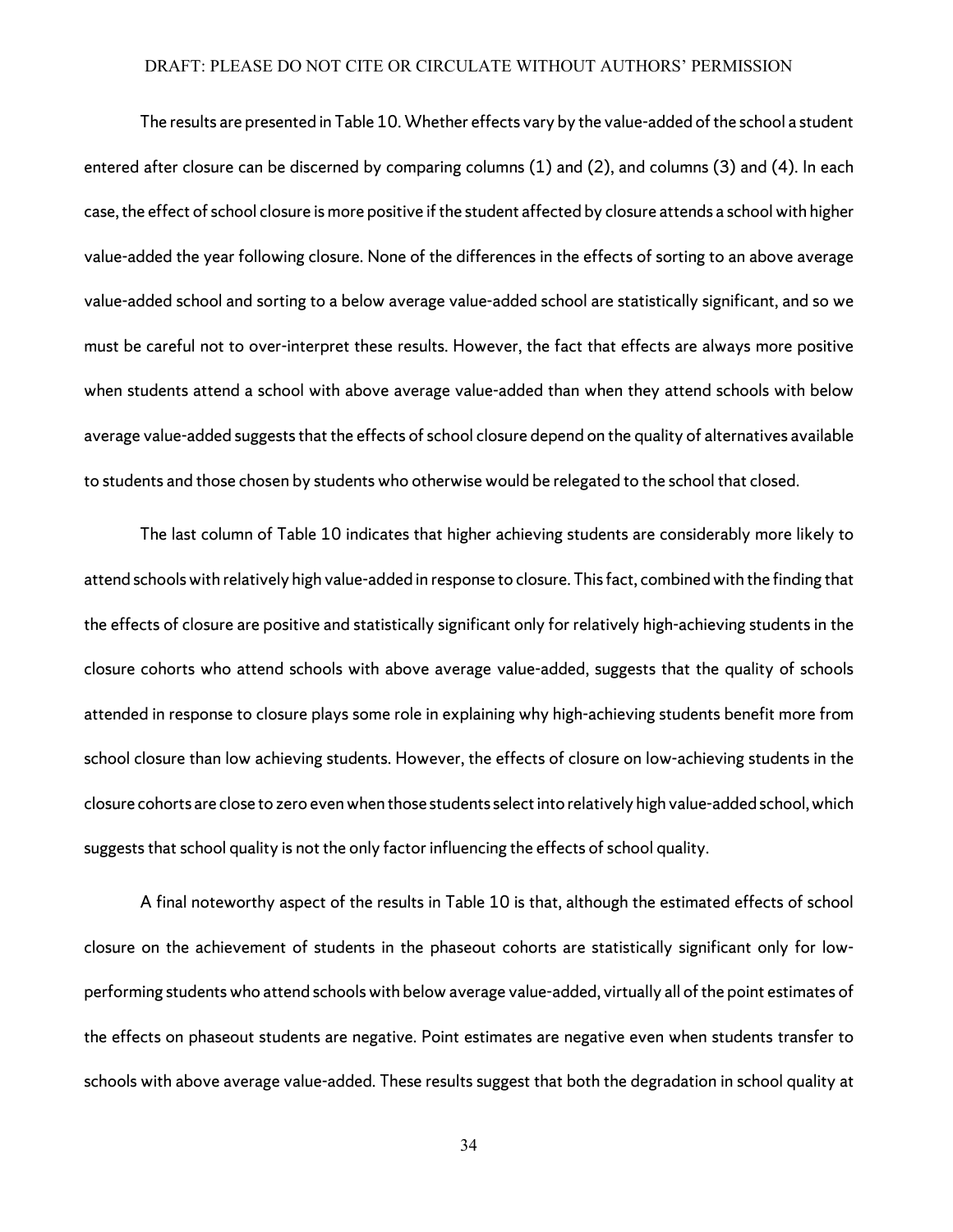The results are presented in Table 10. Whether effects vary by the value-added of the school a student entered after closure can be discerned by comparing columns (1) and (2), and columns (3) and (4). In each case, the effect of school closure is more positive if the student affected by closure attends a school with higher value-added the year following closure. None of the differences in the effects of sorting to an above average value-added school and sorting to a below average value-added school are statistically significant, and so we must be careful not to over-interpret these results. However, the fact that effects are always more positive when students attend a school with above average value-added than when they attend schools with below average value-added suggests that the effects of school closure depend on the quality of alternatives available to students and those chosen by students who otherwise would be relegated to the school that closed.

The last column of Table 10 indicates that higher achieving students are considerably more likely to attend schools with relatively high value-added in response to closure. This fact, combined with the finding that the effects of closure are positive and statistically significant only for relatively high-achieving students in the closure cohorts who attend schools with above average value-added, suggests that the quality of schools attended in response to closure plays some role in explaining why high-achieving students benefit more from school closure than low achieving students. However, the effects of closure on low-achieving students in the closure cohorts are close to zero even when those students select into relatively high value-added school, which suggests that school quality is not the only factor influencing the effects of school quality.

A final noteworthy aspect of the results in Table 10 is that, although the estimated effects of school closure on the achievement of students in the phaseout cohorts are statistically significant only for low-performing students who attend schools with below average value-added, virtually all of the point estimates of the effects on phaseout students are negative. Point estimates are negative even when students transfer to schools with above average value-added. These results suggest that both the degradation in school quality at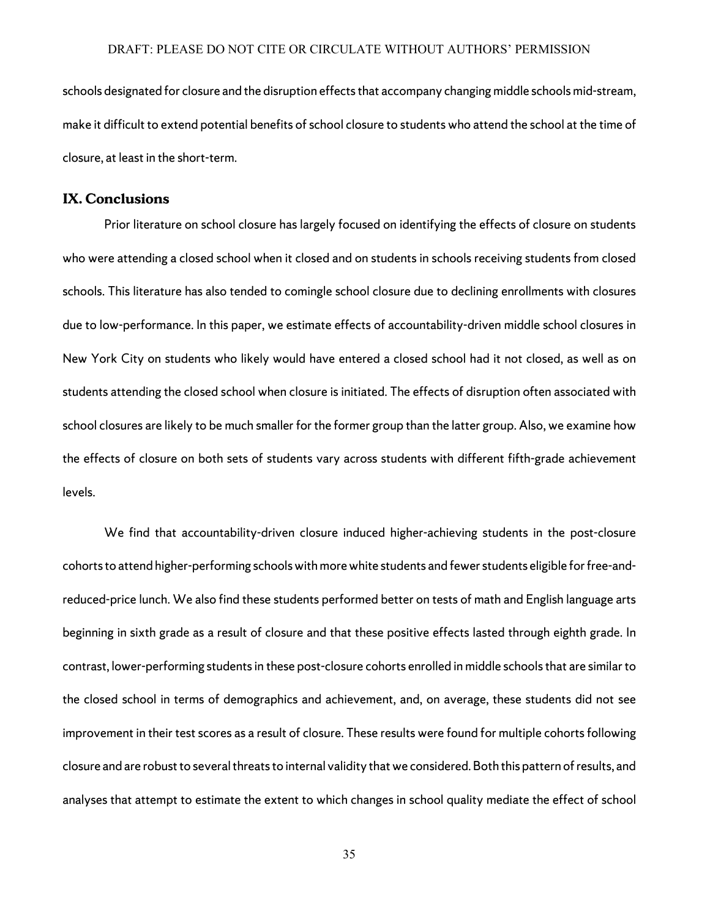schools designated for closure and the disruption effects that accompany changing middle schools mid-stream, make it difficult to extend potential benefits of school closure to students who attend the school at the time of closure, at least in the short-term.

## IX. Conclusions

Prior literature on school closure has largely focused on identifying the effects of closure on students who were attending a closed school when it closed and on students in schools receiving students from closed schools. This literature has also tended to comingle school closure due to declining enrollments with closures due to low-performance. In this paper, we estimate effects of accountability-driven middle school closures in New York City on students who likely would have entered a closed school had it not closed, as well as on students attending the closed school when closure is initiated. The effects of disruption often associated with school closures are likely to be much smaller for the former group than the latter group. Also, we examine how the effects of closure on both sets of students vary across students with different fifth-grade achievement levels.

We find that accountability-driven closure induced higher-achieving students in the post-closure cohorts to attend higher-performing schools with more white students and fewer students eligible for free-and-reduced-price lunch. We also find these students performed better on tests of math and English language arts beginning in sixth grade as a result of closure and that these positive effects lasted through eighth grade. In contrast, lower-performing students in these post-closure cohorts enrolled in middle schools that are similar to the closed school in terms of demographics and achievement, and, on average, these students did not see improvement in their test scores as a result of closure. These results were found for multiple cohorts following closure and are robust to several threats to internal validity that we considered. Both this pattern of results, and analyses that attempt to estimate the extent to which changes in school quality mediate the effect of school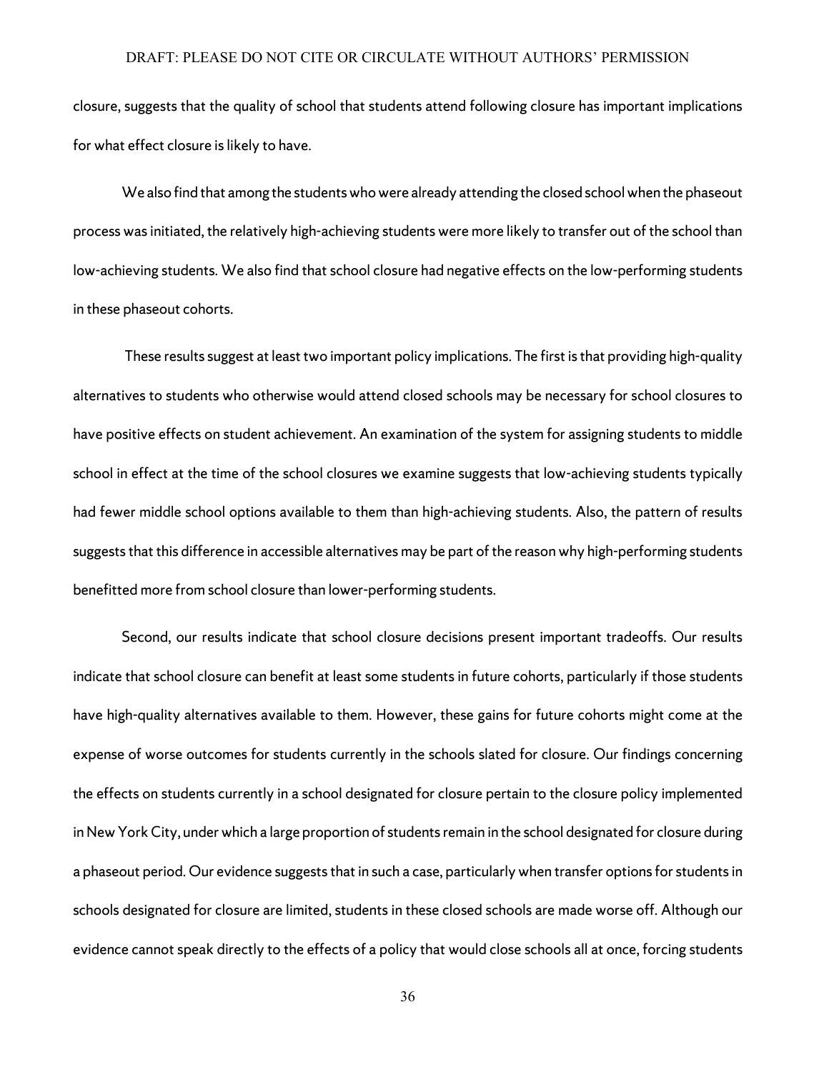closure, suggests that the quality of school that students attend following closure has important implications for what effect closure is likely to have.

We also find that among the students who were already attending the closed school when the phaseout process was initiated, the relatively high-achieving students were more likely to transfer out of the school than low-achieving students. We also find that school closure had negative effects on the low-performing students in these phaseout cohorts.

These results suggest at least two important policy implications. The first is that providing high-quality alternatives to students who otherwise would attend closed schools may be necessary for school closures to have positive effects on student achievement. An examination of the system for assigning students to middle school in effect at the time of the school closures we examine suggests that low-achieving students typically had fewer middle school options available to them than high-achieving students. Also, the pattern of results suggests that this difference in accessible alternatives may be part of the reason why high-performing students benefitted more from school closure than lower-performing students.

Second, our results indicate that school closure decisions present important tradeoffs. Our results indicate that school closure can benefit at least some students in future cohorts, particularly if those students have high-quality alternatives available to them. However, these gains for future cohorts might come at the expense of worse outcomes for students currently in the schools slated for closure. Our findings concerning the effects on students currently in a school designated for closure pertain to the closure policy implemented in New York City, under which a large proportion of students remain in the school designated for closure during a phaseout period. Our evidence suggests that in such a case, particularly when transfer options for students in schools designated for closure are limited, students in these closed schools are made worse off. Although our evidence cannot speak directly to the effects of a policy that would close schools all at once, forcing students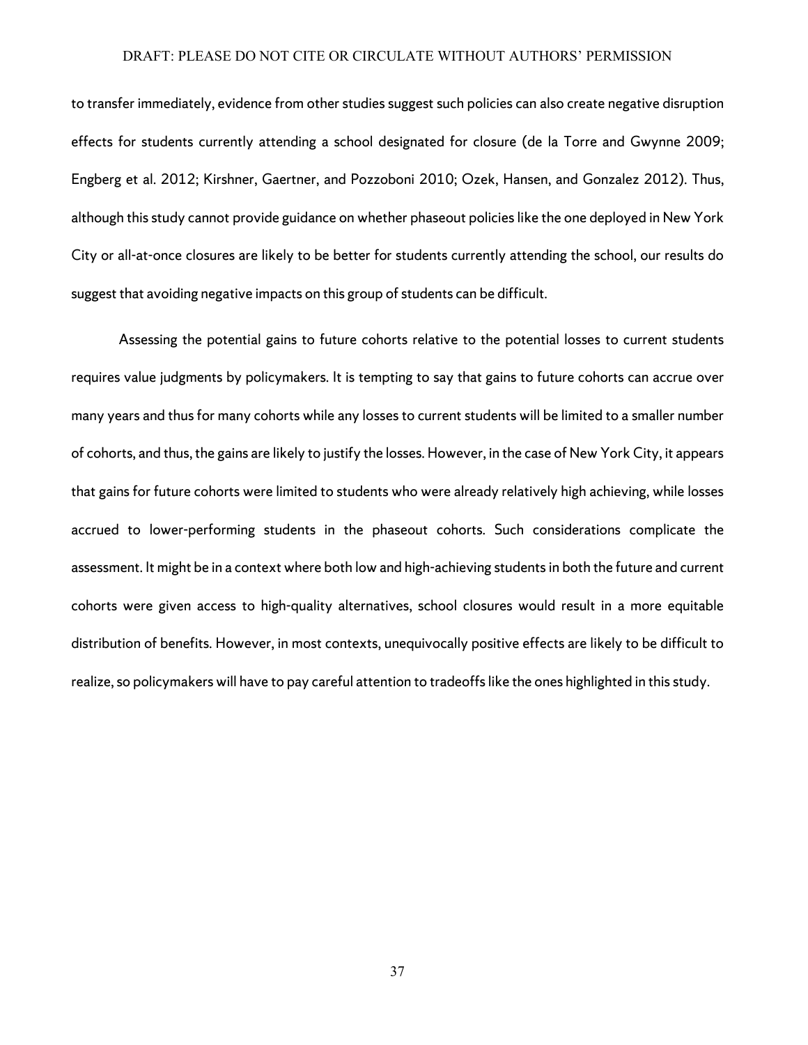to transfer immediately, evidence from other studies suggest such policies can also create negative disruption effects for students currently attending a school designated for closure (de la Torre and Gwynne 2009; Engberg et al. 2012; Kirshner, Gaertner, and Pozzoboni 2010; Ozek, Hansen, and Gonzalez 2012). Thus, although this study cannot provide guidance on whether phaseout policies like the one deployed in New York City or all-at-once closures are likely to be better for students currently attending the school, our results do suggest that avoiding negative impacts on this group of students can be difficult.

Assessing the potential gains to future cohorts relative to the potential losses to current students requires value judgments by policymakers. It is tempting to say that gains to future cohorts can accrue over many years and thus for many cohorts while any losses to current students will be limited to a smaller number of cohorts, and thus, the gains are likely to justify the losses. However, in the case of New York City, it appears that gains for future cohorts were limited to students who were already relatively high achieving, while losses accrued to lower-performing students in the phaseout cohorts. Such considerations complicate the assessment. It might be in a context where both low and high-achieving students in both the future and current cohorts were given access to high-quality alternatives, school closures would result in a more equitable distribution of benefits. However, in most contexts, unequivocally positive effects are likely to be difficult to realize, so policymakers will have to pay careful attention to tradeoffs like the ones highlighted in this study.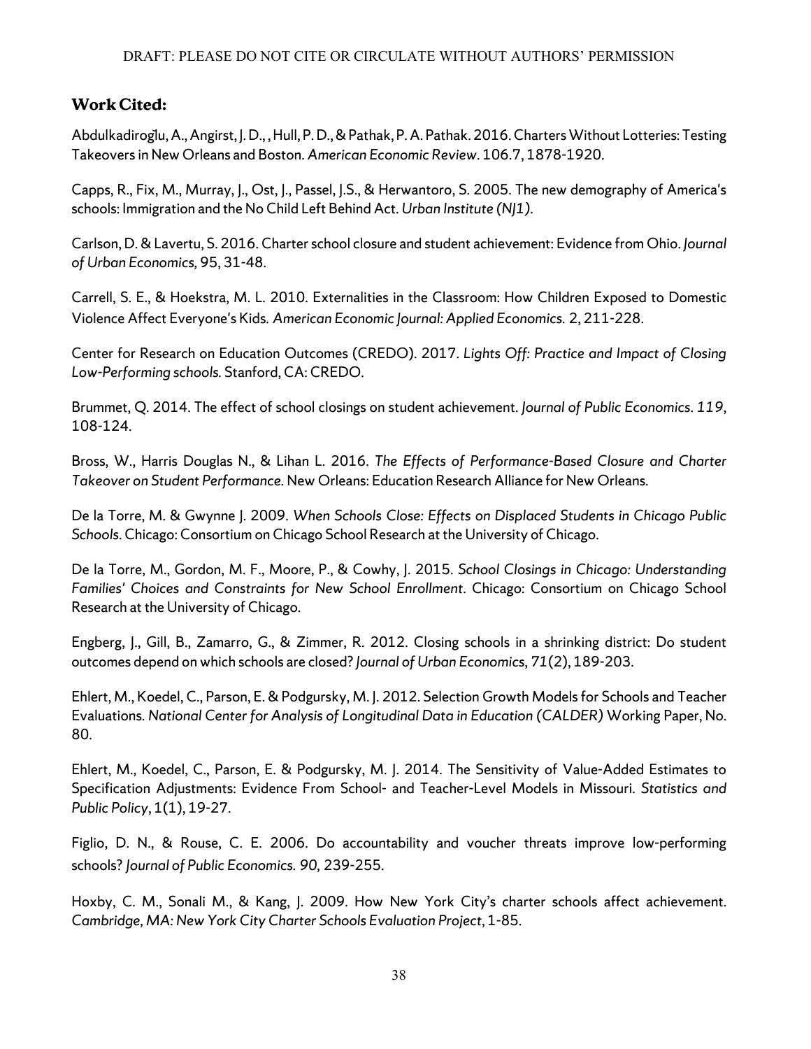## Work Cited:

Abdulkadiroğlu, A., Angirst, J. D., , Hull, P. D., & Pathak, P. A. Pathak. 2016. Charters Without Lotteries: Testing Takeovers in New Orleans and Boston. *American Economic Review*. 106.7, 1878-1920.

Capps, R., Fix, M., Murray, J., Ost, J., Passel, J.S., & Herwantoro, S. 2005. The new demography of America's schools: Immigration and the No Child Left Behind Act. *Urban Institute (NJ1)*.

Carlson, D. & Lavertu, S. 2016. Charter school closure and student achievement: Evidence from Ohio. *Journal of Urban Economics,* 95, 31-48.

Carrell, S. E., & Hoekstra, M. L. 2010. Externalities in the Classroom: How Children Exposed to Domestic Violence Affect Everyone's Kids. *American Economic Journal: Applied Economics.* 2, 211-228.

Center for Research on Education Outcomes (CREDO). 2017. *Lights Off: Practice and Impact of Closing Low-Performing schools.* Stanford, CA: CREDO.

Brummet, Q. 2014. The effect of school closings on student achievement. *Journal of Public Economics*. *119*, 108-124.

Bross, W., Harris Douglas N., & Lihan L. 2016. *The Effects of Performance-Based Closure and Charter Takeover on Student Performance*. New Orleans: Education Research Alliance for New Orleans.

De la Torre, M. & Gwynne J. 2009. *When Schools Close: Effects on Displaced Students in Chicago Public Schools*. Chicago: Consortium on Chicago School Research at the University of Chicago.

De la Torre, M., Gordon, M. F., Moore, P., & Cowhy, J. 2015. *School Closings in Chicago: Understanding Families' Choices and Constraints for New School Enrollment*. Chicago: Consortium on Chicago School Research at the University of Chicago.

Engberg, J., Gill, B., Zamarro, G., & Zimmer, R. 2012. Closing schools in a shrinking district: Do student outcomes depend on which schools are closed? *Journal of Urban Economics*, *71*(2), 189-203.

Ehlert, M., Koedel, C., Parson, E. & Podgursky, M. J. 2012. Selection Growth Models for Schools and Teacher Evaluations. *National Center for Analysis of Longitudinal Data in Education (CALDER)* Working Paper, No. 80.

Ehlert, M., Koedel, C., Parson, E. & Podgursky, M. J. 2014. The Sensitivity of Value-Added Estimates to Specification Adjustments: Evidence From School- and Teacher-Level Models in Missouri. *Statistics and Public Policy*, 1(1), 19-27.

Figlio, D. N., & Rouse, C. E. 2006. Do accountability and voucher threats improve low-performing schools? *Journal of Public Economics. 90,* 239-255.

Hoxby, C. M., Sonali M., & Kang, J. 2009. How New York City's charter schools affect achievement. *Cambridge, MA: New York City Charter Schools Evaluation Project*, 1-85.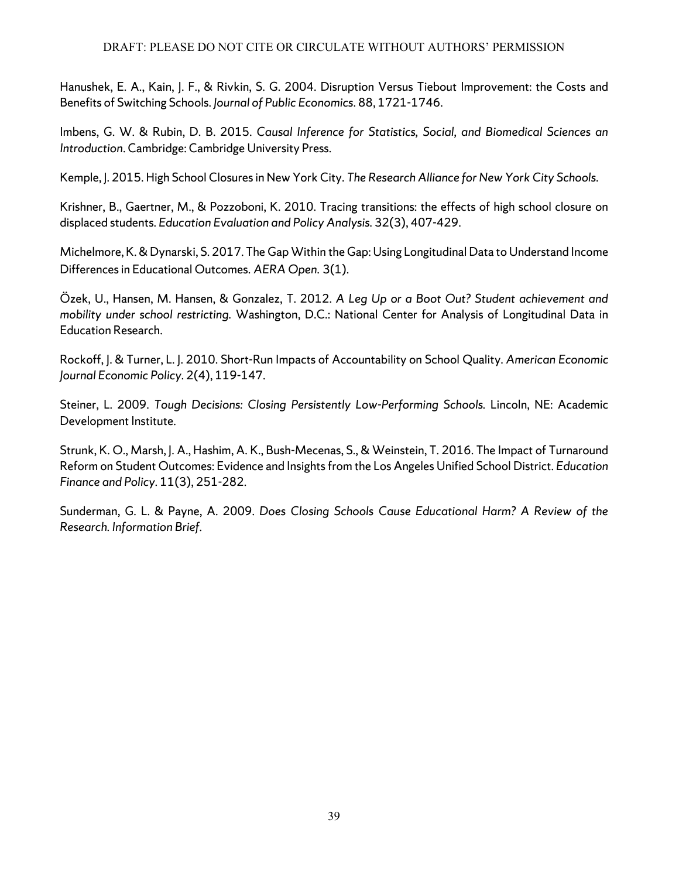Hanushek, E. A., Kain, J. F., & Rivkin, S. G. 2004. Disruption Versus Tiebout Improvement: the Costs and Benefits of Switching Schools. *Journal of Public Economics*. 88, 1721-1746.

Imbens, G. W. & Rubin, D. B. 2015. *Causal Inference for Statistics, Social, and Biomedical Sciences an Introduction*. Cambridge: Cambridge University Press.

Kemple, J. 2015. High School Closures in New York City. *The Research Alliance for New York City Schools*.

Krishner, B., Gaertner, M., & Pozzoboni, K. 2010. Tracing transitions: the effects of high school closure on displaced students. *Education Evaluation and Policy Analysis*. 32(3), 407-429.

Michelmore, K. & Dynarski, S. 2017. The Gap Within the Gap: Using Longitudinal Data to Understand Income Differences in Educational Outcomes. *AERA Open*. 3(1).

Özek, U., Hansen, M. Hansen, & Gonzalez, T. 2012. *A Leg Up or a Boot Out? Student achievement and mobility under school restricting*. Washington, D.C.: National Center for Analysis of Longitudinal Data in Education Research.

Rockoff, J. & Turner, L. J. 2010. Short-Run Impacts of Accountability on School Quality. *American Economic Journal Economic Policy*. 2(4), 119-147.

Steiner, L. 2009. *Tough Decisions: Closing Persistently Low-Performing Schools*. Lincoln, NE: Academic Development Institute.

Strunk, K. O., Marsh, J. A., Hashim, A. K., Bush-Mecenas, S., & Weinstein, T. 2016. The Impact of Turnaround Reform on Student Outcomes: Evidence and Insights from the Los Angeles Unified School District. *Education Finance and Policy*. 11(3), 251-282.

Sunderman, G. L. & Payne, A. 2009. *Does Closing Schools Cause Educational Harm? A Review of the Research. Information Brief*.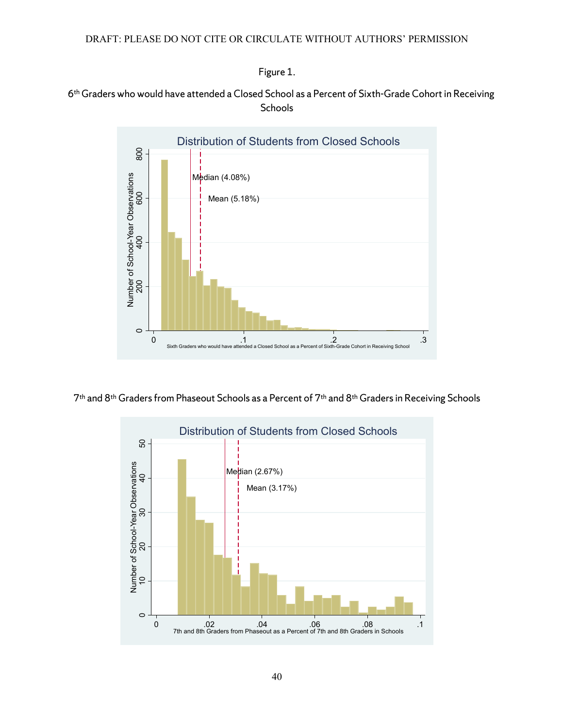Figure 1.

6th Graders who would have attended a Closed School as a Percent of Sixth-Grade Cohort in Receiving Schools

7th and 8th Graders from Phaseout Schools as a Percent of 7th and 8th Graders in Receiving Schools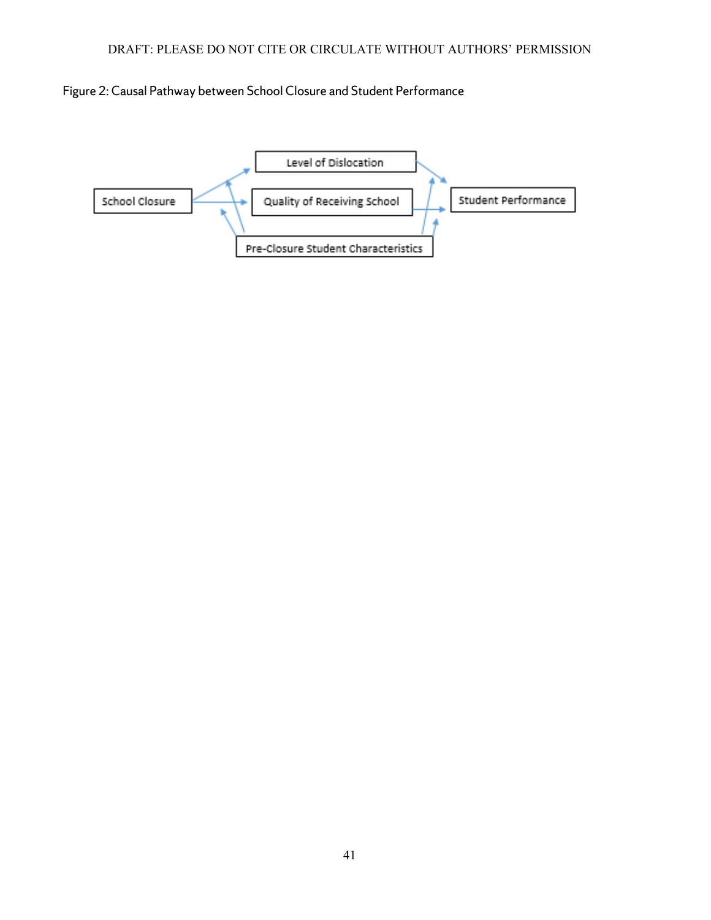Figure 2: Causal Pathway between School Closure and Student Performance

Level of Dislocation

School Closure

Quality of Receiving School

Student Performance

Pre-Closure Student Characteristics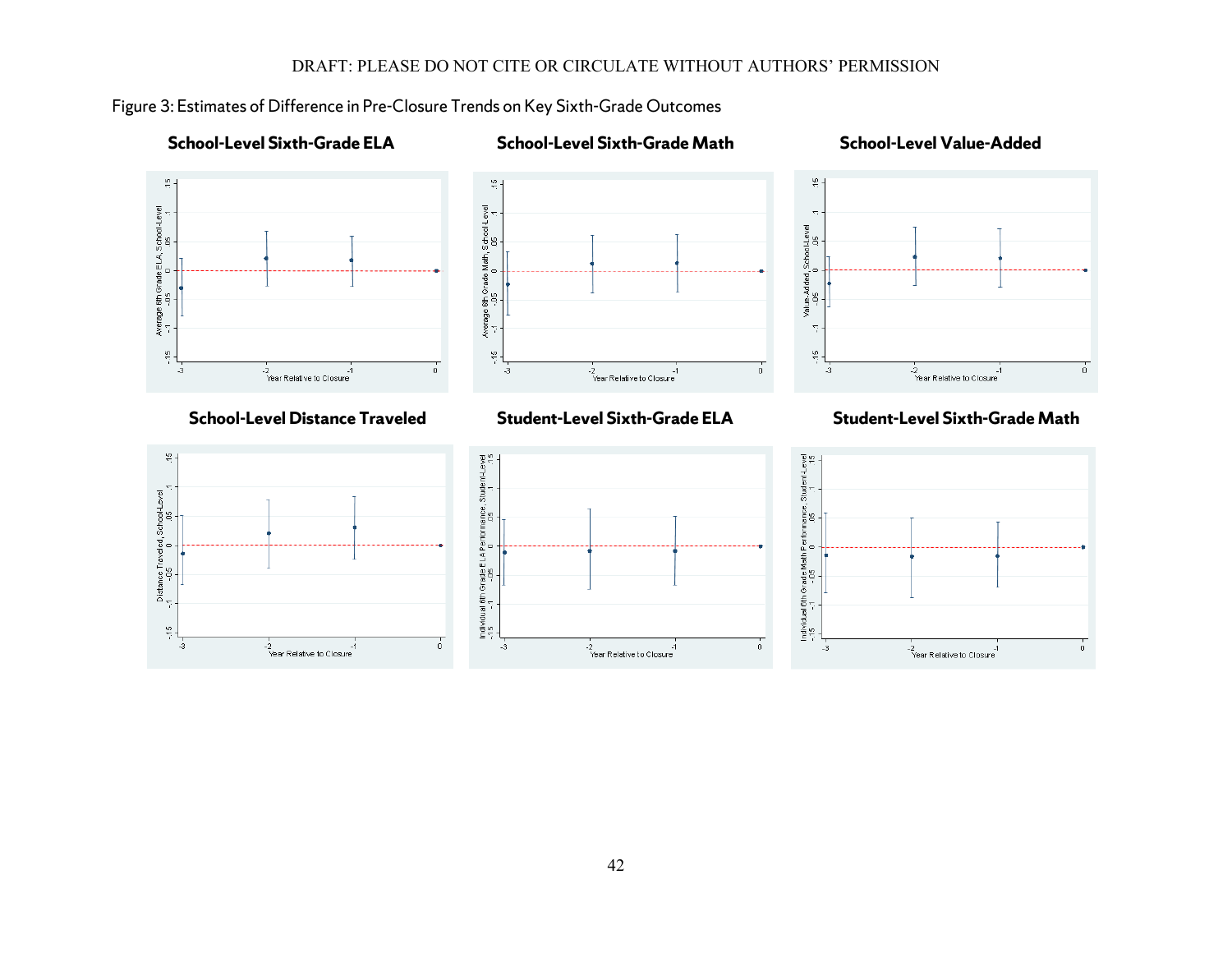Figure 3: Estimates of Difference in Pre-Closure Trends on Key Sixth-Grade Outcomes

**School-Level Sixth-Grade ELA**

**School-Level Sixth-Grade Math**

**School-Level Value-Added**

**School-Level Distance Traveled**

**Student-Level Sixth-Grade ELA**

**Student-Level Sixth-Grade Math**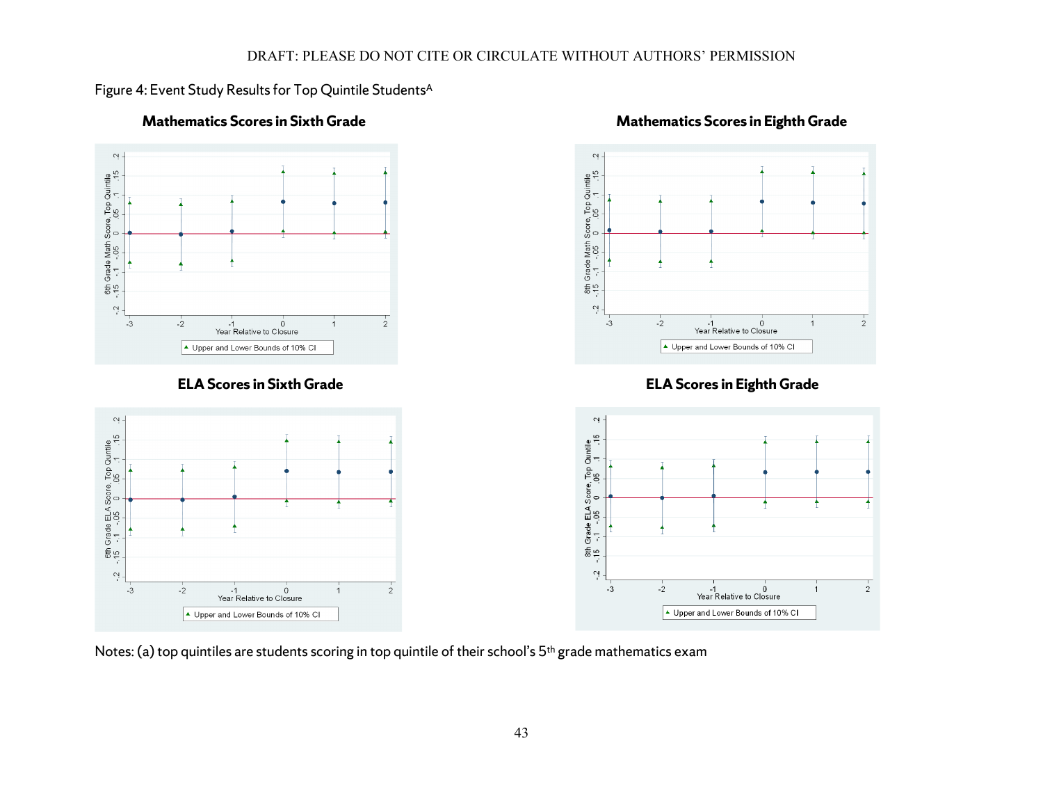Figure 4: Event Study Results for Top Quintile Students[A]

**Mathematics Scores in Sixth Grade**

**Mathematics Scores in Eighth Grade**

**ELA Scores in Sixth Grade**

**ELA Scores in Eighth Grade**

Notes: (a) top quintiles are students scoring in top quintile of their school's 5th grade mathematics exam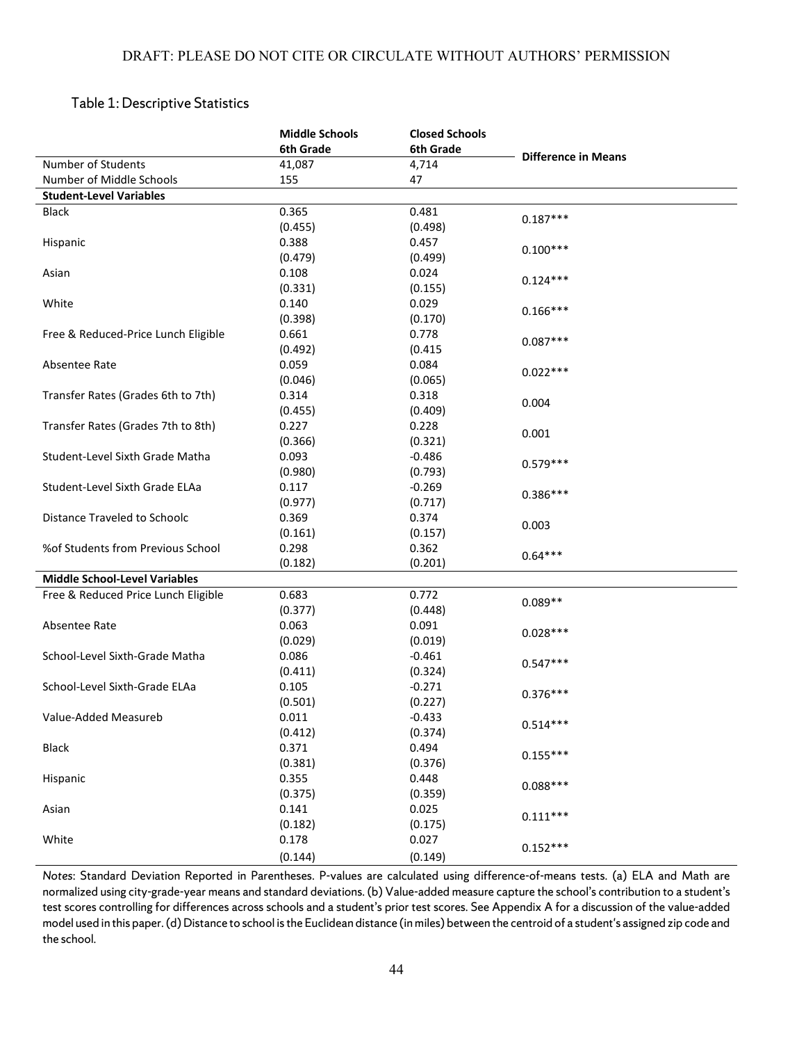DRAFT: PLEASE DO NOT CITE OR CIRCULATE WITHOUT AUTHORS' PERMISSION

## Table 1: Descriptive Statistics

| | **Middle Schools 6th Grade** | **Closed Schools 6th Grade** | **Difference in Means** |
|---|---|---|---|
| Number of Students | 41,087 | 4,714 | |
| Number of Middle Schools | 155 | 47 | |
| **Student-Level Variables** | | | |
| Black | 0.365 | 0.481 | 0.187*** |
| | (0.455) | (0.498) | |
| Hispanic | 0.388 | 0.457 | 0.100*** |
| | (0.479) | (0.499) | |
| Asian | 0.108 | 0.024 | 0.124*** |
| | (0.331) | (0.155) | |
| White | 0.140 | 0.029 | 0.166*** |
| | (0.398) | (0.170) | |
| Free & Reduced-Price Lunch Eligible | 0.661 | 0.778 | 0.087*** |
| | (0.492) | (0.415 | |
| Absentee Rate | 0.059 | 0.084 | 0.022*** |
| | (0.046) | (0.065) | |
| Transfer Rates (Grades 6th to 7th) | 0.314 | 0.318 | 0.004 |
| | (0.455) | (0.409) | |
| Transfer Rates (Grades 7th to 8th) | 0.227 | 0.228 | 0.001 |
| | (0.366) | (0.321) | |
| Student-Level Sixth Grade Matha | 0.093 | -0.486 | 0.579*** |
| | (0.980) | (0.793) | |
| Student-Level Sixth Grade ELAa | 0.117 | -0.269 | 0.386*** |
| | (0.977) | (0.717) | |
| Distance Traveled to Schoolc | 0.369 | 0.374 | 0.003 |
| | (0.161) | (0.157) | |
| %of Students from Previous School | 0.298 | 0.362 | 0.64*** |
| | (0.182) | (0.201) | |
| **Middle School-Level Variables** | | | |
| Free & Reduced Price Lunch Eligible | 0.683 | 0.772 | 0.089** |
| | (0.377) | (0.448) | |
| Absentee Rate | 0.063 | 0.091 | 0.028*** |
| | (0.029) | (0.019) | |
| School-Level Sixth-Grade Matha | 0.086 | -0.461 | 0.547*** |
| | (0.411) | (0.324) | |
| School-Level Sixth-Grade ELAa | 0.105 | -0.271 | 0.376*** |
| | (0.501) | (0.227) | |
| Value-Added Measureb | 0.011 | -0.433 | 0.514*** |
| | (0.412) | (0.374) | |
| Black | 0.371 | 0.494 | 0.155*** |
| | (0.381) | (0.376) | |
| Hispanic | 0.355 | 0.448 | 0.088*** |
| | (0.375) | (0.359) | |
| Asian | 0.141 | 0.025 | 0.111*** |
| | (0.182) | (0.175) | |
| White | 0.178 | 0.027 | 0.152*** |
| | (0.144) | (0.149) | |

*Notes*: Standard Deviation Reported in Parentheses. P-values are calculated using difference-of-means tests. (a) ELA and Math are normalized using city-grade-year means and standard deviations. (b) Value-added measure capture the school's contribution to a student's test scores controlling for differences across schools and a student's prior test scores. See Appendix A for a discussion of the value-added model used in this paper. (d) Distance to school is the Euclidean distance (in miles) between the centroid of a student's assigned zip code and the school.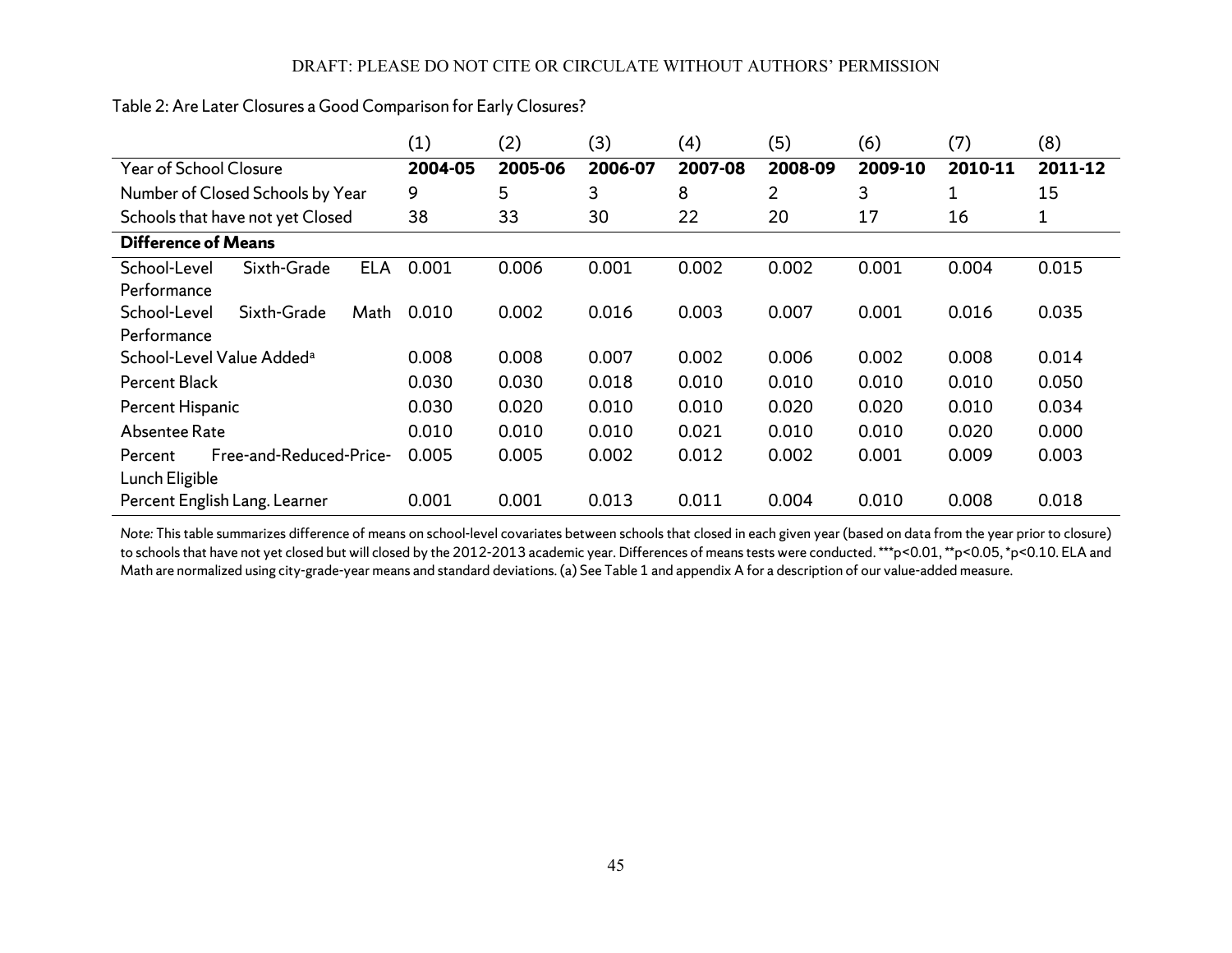Table 2: Are Later Closures a Good Comparison for Early Closures?

| | (1) | (2) | (3) | (4) | (5) | (6) | (7) | (8) |
|---|---|---|---|---|---|---|---|---|
| Year of School Closure | **2004-05** | **2005-06** | **2006-07** | **2007-08** | **2008-09** | **2009-10** | **2010-11** | **2011-12** |
| Number of Closed Schools by Year | 9 | 5 | 3 | 8 | 2 | 3 | 1 | 15 |
| Schools that have not yet Closed | 38 | 33 | 30 | 22 | 20 | 17 | 16 | 1 |
| **Difference of Means** | | | | | | | | |
| School-Level Sixth-Grade ELA Performance | 0.001 | 0.006 | 0.001 | 0.002 | 0.002 | 0.001 | 0.004 | 0.015 |
| School-Level Sixth-Grade Math Performance | 0.010 | 0.002 | 0.016 | 0.003 | 0.007 | 0.001 | 0.016 | 0.035 |
| School-Level Value Added[a] | 0.008 | 0.008 | 0.007 | 0.002 | 0.006 | 0.002 | 0.008 | 0.014 |
| Percent Black | 0.030 | 0.030 | 0.018 | 0.010 | 0.010 | 0.010 | 0.010 | 0.050 |
| Percent Hispanic | 0.030 | 0.020 | 0.010 | 0.010 | 0.020 | 0.020 | 0.010 | 0.034 |
| Absentee Rate | 0.010 | 0.010 | 0.010 | 0.021 | 0.010 | 0.010 | 0.020 | 0.000 |
| Percent Free-and-Reduced-Price-Lunch Eligible | 0.005 | 0.005 | 0.002 | 0.012 | 0.002 | 0.001 | 0.009 | 0.003 |
| Percent English Lang. Learner | 0.001 | 0.001 | 0.013 | 0.011 | 0.004 | 0.010 | 0.008 | 0.018 |

*Note:* This table summarizes difference of means on school-level covariates between schools that closed in each given year (based on data from the year prior to closure) to schools that have not yet closed but will closed by the 2012-2013 academic year. Differences of means tests were conducted. ***p<0.01, **p<0.05, *p<0.10. ELA and Math are normalized using city-grade-year means and standard deviations. (a) See Table 1 and appendix A for a description of our value-added measure.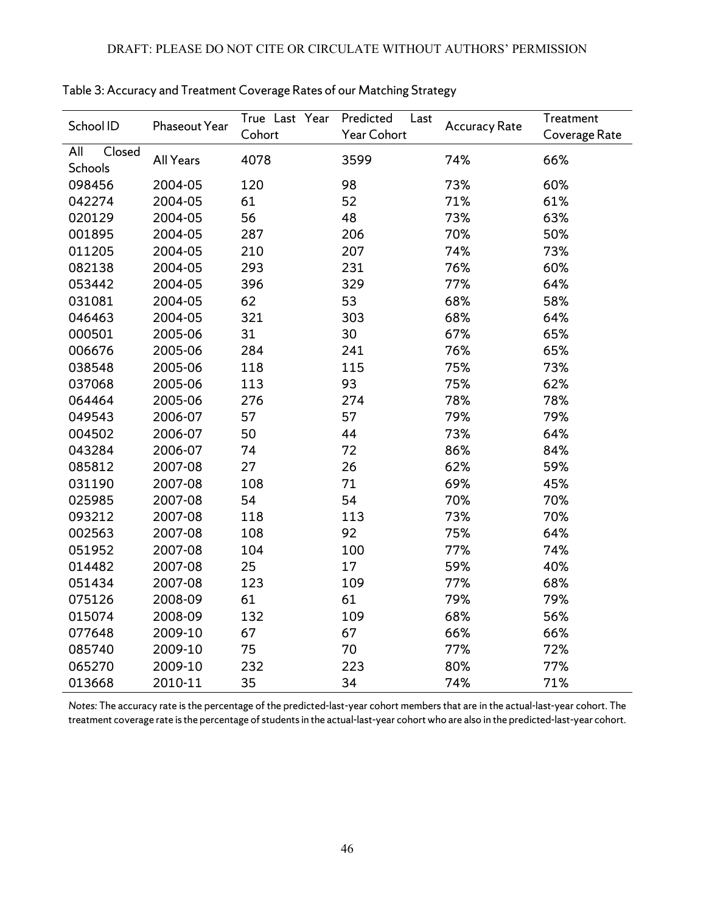Table 3: Accuracy and Treatment Coverage Rates of our Matching Strategy

| School ID | Phaseout Year | True Last Year Cohort | Predicted Last Year Cohort | Accuracy Rate | Treatment Coverage Rate |
|---|---|---|---|---|---|
| All Closed Schools | All Years | 4078 | 3599 | 74% | 66% |
| 098456 | 2004-05 | 120 | 98 | 73% | 60% |
| 042274 | 2004-05 | 61 | 52 | 71% | 61% |
| 020129 | 2004-05 | 56 | 48 | 73% | 63% |
| 001895 | 2004-05 | 287 | 206 | 70% | 50% |
| 011205 | 2004-05 | 210 | 207 | 74% | 73% |
| 082138 | 2004-05 | 293 | 231 | 76% | 60% |
| 053442 | 2004-05 | 396 | 329 | 77% | 64% |
| 031081 | 2004-05 | 62 | 53 | 68% | 58% |
| 046463 | 2004-05 | 321 | 303 | 68% | 64% |
| 000501 | 2005-06 | 31 | 30 | 67% | 65% |
| 006676 | 2005-06 | 284 | 241 | 76% | 65% |
| 038548 | 2005-06 | 118 | 115 | 75% | 73% |
| 037068 | 2005-06 | 113 | 93 | 75% | 62% |
| 064464 | 2005-06 | 276 | 274 | 78% | 78% |
| 049543 | 2006-07 | 57 | 57 | 79% | 79% |
| 004502 | 2006-07 | 50 | 44 | 73% | 64% |
| 043284 | 2006-07 | 74 | 72 | 86% | 84% |
| 085812 | 2007-08 | 27 | 26 | 62% | 59% |
| 031190 | 2007-08 | 108 | 71 | 69% | 45% |
| 025985 | 2007-08 | 54 | 54 | 70% | 70% |
| 093212 | 2007-08 | 118 | 113 | 73% | 70% |
| 002563 | 2007-08 | 108 | 92 | 75% | 64% |
| 051952 | 2007-08 | 104 | 100 | 77% | 74% |
| 014482 | 2007-08 | 25 | 17 | 59% | 40% |
| 051434 | 2007-08 | 123 | 109 | 77% | 68% |
| 075126 | 2008-09 | 61 | 61 | 79% | 79% |
| 015074 | 2008-09 | 132 | 109 | 68% | 56% |
| 077648 | 2009-10 | 67 | 67 | 66% | 66% |
| 085740 | 2009-10 | 75 | 70 | 77% | 72% |
| 065270 | 2009-10 | 232 | 223 | 80% | 77% |
| 013668 | 2010-11 | 35 | 34 | 74% | 71% |

*Notes:* The accuracy rate is the percentage of the predicted-last-year cohort members that are in the actual-last-year cohort. The treatment coverage rate is the percentage of students in the actual-last-year cohort who are also in the predicted-last-year cohort.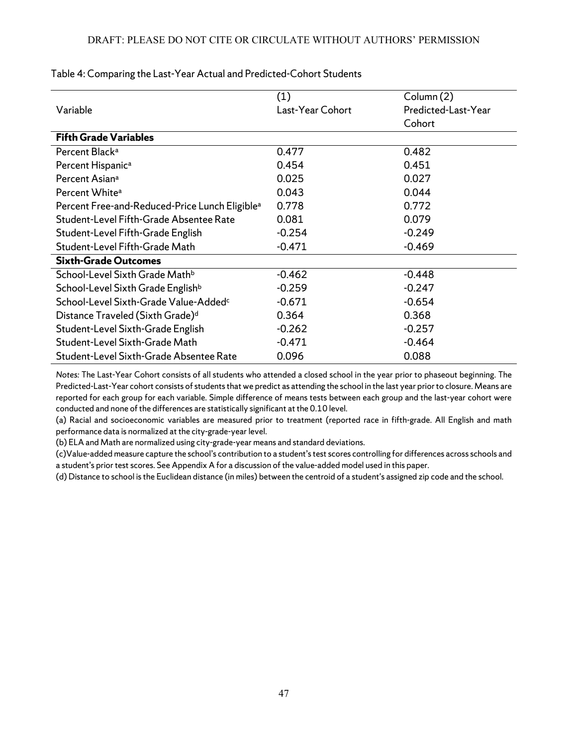Table 4: Comparing the Last-Year Actual and Predicted-Cohort Students

| Variable | (1) Last-Year Cohort | Column (2) Predicted-Last-Year Cohort |
|---|---|---|
| **Fifth Grade Variables** | | |
| Percent Black[a] | 0.477 | 0.482 |
| Percent Hispanic[a] | 0.454 | 0.451 |
| Percent Asian[a] | 0.025 | 0.027 |
| Percent White[a] | 0.043 | 0.044 |
| Percent Free-and-Reduced-Price Lunch Eligible[a] | 0.778 | 0.772 |
| Student-Level Fifth-Grade Absentee Rate | 0.081 | 0.079 |
| Student-Level Fifth-Grade English | -0.254 | -0.249 |
| Student-Level Fifth-Grade Math | -0.471 | -0.469 |
| **Sixth-Grade Outcomes** | | |
| School-Level Sixth Grade Math[b] | -0.462 | -0.448 |
| School-Level Sixth Grade English[b] | -0.259 | -0.247 |
| School-Level Sixth-Grade Value-Added[c] | -0.671 | -0.654 |
| Distance Traveled (Sixth Grade)[d] | 0.364 | 0.368 |
| Student-Level Sixth-Grade English | -0.262 | -0.257 |
| Student-Level Sixth-Grade Math | -0.471 | -0.464 |
| Student-Level Sixth-Grade Absentee Rate | 0.096 | 0.088 |

*Notes:* The Last-Year Cohort consists of all students who attended a closed school in the year prior to phaseout beginning. The Predicted-Last-Year cohort consists of students that we predict as attending the school in the last year prior to closure. Means are reported for each group for each variable. Simple difference of means tests between each group and the last-year cohort were conducted and none of the differences are statistically significant at the 0.10 level.

(a) Racial and socioeconomic variables are measured prior to treatment (reported race in fifth-grade. All English and math performance data is normalized at the city-grade-year level.

(b) ELA and Math are normalized using city-grade-year means and standard deviations.

(c)Value-added measure capture the school's contribution to a student's test scores controlling for differences across schools and a student's prior test scores. See Appendix A for a discussion of the value-added model used in this paper.

(d) Distance to school is the Euclidean distance (in miles) between the centroid of a student's assigned zip code and the school.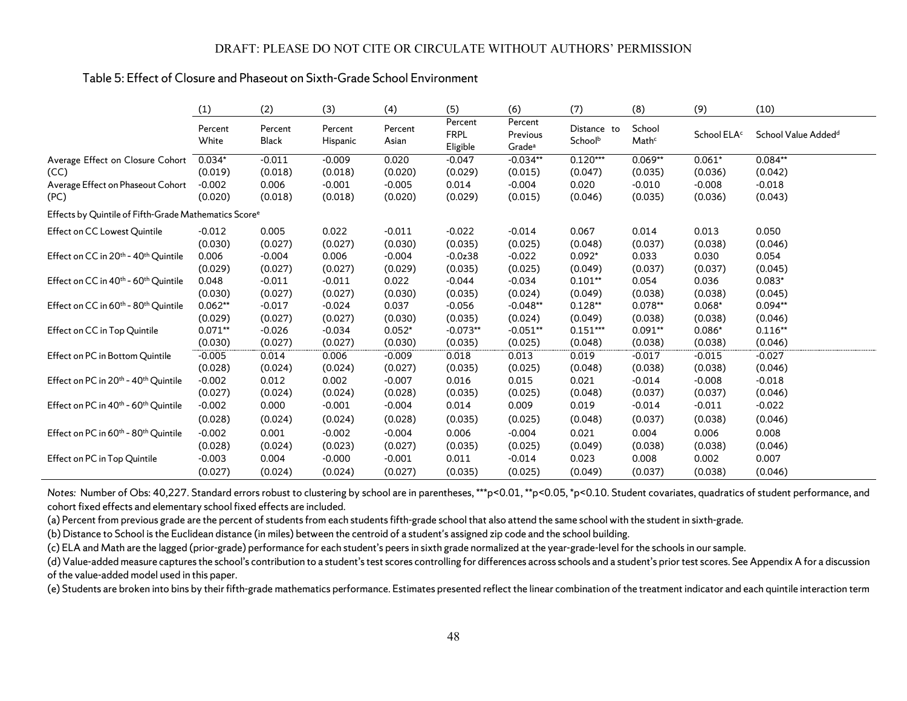### Table 5: Effect of Closure and Phaseout on Sixth-Grade School Environment

| | (1) | (2) | (3) | (4) | (5) | (6) | (7) | (8) | (9) | (10) |
|---|---|---|---|---|---|---|---|---|---|---|
| | Percent White | Percent Black | Percent Hispanic | Percent Asian | Percent FRPL Eligible | Percent Previous Grade[a] | Distance to School[b] | School Math[c] | School ELA[c] | School Value Added[d] |
| Average Effect on Closure Cohort (CC) | 0.034* | -0.011 | -0.009 | 0.020 | -0.047 | -0.034** | 0.120*** | 0.069** | 0.061* | 0.084** |
| | (0.019) | (0.018) | (0.018) | (0.020) | (0.029) | (0.015) | (0.047) | (0.035) | (0.036) | (0.042) |
| Average Effect on Phaseout Cohort (PC) | -0.002 | 0.006 | -0.001 | -0.005 | 0.014 | -0.004 | 0.020 | -0.010 | -0.008 | -0.018 |
| | (0.020) | (0.018) | (0.018) | (0.020) | (0.029) | (0.015) | (0.046) | (0.035) | (0.036) | (0.043) |
| Effects by Quintile of Fifth-Grade Mathematics Score[e] | | | | | | | | | | |
| Effect on CC Lowest Quintile | -0.012 | 0.005 | 0.022 | -0.011 | -0.022 | -0.014 | 0.067 | 0.014 | 0.013 | 0.050 |
| | (0.030) | (0.027) | (0.027) | (0.030) | (0.035) | (0.025) | (0.048) | (0.037) | (0.038) | (0.046) |
| Effect on CC in 20th - 40th Quintile | 0.006 | -0.004 | 0.006 | -0.004 | -0.0z38 | -0.022 | 0.092* | 0.033 | 0.030 | 0.054 |
| | (0.029) | (0.027) | (0.027) | (0.029) | (0.035) | (0.025) | (0.049) | (0.037) | (0.037) | (0.045) |
| Effect on CC in 40th - 60th Quintile | 0.048 | -0.011 | -0.011 | 0.022 | -0.044 | -0.034 | 0.101** | 0.054 | 0.036 | 0.083* |
| | (0.030) | (0.027) | (0.027) | (0.030) | (0.035) | (0.024) | (0.049) | (0.038) | (0.038) | (0.045) |
| Effect on CC in 60th - 80th Quintile | 0.062** | -0.017 | -0.024 | 0.037 | -0.056 | -0.048** | 0.128** | 0.078** | 0.068* | 0.094** |
| | (0.029) | (0.027) | (0.027) | (0.030) | (0.035) | (0.024) | (0.049) | (0.038) | (0.038) | (0.046) |
| Effect on CC in Top Quintile | 0.071** | -0.026 | -0.034 | 0.052* | -0.073** | -0.051** | 0.151*** | 0.091** | 0.086* | 0.116** |
| | (0.030) | (0.027) | (0.027) | (0.030) | (0.035) | (0.025) | (0.048) | (0.038) | (0.038) | (0.046) |
| Effect on PC in Bottom Quintile | -0.005 | 0.014 | 0.006 | -0.009 | 0.018 | 0.013 | 0.019 | -0.017 | -0.015 | -0.027 |
| | (0.028) | (0.024) | (0.024) | (0.027) | (0.035) | (0.025) | (0.048) | (0.038) | (0.038) | (0.046) |
| Effect on PC in 20th - 40th Quintile | -0.002 | 0.012 | 0.002 | -0.007 | 0.016 | 0.015 | 0.021 | -0.014 | -0.008 | -0.018 |
| | (0.027) | (0.024) | (0.024) | (0.028) | (0.035) | (0.025) | (0.048) | (0.037) | (0.037) | (0.046) |
| Effect on PC in 40th - 60th Quintile | -0.002 | 0.000 | -0.001 | -0.004 | 0.014 | 0.009 | 0.019 | -0.014 | -0.011 | -0.022 |
| | (0.028) | (0.024) | (0.024) | (0.028) | (0.035) | (0.025) | (0.048) | (0.037) | (0.038) | (0.046) |
| Effect on PC in 60th - 80th Quintile | -0.002 | 0.001 | -0.002 | -0.004 | 0.006 | -0.004 | 0.021 | 0.004 | 0.006 | 0.008 |
| | (0.028) | (0.024) | (0.023) | (0.027) | (0.035) | (0.025) | (0.049) | (0.038) | (0.038) | (0.046) |
| Effect on PC in Top Quintile | -0.003 | 0.004 | -0.000 | -0.001 | 0.011 | -0.014 | 0.023 | 0.008 | 0.002 | 0.007 |
| | (0.027) | (0.024) | (0.024) | (0.027) | (0.035) | (0.025) | (0.049) | (0.037) | (0.038) | (0.046) |

*Notes:* Number of Obs: 40,227. Standard errors robust to clustering by school are in parentheses, ***p<0.01, **p<0.05, *p<0.10. Student covariates, quadratics of student performance, and cohort fixed effects and elementary school fixed effects are included.

(a) Percent from previous grade are the percent of students from each students fifth-grade school that also attend the same school with the student in sixth-grade.

(b) Distance to School is the Euclidean distance (in miles) between the centroid of a student's assigned zip code and the school building.

(c) ELA and Math are the lagged (prior-grade) performance for each student's peers in sixth grade normalized at the year-grade-level for the schools in our sample.

(d) Value-added measure captures the school's contribution to a student's test scores controlling for differences across schools and a student's prior test scores. See Appendix A for a discussion of the value-added model used in this paper.

(e) Students are broken into bins by their fifth-grade mathematics performance. Estimates presented reflect the linear combination of the treatment indicator and each quintile interaction term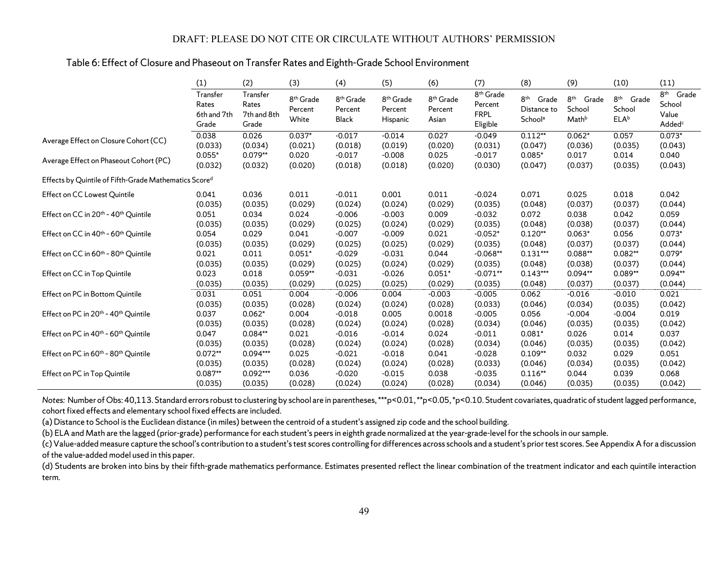DRAFT: PLEASE DO NOT CITE OR CIRCULATE WITHOUT AUTHORS' PERMISSION

## Table 6: Effect of Closure and Phaseout on Transfer Rates and Eighth-Grade School Environment

| | (1) | (2) | (3) | (4) | (5) | (6) | (7) | (8) | (9) | (10) | (11) |
|---|---|---|---|---|---|---|---|---|---|---|---|
| | Transfer Rates 6th and 7th Grade | Transfer Rates 7th and 8th Grade | 8th Grade Percent White | 8th Grade Percent Black | 8th Grade Percent Hispanic | 8th Grade Percent Asian | 8th Grade Percent FRPL Eligible | 8th Grade Distance to School[a] | 8th Grade School Math[b] | 8th Grade School ELA[b] | 8th Grade School Value Added[c] |
| Average Effect on Closure Cohort (CC) | 0.038 | 0.026 | 0.037* | -0.017 | -0.014 | 0.027 | -0.049 | 0.112** | 0.062* | 0.057 | 0.073* |
| | (0.033) | (0.034) | (0.021) | (0.018) | (0.019) | (0.020) | (0.031) | (0.047) | (0.036) | (0.035) | (0.043) |
| Average Effect on Phaseout Cohort (PC) | 0.055* | 0.079** | 0.020 | -0.017 | -0.008 | 0.025 | -0.017 | 0.085* | 0.017 | 0.014 | 0.040 |
| | (0.032) | (0.032) | (0.020) | (0.018) | (0.018) | (0.020) | (0.030) | (0.047) | (0.037) | (0.035) | (0.043) |
| Effects by Quintile of Fifth-Grade Mathematics Score[d] | | | | | | | | | | | |
| Effect on CC Lowest Quintile | 0.041 | 0.036 | 0.011 | -0.011 | 0.001 | 0.011 | -0.024 | 0.071 | 0.025 | 0.018 | 0.042 |
| | (0.035) | (0.035) | (0.029) | (0.024) | (0.024) | (0.029) | (0.035) | (0.048) | (0.037) | (0.037) | (0.044) |
| Effect on CC in 20th - 40th Quintile | 0.051 | 0.034 | 0.024 | -0.006 | -0.003 | 0.009 | -0.032 | 0.072 | 0.038 | 0.042 | 0.059 |
| | (0.035) | (0.035) | (0.029) | (0.025) | (0.024) | (0.029) | (0.035) | (0.048) | (0.038) | (0.037) | (0.044) |
| Effect on CC in 40th - 60th Quintile | 0.054 | 0.029 | 0.041 | -0.007 | -0.009 | 0.021 | -0.052* | 0.120** | 0.063* | 0.056 | 0.073* |
| | (0.035) | (0.035) | (0.029) | (0.025) | (0.025) | (0.029) | (0.035) | (0.048) | (0.037) | (0.037) | (0.044) |
| Effect on CC in 60th - 80th Quintile | 0.021 | 0.011 | 0.051* | -0.029 | -0.031 | 0.044 | -0.068** | 0.131*** | 0.088** | 0.082** | 0.079* |
| | (0.035) | (0.035) | (0.029) | (0.025) | (0.024) | (0.029) | (0.035) | (0.048) | (0.038) | (0.037) | (0.044) |
| Effect on CC in Top Quintile | 0.023 | 0.018 | 0.059** | -0.031 | -0.026 | 0.051* | -0.071** | 0.143*** | 0.094** | 0.089** | 0.094** |
| | (0.035) | (0.035) | (0.029) | (0.025) | (0.025) | (0.029) | (0.035) | (0.048) | (0.037) | (0.037) | (0.044) |
| Effect on PC in Bottom Quintile | 0.031 | 0.051 | 0.004 | -0.006 | 0.004 | -0.003 | -0.005 | 0.062 | -0.016 | -0.010 | 0.021 |
| | (0.035) | (0.035) | (0.028) | (0.024) | (0.024) | (0.028) | (0.033) | (0.046) | (0.034) | (0.035) | (0.042) |
| Effect on PC in 20th - 40th Quintile | 0.037 | 0.062* | 0.004 | -0.018 | 0.005 | 0.0018 | -0.005 | 0.056 | -0.004 | -0.004 | 0.019 |
| | (0.035) | (0.035) | (0.028) | (0.024) | (0.024) | (0.028) | (0.034) | (0.046) | (0.035) | (0.035) | (0.042) |
| Effect on PC in 40th - 60th Quintile | 0.047 | 0.084** | 0.021 | -0.016 | -0.014 | 0.024 | -0.011 | 0.081* | 0.026 | 0.014 | 0.037 |
| | (0.035) | (0.035) | (0.028) | (0.024) | (0.024) | (0.028) | (0.034) | (0.046) | (0.035) | (0.035) | (0.042) |
| Effect on PC in 60th - 80th Quintile | 0.072** | 0.094*** | 0.025 | -0.021 | -0.018 | 0.041 | -0.028 | 0.109** | 0.032 | 0.029 | 0.051 |
| | (0.035) | (0.035) | (0.028) | (0.024) | (0.024) | (0.028) | (0.033) | (0.046) | (0.034) | (0.035) | (0.042) |
| Effect on PC in Top Quintile | 0.087** | 0.092*** | 0.036 | -0.020 | -0.015 | 0.038 | -0.035 | 0.116** | 0.044 | 0.039 | 0.068 |
| | (0.035) | (0.035) | (0.028) | (0.024) | (0.024) | (0.028) | (0.034) | (0.046) | (0.035) | (0.035) | (0.042) |

*Notes:* Number of Obs: 40,113. Standard errors robust to clustering by school are in parentheses, ***p<0.01, **p<0.05, *p<0.10. Student covariates, quadratic of student lagged performance, cohort fixed effects and elementary school fixed effects are included.

(a) Distance to School is the Euclidean distance (in miles) between the centroid of a student's assigned zip code and the school building.

(b) ELA and Math are the lagged (prior-grade) performance for each student's peers in eighth grade normalized at the year-grade-level for the schools in our sample.

(c) Value-added measure capture the school's contribution to a student's test scores controlling for differences across schools and a student's prior test scores. See Appendix A for a discussion of the value-added model used in this paper.

(d) Students are broken into bins by their fifth-grade mathematics performance. Estimates presented reflect the linear combination of the treatment indicator and each quintile interaction term.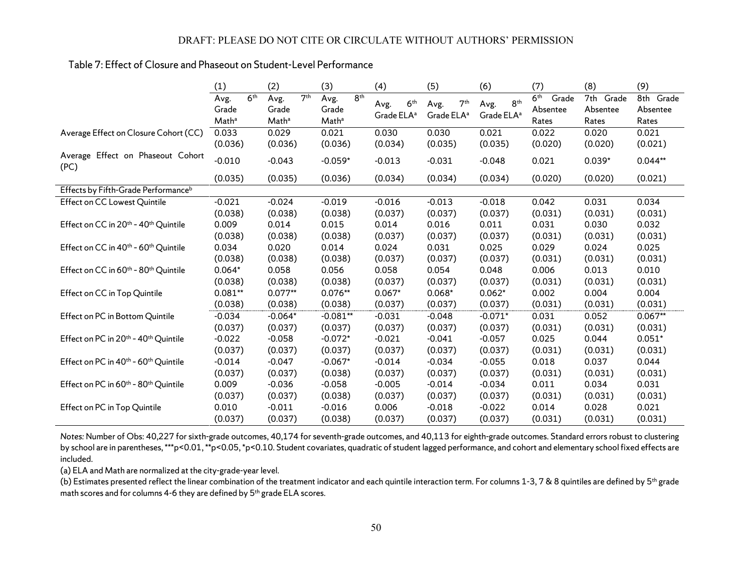Table 7: Effect of Closure and Phaseout on Student-Level Performance

| | (1) | (2) | (3) | (4) | (5) | (6) | (7) | (8) | (9) |
|---|---|---|---|---|---|---|---|---|---|
| | Avg. 6th Grade Math[a] | Avg. 7th Grade Math[a] | Avg. 8th Grade Math[a] | Avg. 6th Grade ELA[a] | Avg. 7th Grade ELA[a] | Avg. 8th Grade ELA[a] | 6th Grade Absentee Rates | 7th Grade Absentee Rates | 8th Grade Absentee Rates |
| Average Effect on Closure Cohort (CC) | 0.033 | 0.029 | 0.021 | 0.030 | 0.030 | 0.021 | 0.022 | 0.020 | 0.021 |
| | (0.036) | (0.036) | (0.036) | (0.034) | (0.035) | (0.035) | (0.020) | (0.020) | (0.021) |
| Average Effect on Phaseout Cohort (PC) | -0.010 | -0.043 | -0.059* | -0.013 | -0.031 | -0.048 | 0.021 | 0.039* | 0.044** |
| | (0.035) | (0.035) | (0.036) | (0.034) | (0.034) | (0.034) | (0.020) | (0.020) | (0.021) |
| Effects by Fifth-Grade Performance[b] | | | | | | | | | |
| Effect on CC Lowest Quintile | -0.021 | -0.024 | -0.019 | -0.016 | -0.013 | -0.018 | 0.042 | 0.031 | 0.034 |
| | (0.038) | (0.038) | (0.038) | (0.037) | (0.037) | (0.037) | (0.031) | (0.031) | (0.031) |
| Effect on CC in 20th - 40th Quintile | 0.009 | 0.014 | 0.015 | 0.014 | 0.016 | 0.011 | 0.031 | 0.030 | 0.032 |
| | (0.038) | (0.038) | (0.038) | (0.037) | (0.037) | (0.037) | (0.031) | (0.031) | (0.031) |
| Effect on CC in 40th - 60th Quintile | 0.034 | 0.020 | 0.014 | 0.024 | 0.031 | 0.025 | 0.029 | 0.024 | 0.025 |
| | (0.038) | (0.038) | (0.038) | (0.037) | (0.037) | (0.037) | (0.031) | (0.031) | (0.031) |
| Effect on CC in 60th - 80th Quintile | 0.064* | 0.058 | 0.056 | 0.058 | 0.054 | 0.048 | 0.006 | 0.013 | 0.010 |
| | (0.038) | (0.038) | (0.038) | (0.037) | (0.037) | (0.037) | (0.031) | (0.031) | (0.031) |
| Effect on CC in Top Quintile | 0.081** | 0.077** | 0.076** | 0.067* | 0.068* | 0.062* | 0.002 | 0.004 | 0.004 |
| | (0.038) | (0.038) | (0.038) | (0.037) | (0.037) | (0.037) | (0.031) | (0.031) | (0.031) |
| Effect on PC in Bottom Quintile | -0.034 | -0.064* | -0.081** | -0.031 | -0.048 | -0.071* | 0.031 | 0.052 | 0.067** |
| | (0.037) | (0.037) | (0.037) | (0.037) | (0.037) | (0.037) | (0.031) | (0.031) | (0.031) |
| Effect on PC in 20th - 40th Quintile | -0.022 | -0.058 | -0.072* | -0.021 | -0.041 | -0.057 | 0.025 | 0.044 | 0.051* |
| | (0.037) | (0.037) | (0.037) | (0.037) | (0.037) | (0.037) | (0.031) | (0.031) | (0.031) |
| Effect on PC in 40th - 60th Quintile | -0.014 | -0.047 | -0.067* | -0.014 | -0.034 | -0.055 | 0.018 | 0.037 | 0.044 |
| | (0.037) | (0.037) | (0.038) | (0.037) | (0.037) | (0.037) | (0.031) | (0.031) | (0.031) |
| Effect on PC in 60th - 80th Quintile | 0.009 | -0.036 | -0.058 | -0.005 | -0.014 | -0.034 | 0.011 | 0.034 | 0.031 |
| | (0.037) | (0.037) | (0.038) | (0.037) | (0.037) | (0.037) | (0.031) | (0.031) | (0.031) |
| Effect on PC in Top Quintile | 0.010 | -0.011 | -0.016 | 0.006 | -0.018 | -0.022 | 0.014 | 0.028 | 0.021 |
| | (0.037) | (0.037) | (0.038) | (0.037) | (0.037) | (0.037) | (0.031) | (0.031) | (0.031) |

*Notes:* Number of Obs: 40,227 for sixth-grade outcomes, 40,174 for seventh-grade outcomes, and 40,113 for eighth-grade outcomes. Standard errors robust to clustering by school are in parentheses, ***p<0.01, **p<0.05, *p<0.10. Student covariates, quadratic of student lagged performance, and cohort and elementary school fixed effects are included.

(a) ELA and Math are normalized at the city-grade-year level.

(b) Estimates presented reflect the linear combination of the treatment indicator and each quintile interaction term. For columns 1-3, 7 & 8 quintiles are defined by 5th grade math scores and for columns 4-6 they are defined by 5th grade ELA scores.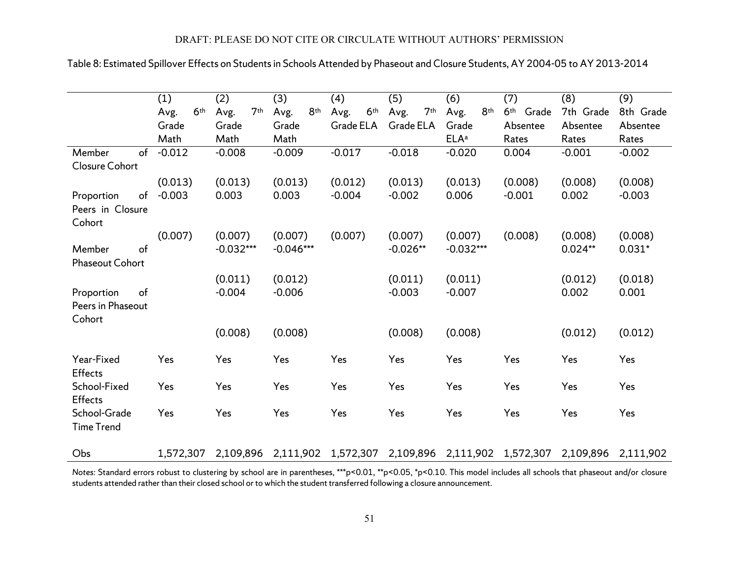Table 8: Estimated Spillover Effects on Students in Schools Attended by Phaseout and Closure Students, AY 2004-05 to AY 2013-2014

| | (1) Avg. 6th Grade Math | (2) Avg. 7th Grade Math | (3) Avg. 8th Grade Math | (4) Avg. 6th Grade ELA | (5) Avg. 7th Grade ELA | (6) Avg. 8th Grade ELA[a] | (7) 6th Grade Absentee Rates | (8) 7th Grade Absentee Rates | (9) 8th Grade Absentee Rates |
|---|---|---|---|---|---|---|---|---|---|
| Member of Closure Cohort | -0.012 | -0.008 | -0.009 | -0.017 | -0.018 | -0.020 | 0.004 | -0.001 | -0.002 |
| | (0.013) | (0.013) | (0.013) | (0.012) | (0.013) | (0.013) | (0.008) | (0.008) | (0.008) |
| Proportion of Peers in Closure Cohort | -0.003 | 0.003 | 0.003 | -0.004 | -0.002 | 0.006 | -0.001 | 0.002 | -0.003 |
| | (0.007) | (0.007) | (0.007) | (0.007) | (0.007) | (0.007) | (0.008) | (0.008) | (0.008) |
| Member of Phaseout Cohort | | -0.032*** | -0.046*** | | -0.026** | -0.032*** | | 0.024** | 0.031* |
| | | (0.011) | (0.012) | | (0.011) | (0.011) | | (0.012) | (0.018) |
| Proportion of Peers in Phaseout Cohort | | -0.004 | -0.006 | | -0.003 | -0.007 | | 0.002 | 0.001 |
| | | (0.008) | (0.008) | | (0.008) | (0.008) | | (0.012) | (0.012) |
| Year-Fixed Effects | Yes | Yes | Yes | Yes | Yes | Yes | Yes | Yes | Yes |
| School-Fixed Effects | Yes | Yes | Yes | Yes | Yes | Yes | Yes | Yes | Yes |
| School-Grade Time Trend | Yes | Yes | Yes | Yes | Yes | Yes | Yes | Yes | Yes |
| Obs | 1,572,307 | 2,109,896 | 2,111,902 | 1,572,307 | 2,109,896 | 2,111,902 | 1,572,307 | 2,109,896 | 2,111,902 |

*Notes:* Standard errors robust to clustering by school are in parentheses, ***p<0.01, **p<0.05, *p<0.10. This model includes all schools that phaseout and/or closure students attended rather than their closed school or to which the student transferred following a closure announcement.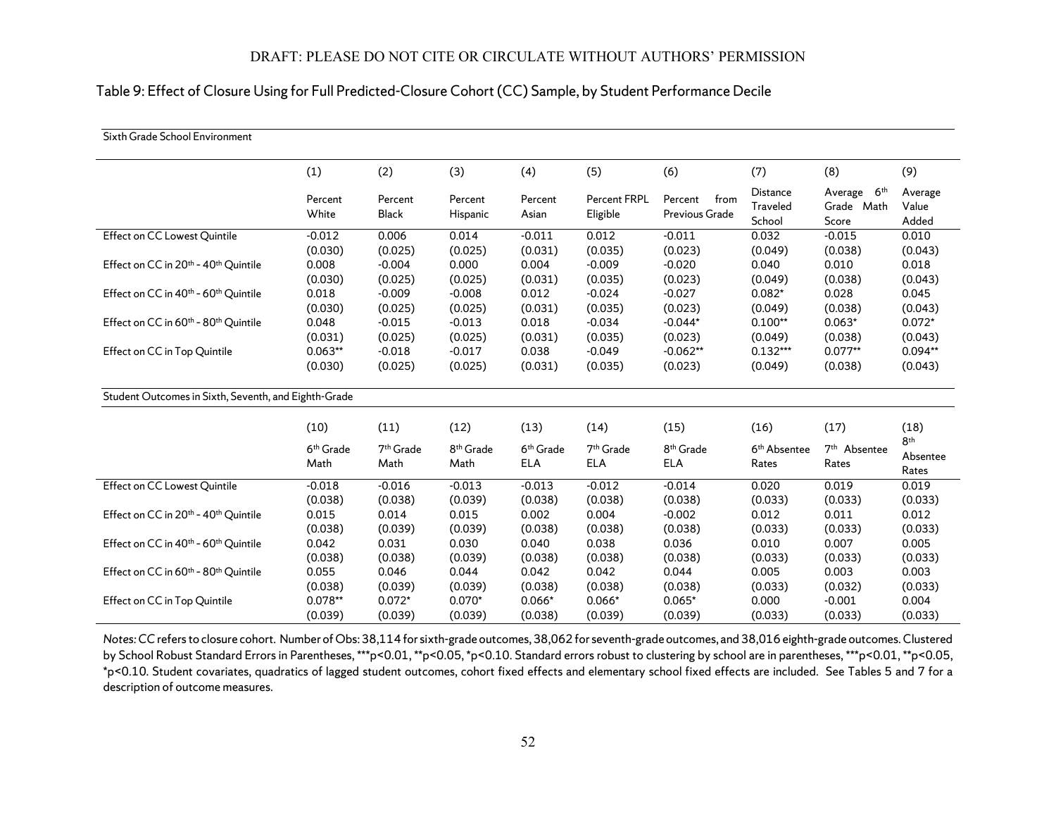## Table 9: Effect of Closure Using for Full Predicted-Closure Cohort (CC) Sample, by Student Performance Decile

Sixth Grade School Environment

| | (1) | (2) | (3) | (4) | (5) | (6) | (7) | (8) | (9) |
|---|---|---|---|---|---|---|---|---|---|
| | Percent White | Percent Black | Percent Hispanic | Percent Asian | Percent FRPL Eligible | Percent from Previous Grade | Distance Traveled School | Average 6th Grade Math Score | Average Value Added |
| Effect on CC Lowest Quintile | -0.012 | 0.006 | 0.014 | -0.011 | 0.012 | -0.011 | 0.032 | -0.015 | 0.010 |
| | (0.030) | (0.025) | (0.025) | (0.031) | (0.035) | (0.023) | (0.049) | (0.038) | (0.043) |
| Effect on CC in 20th - 40th Quintile | 0.008 | -0.004 | 0.000 | 0.004 | -0.009 | -0.020 | 0.040 | 0.010 | 0.018 |
| | (0.030) | (0.025) | (0.025) | (0.031) | (0.035) | (0.023) | (0.049) | (0.038) | (0.043) |
| Effect on CC in 40th - 60th Quintile | 0.018 | -0.009 | -0.008 | 0.012 | -0.024 | -0.027 | 0.082* | 0.028 | 0.045 |
| | (0.030) | (0.025) | (0.025) | (0.031) | (0.035) | (0.023) | (0.049) | (0.038) | (0.043) |
| Effect on CC in 60th - 80th Quintile | 0.048 | -0.015 | -0.013 | 0.018 | -0.034 | -0.044* | 0.100** | 0.063* | 0.072* |
| | (0.031) | (0.025) | (0.025) | (0.031) | (0.035) | (0.023) | (0.049) | (0.038) | (0.043) |
| Effect on CC in Top Quintile | 0.063** | -0.018 | -0.017 | 0.038 | -0.049 | -0.062** | 0.132*** | 0.077** | 0.094** |
| | (0.030) | (0.025) | (0.025) | (0.031) | (0.035) | (0.023) | (0.049) | (0.038) | (0.043) |

Student Outcomes in Sixth, Seventh, and Eighth-Grade

| | (10) | (11) | (12) | (13) | (14) | (15) | (16) | (17) | (18) |
|---|---|---|---|---|---|---|---|---|---|
| | 6th Grade Math | 7th Grade Math | 8th Grade Math | 6th Grade ELA | 7th Grade ELA | 8th Grade ELA | 6th Absentee Rates | 7th Absentee Rates | 8th Absentee Rates |
| Effect on CC Lowest Quintile | -0.018 | -0.016 | -0.013 | -0.013 | -0.012 | -0.014 | 0.020 | 0.019 | 0.019 |
| | (0.038) | (0.038) | (0.039) | (0.038) | (0.038) | (0.038) | (0.033) | (0.033) | (0.033) |
| Effect on CC in 20th - 40th Quintile | 0.015 | 0.014 | 0.015 | 0.002 | 0.004 | -0.002 | 0.012 | 0.011 | 0.012 |
| | (0.038) | (0.039) | (0.039) | (0.038) | (0.038) | (0.038) | (0.033) | (0.033) | (0.033) |
| Effect on CC in 40th - 60th Quintile | 0.042 | 0.031 | 0.030 | 0.040 | 0.038 | 0.036 | 0.010 | 0.007 | 0.005 |
| | (0.038) | (0.038) | (0.039) | (0.038) | (0.038) | (0.038) | (0.033) | (0.033) | (0.033) |
| Effect on CC in 60th - 80th Quintile | 0.055 | 0.046 | 0.044 | 0.042 | 0.042 | 0.044 | 0.005 | 0.003 | 0.003 |
| | (0.038) | (0.039) | (0.039) | (0.038) | (0.038) | (0.038) | (0.033) | (0.032) | (0.033) |
| Effect on CC in Top Quintile | 0.078** | 0.072* | 0.070* | 0.066* | 0.066* | 0.065* | 0.000 | -0.001 | 0.004 |
| | (0.039) | (0.039) | (0.039) | (0.038) | (0.039) | (0.039) | (0.033) | (0.033) | (0.033) |

*Notes:* CC refers to closure cohort. Number of Obs: 38,114 for sixth-grade outcomes, 38,062 for seventh-grade outcomes, and 38,016 eighth-grade outcomes. Clustered by School Robust Standard Errors in Parentheses, ***p<0.01, **p<0.05, *p<0.10. Standard errors robust to clustering by school are in parentheses, ***p<0.01, **p<0.05, *p<0.10. Student covariates, quadratics of lagged student outcomes, cohort fixed effects and elementary school fixed effects are included. See Tables 5 and 7 for a description of outcome measures.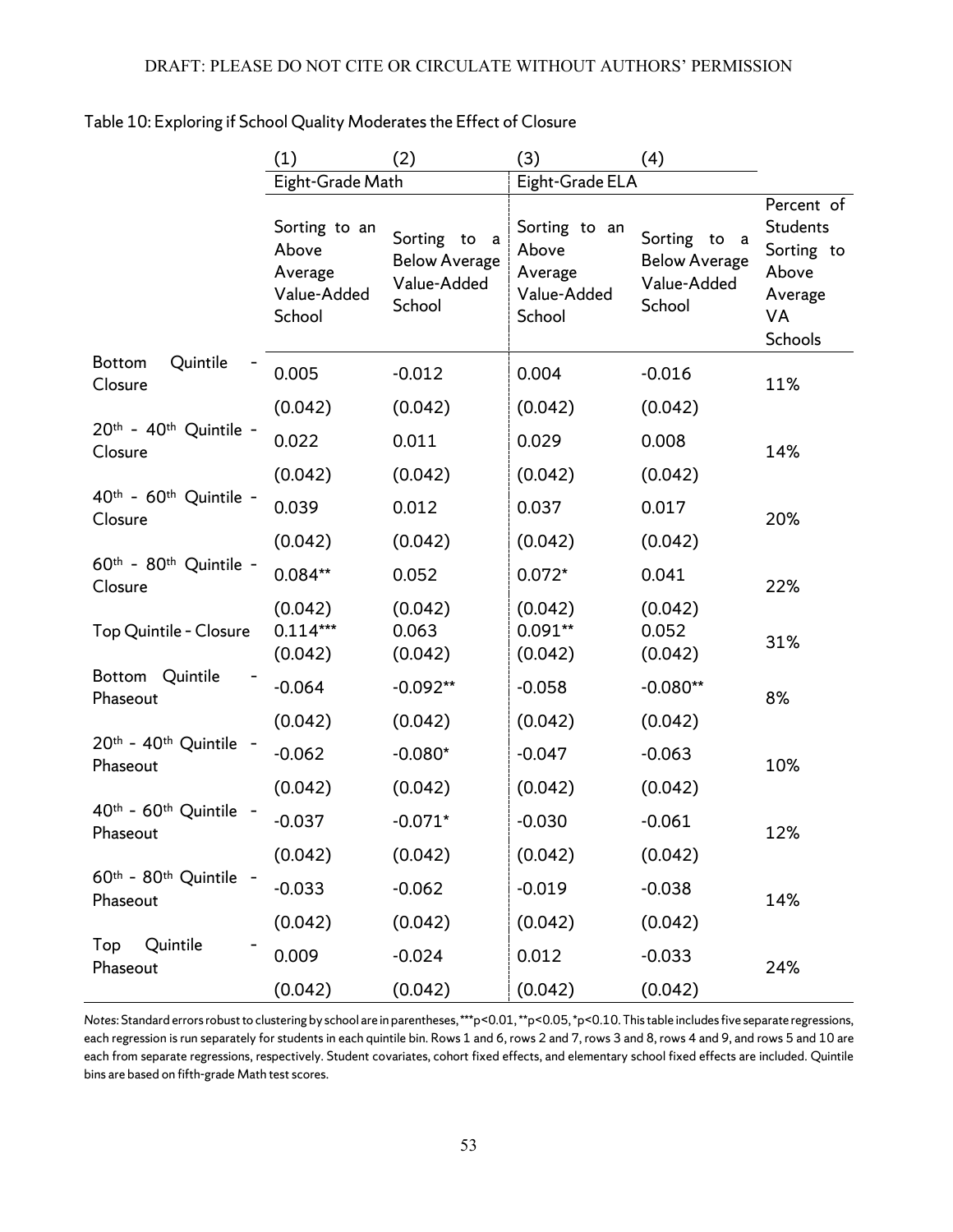Table 10: Exploring if School Quality Moderates the Effect of Closure

| | (1) | (2) | (3) | (4) | |
|---|---|---|---|---|---|
| | Eight-Grade Math | | Eight-Grade ELA | | |
| | Sorting to an Above Average Value-Added School | Sorting to a Below Average Value-Added School | Sorting to an Above Average Value-Added School | Sorting to a Below Average Value-Added School | Percent of Students Sorting to Above Average VA Schools |
| Bottom Quintile - Closure | 0.005 | -0.012 | 0.004 | -0.016 | 11% |
| | (0.042) | (0.042) | (0.042) | (0.042) | |
| 20th - 40th Quintile - Closure | 0.022 | 0.011 | 0.029 | 0.008 | 14% |
| | (0.042) | (0.042) | (0.042) | (0.042) | |
| 40th - 60th Quintile - Closure | 0.039 | 0.012 | 0.037 | 0.017 | 20% |
| | (0.042) | (0.042) | (0.042) | (0.042) | |
| 60th - 80th Quintile - Closure | 0.084** | 0.052 | 0.072* | 0.041 | 22% |
| | (0.042) | (0.042) | (0.042) | (0.042) | |
| Top Quintile - Closure | 0.114*** | 0.063 | 0.091** | 0.052 | 31% |
| | (0.042) | (0.042) | (0.042) | (0.042) | |
| Bottom Quintile - Phaseout | -0.064 | -0.092** | -0.058 | -0.080** | 8% |
| | (0.042) | (0.042) | (0.042) | (0.042) | |
| 20th - 40th Quintile - Phaseout | -0.062 | -0.080* | -0.047 | -0.063 | 10% |
| | (0.042) | (0.042) | (0.042) | (0.042) | |
| 40th - 60th Quintile - Phaseout | -0.037 | -0.071* | -0.030 | -0.061 | 12% |
| | (0.042) | (0.042) | (0.042) | (0.042) | |
| 60th - 80th Quintile - Phaseout | -0.033 | -0.062 | -0.019 | -0.038 | 14% |
| | (0.042) | (0.042) | (0.042) | (0.042) | |
| Top Quintile - Phaseout | 0.009 | -0.024 | 0.012 | -0.033 | 24% |
| | (0.042) | (0.042) | (0.042) | (0.042) | |

*Notes*: Standard errors robust to clustering by school are in parentheses, ***p<0.01, **p<0.05, *p<0.10. This table includes five separate regressions, each regression is run separately for students in each quintile bin. Rows 1 and 6, rows 2 and 7, rows 3 and 8, rows 4 and 9, and rows 5 and 10 are each from separate regressions, respectively. Student covariates, cohort fixed effects, and elementary school fixed effects are included. Quintile bins are based on fifth-grade Math test scores.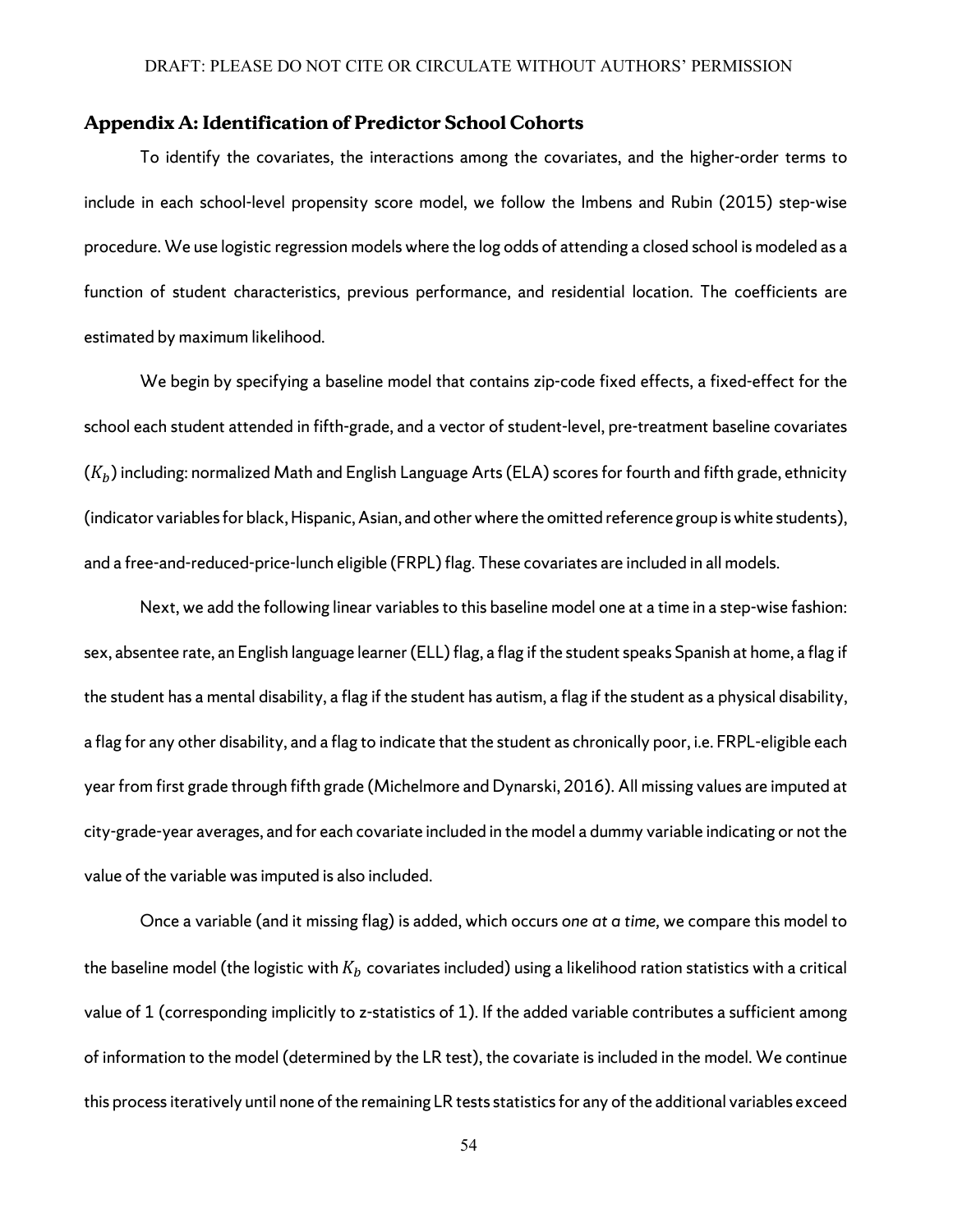## Appendix A: Identification of Predictor School Cohorts

To identify the covariates, the interactions among the covariates, and the higher-order terms to include in each school-level propensity score model, we follow the Imbens and Rubin (2015) step-wise procedure. We use logistic regression models where the log odds of attending a closed school is modeled as a function of student characteristics, previous performance, and residential location. The coefficients are estimated by maximum likelihood.

We begin by specifying a baseline model that contains zip-code fixed effects, a fixed-effect for the school each student attended in fifth-grade, and a vector of student-level, pre-treatment baseline covariates ($K_b$) including: normalized Math and English Language Arts (ELA) scores for fourth and fifth grade, ethnicity (indicator variables for black, Hispanic, Asian, and other where the omitted reference group is white students), and a free-and-reduced-price-lunch eligible (FRPL) flag. These covariates are included in all models.

Next, we add the following linear variables to this baseline model one at a time in a step-wise fashion: sex, absentee rate, an English language learner (ELL) flag, a flag if the student speaks Spanish at home, a flag if the student has a mental disability, a flag if the student has autism, a flag if the student as a physical disability, a flag for any other disability, and a flag to indicate that the student as chronically poor, i.e. FRPL-eligible each year from first grade through fifth grade (Michelmore and Dynarski, 2016). All missing values are imputed at city-grade-year averages, and for each covariate included in the model a dummy variable indicating or not the value of the variable was imputed is also included.

Once a variable (and it missing flag) is added, which occurs *one at a time*, we compare this model to the baseline model (the logistic with $K_b$ covariates included) using a likelihood ration statistics with a critical value of 1 (corresponding implicitly to z-statistics of 1). If the added variable contributes a sufficient among of information to the model (determined by the LR test), the covariate is included in the model. We continue this process iteratively until none of the remaining LR tests statistics for any of the additional variables exceed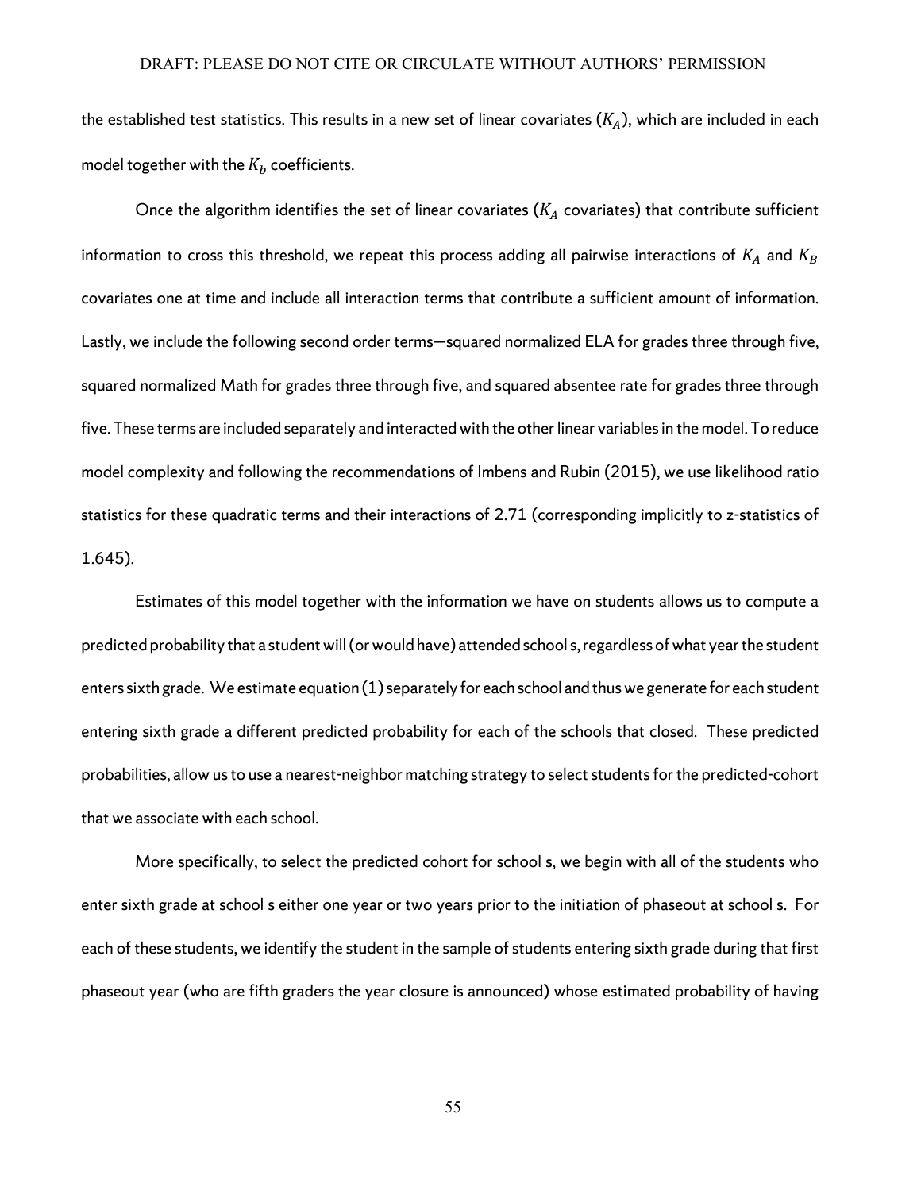the established test statistics. This results in a new set of linear covariates ($K_A$), which are included in each model together with the $K_b$ coefficients.

Once the algorithm identifies the set of linear covariates ($K_A$ covariates) that contribute sufficient information to cross this threshold, we repeat this process adding all pairwise interactions of $K_A$ and $K_B$ covariates one at time and include all interaction terms that contribute a sufficient amount of information. Lastly, we include the following second order terms—squared normalized ELA for grades three through five, squared normalized Math for grades three through five, and squared absentee rate for grades three through five. These terms are included separately and interacted with the other linear variables in the model. To reduce model complexity and following the recommendations of Imbens and Rubin (2015), we use likelihood ratio statistics for these quadratic terms and their interactions of 2.71 (corresponding implicitly to z-statistics of 1.645).

Estimates of this model together with the information we have on students allows us to compute a predicted probability that a student will (or would have) attended school s, regardless of what year the student enters sixth grade. We estimate equation (1) separately for each school and thus we generate for each student entering sixth grade a different predicted probability for each of the schools that closed. These predicted probabilities, allow us to use a nearest-neighbor matching strategy to select students for the predicted-cohort that we associate with each school.

More specifically, to select the predicted cohort for school s, we begin with all of the students who enter sixth grade at school s either one year or two years prior to the initiation of phaseout at school s. For each of these students, we identify the student in the sample of students entering sixth grade during that first phaseout year (who are fifth graders the year closure is announced) whose estimated probability of having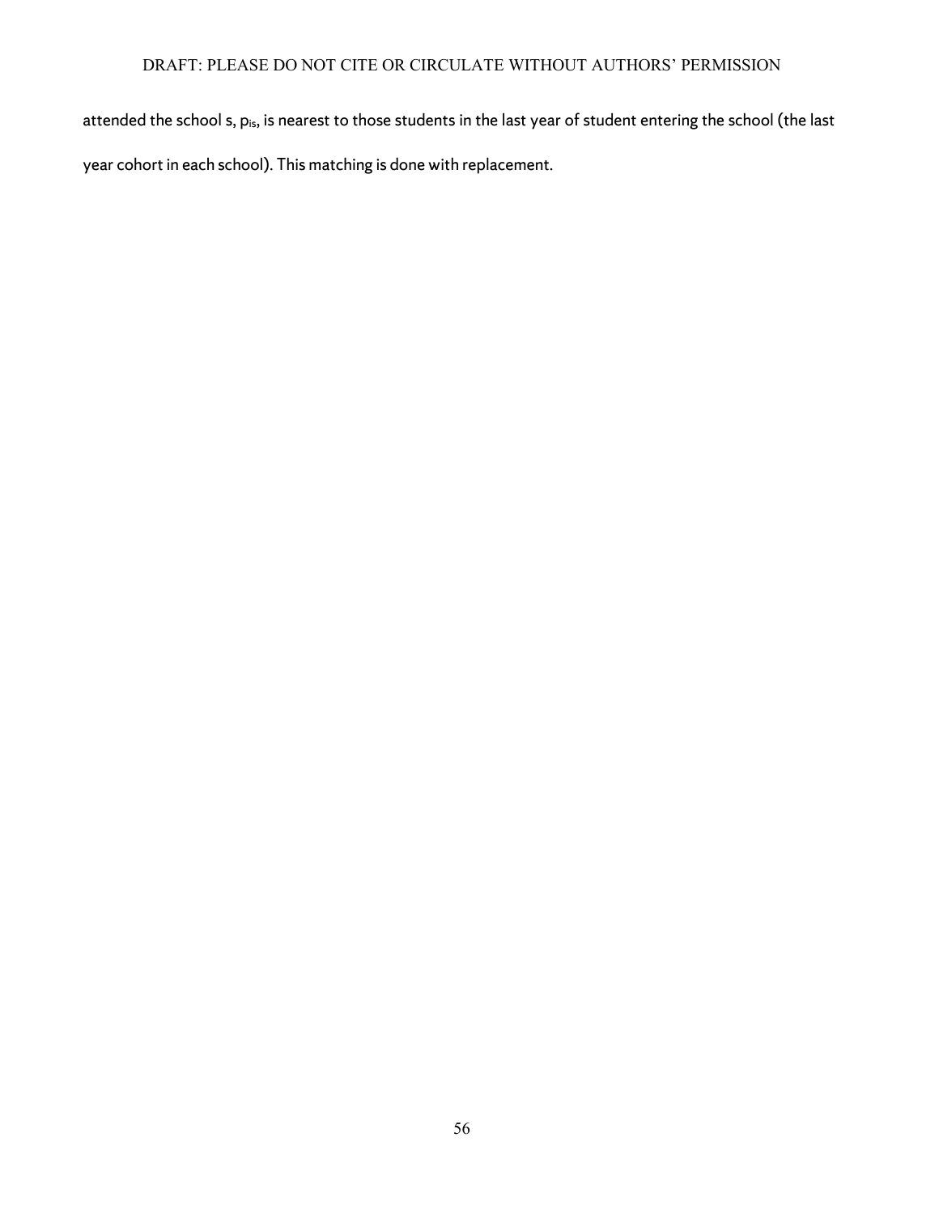attended the school s, $p_{is}$, is nearest to those students in the last year of student entering the school (the last year cohort in each school). This matching is done with replacement.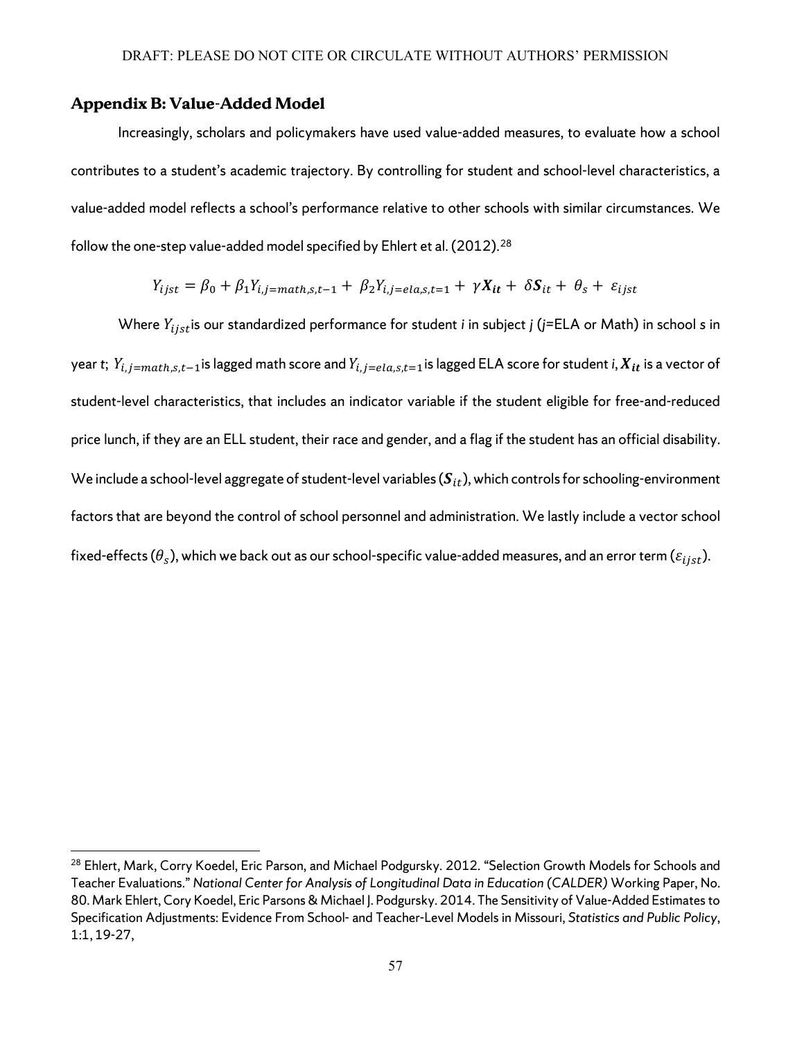## Appendix B: Value-Added Model

Increasingly, scholars and policymakers have used value-added measures, to evaluate how a school contributes to a student's academic trajectory. By controlling for student and school-level characteristics, a value-added model reflects a school's performance relative to other schools with similar circumstances. We follow the one-step value-added model specified by Ehlert et al. (2012).[28]

$$Y_{ijst} = \beta_0 + \beta_1 Y_{i,j=math,s,t-1} + \beta_2 Y_{i,j=ela,s,t=1} + \gamma \boldsymbol{X_{it}} + \delta \boldsymbol{S}_{it} + \theta_s + \varepsilon_{ijst}$$

Where $Y_{ijst}$is our standardized performance for student *i* in subject *j* (*j*=ELA or Math) in school *s* in year *t*; $Y_{i,j=math,s,t-1}$is lagged math score and $Y_{i,j=ela,s,t=1}$is lagged ELA score for student *i*, $\boldsymbol{X_{it}}$ is a vector of student-level characteristics, that includes an indicator variable if the student eligible for free-and-reduced price lunch, if they are an ELL student, their race and gender, and a flag if the student has an official disability. We include a school-level aggregate of student-level variables ($\boldsymbol{S}_{it}$), which controls for schooling-environment factors that are beyond the control of school personnel and administration. We lastly include a vector school fixed-effects ($\theta_s$), which we back out as our school-specific value-added measures, and an error term ($\varepsilon_{ijst}$).

[28] Ehlert, Mark, Corry Koedel, Eric Parson, and Michael Podgursky. 2012. "Selection Growth Models for Schools and Teacher Evaluations." *National Center for Analysis of Longitudinal Data in Education (CALDER)* Working Paper, No. 80. Mark Ehlert, Cory Koedel, Eric Parsons & Michael J. Podgursky. 2014. The Sensitivity of Value-Added Estimates to Specification Adjustments: Evidence From School- and Teacher-Level Models in Missouri, *Statistics and Public Policy*, 1:1, 19-27,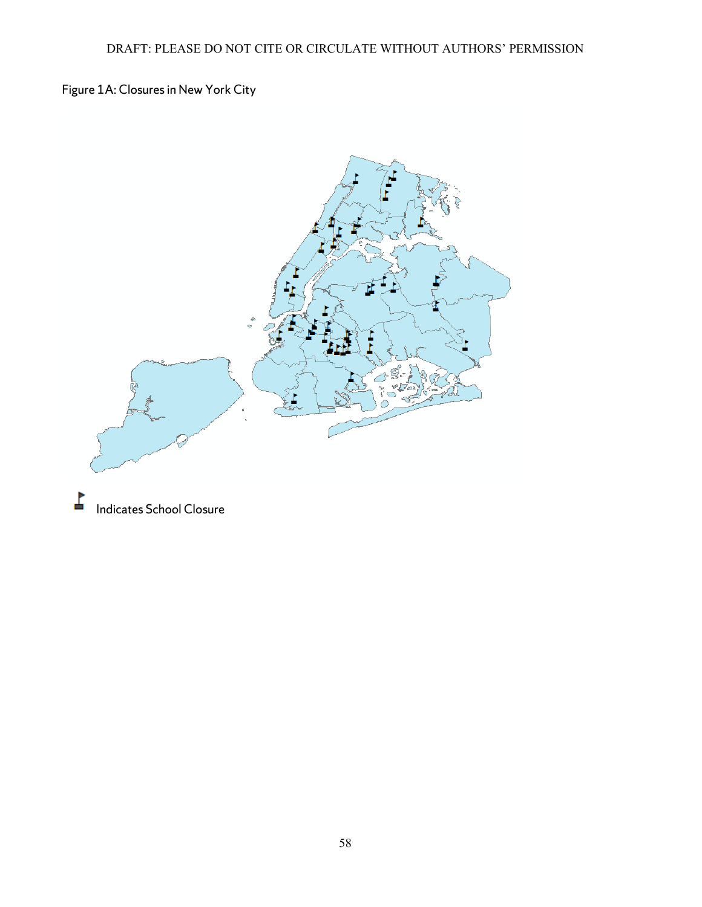Figure 1A: Closures in New York City

Indicates School Closure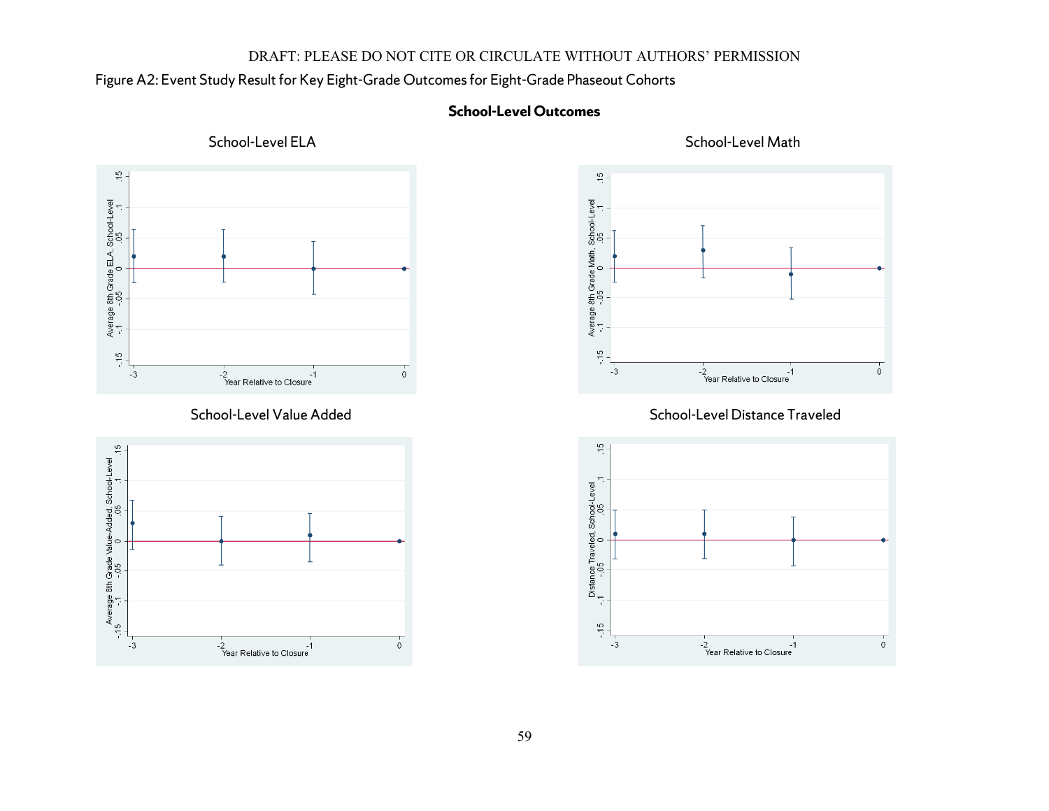Figure A2: Event Study Result for Key Eight-Grade Outcomes for Eight-Grade Phaseout Cohorts

**School-Level Outcomes**

School-Level ELA

School-Level Math

School-Level Value Added

School-Level Distance Traveled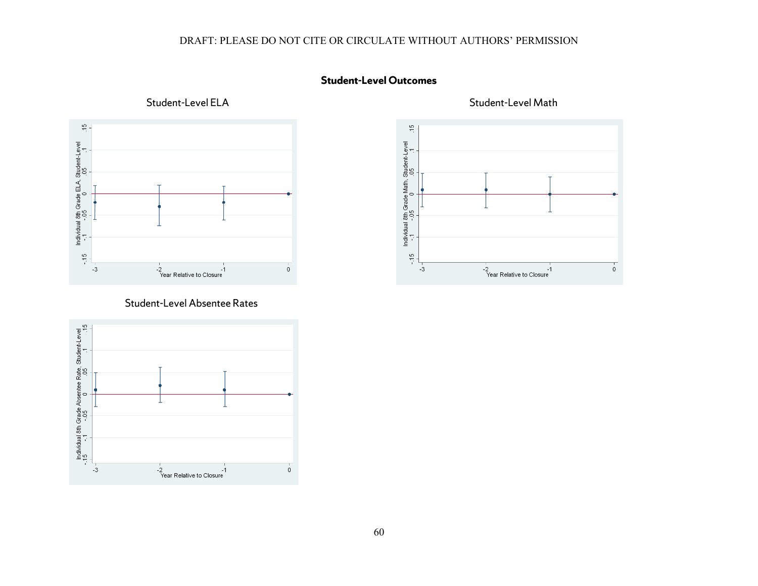## Student-Level Outcomes

### Student-Level ELA

### Student-Level Math

### Student-Level Absentee Rates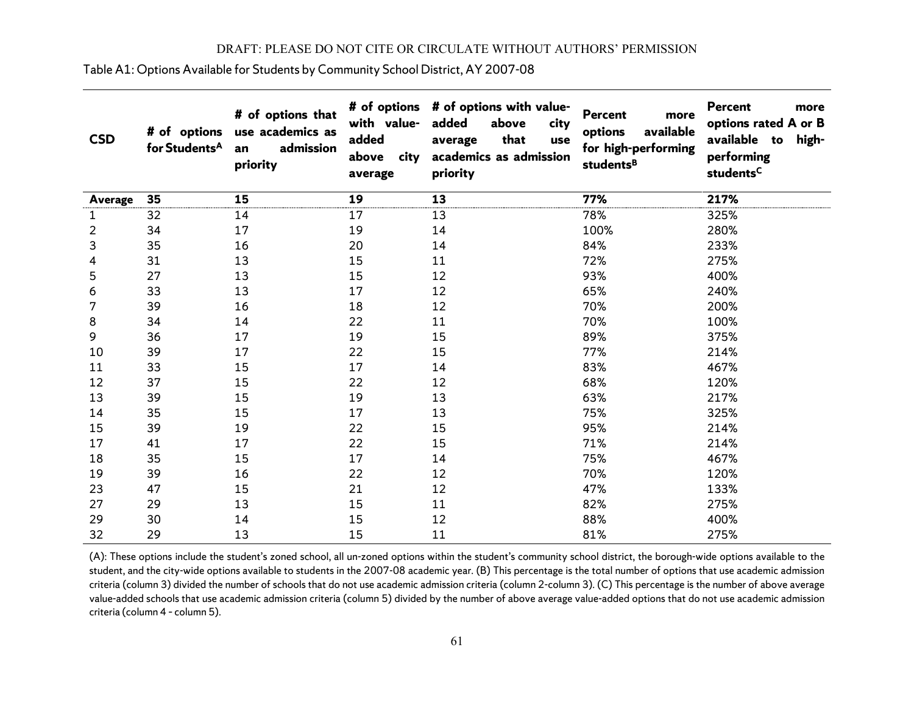DRAFT: PLEASE DO NOT CITE OR CIRCULATE WITHOUT AUTHORS' PERMISSION

Table A1: Options Available for Students by Community School District, AY 2007-08

| CSD | # of options for Students[A] | # of options that use academics as an admission priority | # of options with value-added above city average | # of options with value-added above city average that use academics as admission priority | Percent more options available for high-performing students[B] | Percent more options rated A or B available to high-performing students[C] |
|---|---|---|---|---|---|---|
| **Average** | **35** | **15** | **19** | **13** | **77%** | **217%** |
| 1 | 32 | 14 | 17 | 13 | 78% | 325% |
| 2 | 34 | 17 | 19 | 14 | 100% | 280% |
| 3 | 35 | 16 | 20 | 14 | 84% | 233% |
| 4 | 31 | 13 | 15 | 11 | 72% | 275% |
| 5 | 27 | 13 | 15 | 12 | 93% | 400% |
| 6 | 33 | 13 | 17 | 12 | 65% | 240% |
| 7 | 39 | 16 | 18 | 12 | 70% | 200% |
| 8 | 34 | 14 | 22 | 11 | 70% | 100% |
| 9 | 36 | 17 | 19 | 15 | 89% | 375% |
| 10 | 39 | 17 | 22 | 15 | 77% | 214% |
| 11 | 33 | 15 | 17 | 14 | 83% | 467% |
| 12 | 37 | 15 | 22 | 12 | 68% | 120% |
| 13 | 39 | 15 | 19 | 13 | 63% | 217% |
| 14 | 35 | 15 | 17 | 13 | 75% | 325% |
| 15 | 39 | 19 | 22 | 15 | 95% | 214% |
| 17 | 41 | 17 | 22 | 15 | 71% | 214% |
| 18 | 35 | 15 | 17 | 14 | 75% | 467% |
| 19 | 39 | 16 | 22 | 12 | 70% | 120% |
| 23 | 47 | 15 | 21 | 12 | 47% | 133% |
| 27 | 29 | 13 | 15 | 11 | 82% | 275% |
| 29 | 30 | 14 | 15 | 12 | 88% | 400% |
| 32 | 29 | 13 | 15 | 11 | 81% | 275% |

(A): These options include the student's zoned school, all un-zoned options within the student's community school district, the borough-wide options available to the student, and the city-wide options available to students in the 2007-08 academic year. (B) This percentage is the total number of options that use academic admission criteria (column 3) divided the number of schools that do not use academic admission criteria (column 2-column 3). (C) This percentage is the number of above average value-added schools that use academic admission criteria (column 5) divided by the number of above average value-added options that do not use academic admission criteria (column 4 - column 5).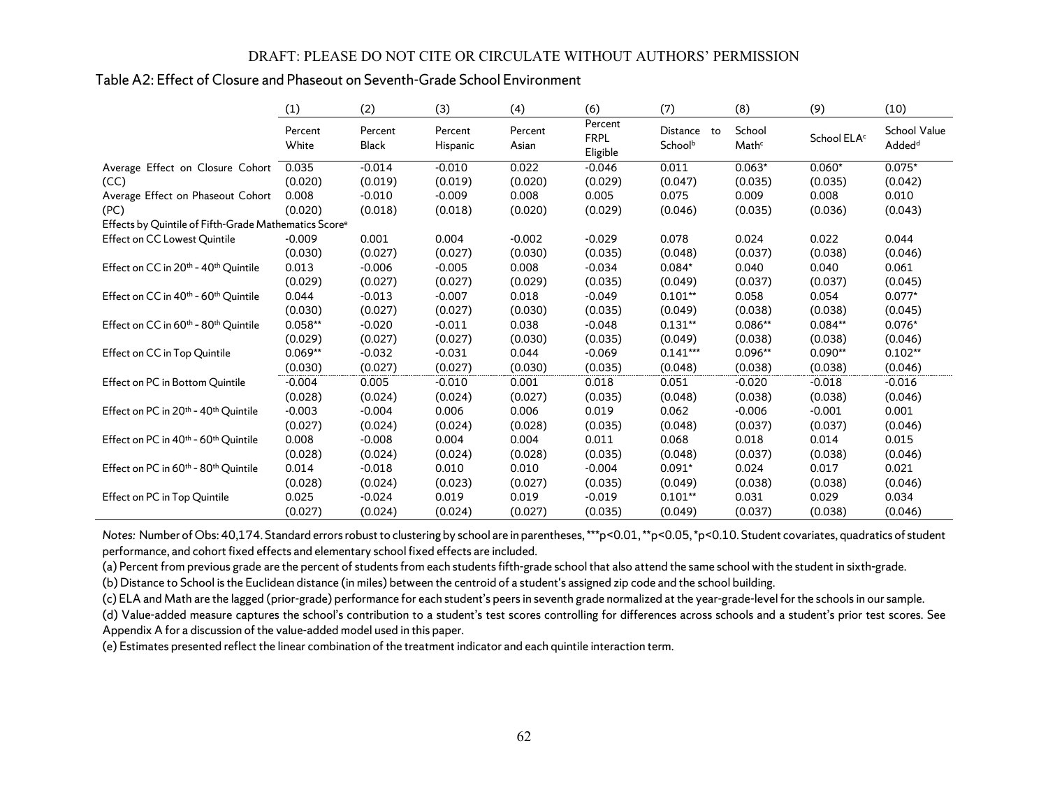Table A2: Effect of Closure and Phaseout on Seventh-Grade School Environment

| | (1) | (2) | (3) | (4) | (6) | (7) | (8) | (9) | (10) |
|---|---|---|---|---|---|---|---|---|---|
| | Percent White | Percent Black | Percent Hispanic | Percent Asian | Percent FRPL Eligible | Distance to School[b] | School Math[c] | School ELA[c] | School Value Added[d] |
| Average Effect on Closure Cohort (CC) | 0.035 | -0.014 | -0.010 | 0.022 | -0.046 | 0.011 | 0.063* | 0.060* | 0.075* |
| | (0.020) | (0.019) | (0.019) | (0.020) | (0.029) | (0.047) | (0.035) | (0.035) | (0.042) |
| Average Effect on Phaseout Cohort (PC) | 0.008 | -0.010 | -0.009 | 0.008 | 0.005 | 0.075 | 0.009 | 0.008 | 0.010 |
| | (0.020) | (0.018) | (0.018) | (0.020) | (0.029) | (0.046) | (0.035) | (0.036) | (0.043) |
| Effects by Quintile of Fifth-Grade Mathematics Score[e] | | | | | | | | | |
| Effect on CC Lowest Quintile | -0.009 | 0.001 | 0.004 | -0.002 | -0.029 | 0.078 | 0.024 | 0.022 | 0.044 |
| | (0.030) | (0.027) | (0.027) | (0.030) | (0.035) | (0.048) | (0.037) | (0.038) | (0.046) |
| Effect on CC in 20th - 40th Quintile | 0.013 | -0.006 | -0.005 | 0.008 | -0.034 | 0.084* | 0.040 | 0.040 | 0.061 |
| | (0.029) | (0.027) | (0.027) | (0.029) | (0.035) | (0.049) | (0.037) | (0.037) | (0.045) |
| Effect on CC in 40th - 60th Quintile | 0.044 | -0.013 | -0.007 | 0.018 | -0.049 | 0.101** | 0.058 | 0.054 | 0.077* |
| | (0.030) | (0.027) | (0.027) | (0.030) | (0.035) | (0.049) | (0.038) | (0.038) | (0.045) |
| Effect on CC in 60th - 80th Quintile | 0.058** | -0.020 | -0.011 | 0.038 | -0.048 | 0.131** | 0.086** | 0.084** | 0.076* |
| | (0.029) | (0.027) | (0.027) | (0.030) | (0.035) | (0.049) | (0.038) | (0.038) | (0.046) |
| Effect on CC in Top Quintile | 0.069** | -0.032 | -0.031 | 0.044 | -0.069 | 0.141*** | 0.096** | 0.090** | 0.102** |
| | (0.030) | (0.027) | (0.027) | (0.030) | (0.035) | (0.048) | (0.038) | (0.038) | (0.046) |
| Effect on PC in Bottom Quintile | -0.004 | 0.005 | -0.010 | 0.001 | 0.018 | 0.051 | -0.020 | -0.018 | -0.016 |
| | (0.028) | (0.024) | (0.024) | (0.027) | (0.035) | (0.048) | (0.038) | (0.038) | (0.046) |
| Effect on PC in 20th - 40th Quintile | -0.003 | -0.004 | 0.006 | 0.006 | 0.019 | 0.062 | -0.006 | -0.001 | 0.001 |
| | (0.027) | (0.024) | (0.024) | (0.028) | (0.035) | (0.048) | (0.037) | (0.037) | (0.046) |
| Effect on PC in 40th - 60th Quintile | 0.008 | -0.008 | 0.004 | 0.004 | 0.011 | 0.068 | 0.018 | 0.014 | 0.015 |
| | (0.028) | (0.024) | (0.024) | (0.028) | (0.035) | (0.048) | (0.037) | (0.038) | (0.046) |
| Effect on PC in 60th - 80th Quintile | 0.014 | -0.018 | 0.010 | 0.010 | -0.004 | 0.091* | 0.024 | 0.017 | 0.021 |
| | (0.028) | (0.024) | (0.023) | (0.027) | (0.035) | (0.049) | (0.038) | (0.038) | (0.046) |
| Effect on PC in Top Quintile | 0.025 | -0.024 | 0.019 | 0.019 | -0.019 | 0.101** | 0.031 | 0.029 | 0.034 |
| | (0.027) | (0.024) | (0.024) | (0.027) | (0.035) | (0.049) | (0.037) | (0.038) | (0.046) |

*Notes:* Number of Obs: 40,174. Standard errors robust to clustering by school are in parentheses, ***p<0.01, **p<0.05, *p<0.10. Student covariates, quadratics of student performance, and cohort fixed effects and elementary school fixed effects are included.

(a) Percent from previous grade are the percent of students from each students fifth-grade school that also attend the same school with the student in sixth-grade.

(b) Distance to School is the Euclidean distance (in miles) between the centroid of a student's assigned zip code and the school building.

(c) ELA and Math are the lagged (prior-grade) performance for each student's peers in seventh grade normalized at the year-grade-level for the schools in our sample.

(d) Value-added measure captures the school's contribution to a student's test scores controlling for differences across schools and a student's prior test scores. See Appendix A for a discussion of the value-added model used in this paper.

(e) Estimates presented reflect the linear combination of the treatment indicator and each quintile interaction term.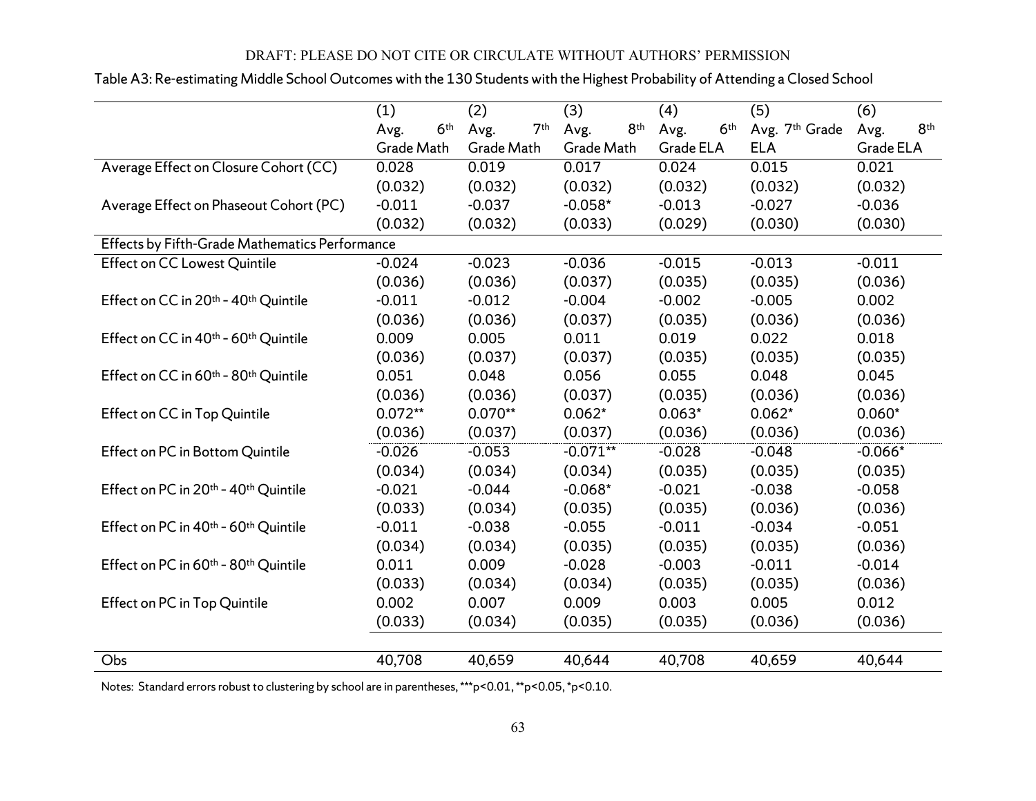Table A3: Re-estimating Middle School Outcomes with the 130 Students with the Highest Probability of Attending a Closed School

| | (1) Avg. 6th Grade Math | (2) Avg. 7th Grade Math | (3) Avg. 8th Grade Math | (4) Avg. 6th Grade ELA | (5) Avg. 7th Grade ELA | (6) Avg. 8th Grade ELA |
|---|---|---|---|---|---|---|
| Average Effect on Closure Cohort (CC) | 0.028 | 0.019 | 0.017 | 0.024 | 0.015 | 0.021 |
| | (0.032) | (0.032) | (0.032) | (0.032) | (0.032) | (0.032) |
| Average Effect on Phaseout Cohort (PC) | -0.011 | -0.037 | -0.058* | -0.013 | -0.027 | -0.036 |
| | (0.032) | (0.032) | (0.033) | (0.029) | (0.030) | (0.030) |
| Effects by Fifth-Grade Mathematics Performance | | | | | | |
| Effect on CC Lowest Quintile | -0.024 | -0.023 | -0.036 | -0.015 | -0.013 | -0.011 |
| | (0.036) | (0.036) | (0.037) | (0.035) | (0.035) | (0.036) |
| Effect on CC in 20th - 40th Quintile | -0.011 | -0.012 | -0.004 | -0.002 | -0.005 | 0.002 |
| | (0.036) | (0.036) | (0.037) | (0.035) | (0.036) | (0.036) |
| Effect on CC in 40th - 60th Quintile | 0.009 | 0.005 | 0.011 | 0.019 | 0.022 | 0.018 |
| | (0.036) | (0.037) | (0.037) | (0.035) | (0.035) | (0.035) |
| Effect on CC in 60th - 80th Quintile | 0.051 | 0.048 | 0.056 | 0.055 | 0.048 | 0.045 |
| | (0.036) | (0.036) | (0.037) | (0.035) | (0.036) | (0.036) |
| Effect on CC in Top Quintile | 0.072** | 0.070** | 0.062* | 0.063* | 0.062* | 0.060* |
| | (0.036) | (0.037) | (0.037) | (0.036) | (0.036) | (0.036) |
| Effect on PC in Bottom Quintile | -0.026 | -0.053 | -0.071** | -0.028 | -0.048 | -0.066* |
| | (0.034) | (0.034) | (0.034) | (0.035) | (0.035) | (0.035) |
| Effect on PC in 20th - 40th Quintile | -0.021 | -0.044 | -0.068* | -0.021 | -0.038 | -0.058 |
| | (0.033) | (0.034) | (0.035) | (0.035) | (0.036) | (0.036) |
| Effect on PC in 40th - 60th Quintile | -0.011 | -0.038 | -0.055 | -0.011 | -0.034 | -0.051 |
| | (0.034) | (0.034) | (0.035) | (0.035) | (0.035) | (0.036) |
| Effect on PC in 60th - 80th Quintile | 0.011 | 0.009 | -0.028 | -0.003 | -0.011 | -0.014 |
| | (0.033) | (0.034) | (0.034) | (0.035) | (0.035) | (0.036) |
| Effect on PC in Top Quintile | 0.002 | 0.007 | 0.009 | 0.003 | 0.005 | 0.012 |
| | (0.033) | (0.034) | (0.035) | (0.035) | (0.036) | (0.036) |
| Obs | 40,708 | 40,659 | 40,644 | 40,708 | 40,659 | 40,644 |

Notes: Standard errors robust to clustering by school are in parentheses, ***p<0.01, **p<0.05, *p<0.10.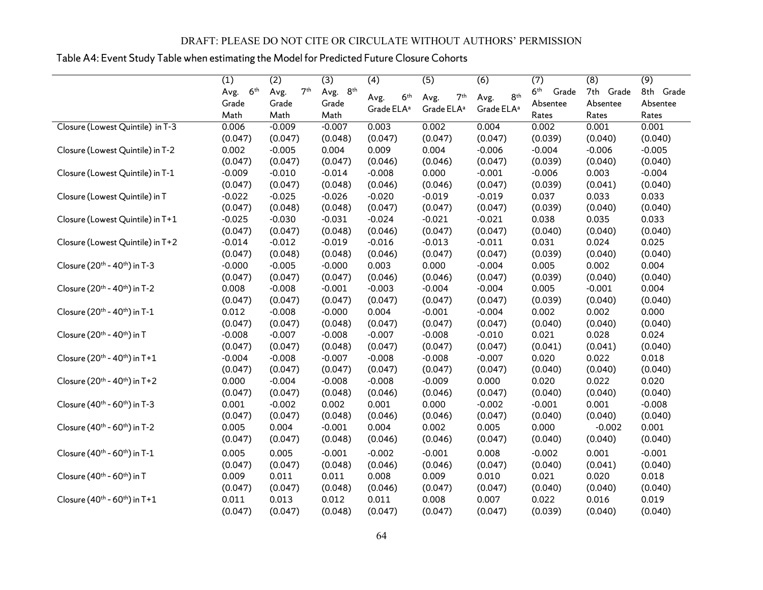DRAFT: PLEASE DO NOT CITE OR CIRCULATE WITHOUT AUTHORS' PERMISSION

Table A4: Event Study Table when estimating the Model for Predicted Future Closure Cohorts

| | (1) Avg. 6th Grade Math | (2) Avg. 7th Grade Math | (3) Avg. 8th Grade Math | (4) Avg. 6th Grade ELA[a] | (5) Avg. 7th Grade ELA[a] | (6) Avg. 8th Grade ELA[a] | (7) 6th Grade Absentee Rates | (8) 7th Grade Absentee Rates | (9) 8th Grade Absentee Rates |
|---|---|---|---|---|---|---|---|---|---|
| Closure (Lowest Quintile) in T-3 | 0.006 | -0.009 | -0.007 | 0.003 | 0.002 | 0.004 | 0.002 | 0.001 | 0.001 |
| | (0.047) | (0.047) | (0.048) | (0.047) | (0.047) | (0.047) | (0.039) | (0.040) | (0.040) |
| Closure (Lowest Quintile) in T-2 | 0.002 | -0.005 | 0.004 | 0.009 | 0.004 | -0.006 | -0.004 | -0.006 | -0.005 |
| | (0.047) | (0.047) | (0.047) | (0.046) | (0.046) | (0.047) | (0.039) | (0.040) | (0.040) |
| Closure (Lowest Quintile) in T-1 | -0.009 | -0.010 | -0.014 | -0.008 | 0.000 | -0.001 | -0.006 | 0.003 | -0.004 |
| | (0.047) | (0.047) | (0.048) | (0.046) | (0.046) | (0.047) | (0.039) | (0.041) | (0.040) |
| Closure (Lowest Quintile) in T | -0.022 | -0.025 | -0.026 | -0.020 | -0.019 | -0.019 | 0.037 | 0.033 | 0.033 |
| | (0.047) | (0.048) | (0.048) | (0.047) | (0.047) | (0.047) | (0.039) | (0.040) | (0.040) |
| Closure (Lowest Quintile) in T+1 | -0.025 | -0.030 | -0.031 | -0.024 | -0.021 | -0.021 | 0.038 | 0.035 | 0.033 |
| | (0.047) | (0.047) | (0.048) | (0.046) | (0.047) | (0.047) | (0.040) | (0.040) | (0.040) |
| Closure (Lowest Quintile) in T+2 | -0.014 | -0.012 | -0.019 | -0.016 | -0.013 | -0.011 | 0.031 | 0.024 | 0.025 |
| | (0.047) | (0.048) | (0.048) | (0.046) | (0.047) | (0.047) | (0.039) | (0.040) | (0.040) |
| Closure (20th - 40th) in T-3 | -0.000 | -0.005 | -0.000 | 0.003 | 0.000 | -0.004 | 0.005 | 0.002 | 0.004 |
| | (0.047) | (0.047) | (0.047) | (0.046) | (0.046) | (0.047) | (0.039) | (0.040) | (0.040) |
| Closure (20th - 40th) in T-2 | 0.008 | -0.008 | -0.001 | -0.003 | -0.004 | -0.004 | 0.005 | -0.001 | 0.004 |
| | (0.047) | (0.047) | (0.047) | (0.047) | (0.047) | (0.047) | (0.039) | (0.040) | (0.040) |
| Closure (20th - 40th) in T-1 | 0.012 | -0.008 | -0.000 | 0.004 | -0.001 | -0.004 | 0.002 | 0.002 | 0.000 |
| | (0.047) | (0.047) | (0.048) | (0.047) | (0.047) | (0.047) | (0.040) | (0.040) | (0.040) |
| Closure (20th - 40th) in T | -0.008 | -0.007 | -0.008 | -0.007 | -0.008 | -0.010 | 0.021 | 0.028 | 0.024 |
| | (0.047) | (0.047) | (0.048) | (0.047) | (0.047) | (0.047) | (0.041) | (0.041) | (0.040) |
| Closure (20th - 40th) in T+1 | -0.004 | -0.008 | -0.007 | -0.008 | -0.008 | -0.007 | 0.020 | 0.022 | 0.018 |
| | (0.047) | (0.047) | (0.047) | (0.047) | (0.047) | (0.047) | (0.040) | (0.040) | (0.040) |
| Closure (20th - 40th) in T+2 | 0.000 | -0.004 | -0.008 | -0.008 | -0.009 | 0.000 | 0.020 | 0.022 | 0.020 |
| | (0.047) | (0.047) | (0.048) | (0.046) | (0.046) | (0.047) | (0.040) | (0.040) | (0.040) |
| Closure (40th - 60th) in T-3 | 0.001 | -0.002 | 0.002 | 0.001 | 0.000 | -0.002 | -0.001 | 0.001 | -0.008 |
| | (0.047) | (0.047) | (0.048) | (0.046) | (0.046) | (0.047) | (0.040) | (0.040) | (0.040) |
| Closure (40th - 60th) in T-2 | 0.005 | 0.004 | -0.001 | 0.004 | 0.002 | 0.005 | 0.000 | -0.002 | 0.001 |
| | (0.047) | (0.047) | (0.048) | (0.046) | (0.046) | (0.047) | (0.040) | (0.040) | (0.040) |
| Closure (40th - 60th) in T-1 | 0.005 | 0.005 | -0.001 | -0.002 | -0.001 | 0.008 | -0.002 | 0.001 | -0.001 |
| | (0.047) | (0.047) | (0.048) | (0.046) | (0.046) | (0.047) | (0.040) | (0.041) | (0.040) |
| Closure (40th - 60th) in T | 0.009 | 0.011 | 0.011 | 0.008 | 0.009 | 0.010 | 0.021 | 0.020 | 0.018 |
| | (0.047) | (0.047) | (0.048) | (0.046) | (0.047) | (0.047) | (0.040) | (0.040) | (0.040) |
| Closure (40th - 60th) in T+1 | 0.011 | 0.013 | 0.012 | 0.011 | 0.008 | 0.007 | 0.022 | 0.016 | 0.019 |
| | (0.047) | (0.047) | (0.048) | (0.047) | (0.047) | (0.047) | (0.039) | (0.040) | (0.040) |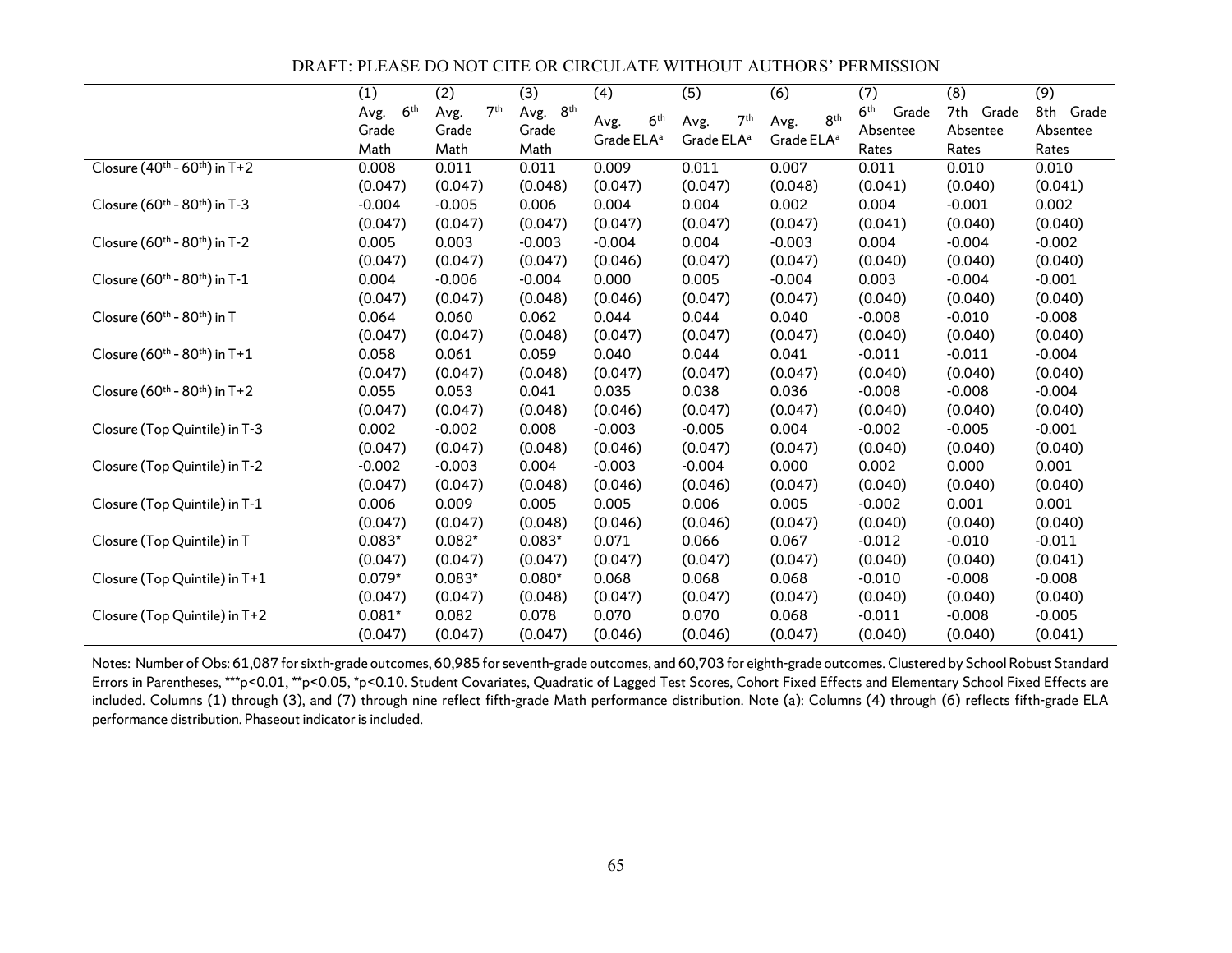DRAFT: PLEASE DO NOT CITE OR CIRCULATE WITHOUT AUTHORS' PERMISSION

| | (1) Avg. 6th Grade Math | (2) Avg. 7th Grade Math | (3) Avg. 8th Grade Math | (4) Avg. 6th Grade ELA[a] | (5) Avg. 7th Grade ELA[a] | (6) Avg. 8th Grade ELA[a] | (7) 6th Grade Absentee Rates | (8) 7th Grade Absentee Rates | (9) 8th Grade Absentee Rates |
|---|---|---|---|---|---|---|---|---|---|
| Closure (40th - 60th) in T+2 | 0.008 | 0.011 | 0.011 | 0.009 | 0.011 | 0.007 | 0.011 | 0.010 | 0.010 |
| | (0.047) | (0.047) | (0.048) | (0.047) | (0.047) | (0.048) | (0.041) | (0.040) | (0.041) |
| Closure (60th - 80th) in T-3 | -0.004 | -0.005 | 0.006 | 0.004 | 0.004 | 0.002 | 0.004 | -0.001 | 0.002 |
| | (0.047) | (0.047) | (0.047) | (0.047) | (0.047) | (0.047) | (0.041) | (0.040) | (0.040) |
| Closure (60th - 80th) in T-2 | 0.005 | 0.003 | -0.003 | -0.004 | 0.004 | -0.003 | 0.004 | -0.004 | -0.002 |
| | (0.047) | (0.047) | (0.047) | (0.046) | (0.047) | (0.047) | (0.040) | (0.040) | (0.040) |
| Closure (60th - 80th) in T-1 | 0.004 | -0.006 | -0.004 | 0.000 | 0.005 | -0.004 | 0.003 | -0.004 | -0.001 |
| | (0.047) | (0.047) | (0.048) | (0.046) | (0.047) | (0.047) | (0.040) | (0.040) | (0.040) |
| Closure (60th - 80th) in T | 0.064 | 0.060 | 0.062 | 0.044 | 0.044 | 0.040 | -0.008 | -0.010 | -0.008 |
| | (0.047) | (0.047) | (0.048) | (0.047) | (0.047) | (0.047) | (0.040) | (0.040) | (0.040) |
| Closure (60th - 80th) in T+1 | 0.058 | 0.061 | 0.059 | 0.040 | 0.044 | 0.041 | -0.011 | -0.011 | -0.004 |
| | (0.047) | (0.047) | (0.048) | (0.047) | (0.047) | (0.047) | (0.040) | (0.040) | (0.040) |
| Closure (60th - 80th) in T+2 | 0.055 | 0.053 | 0.041 | 0.035 | 0.038 | 0.036 | -0.008 | -0.008 | -0.004 |
| | (0.047) | (0.047) | (0.048) | (0.046) | (0.047) | (0.047) | (0.040) | (0.040) | (0.040) |
| Closure (Top Quintile) in T-3 | 0.002 | -0.002 | 0.008 | -0.003 | -0.005 | 0.004 | -0.002 | -0.005 | -0.001 |
| | (0.047) | (0.047) | (0.048) | (0.046) | (0.047) | (0.047) | (0.040) | (0.040) | (0.040) |
| Closure (Top Quintile) in T-2 | -0.002 | -0.003 | 0.004 | -0.003 | -0.004 | 0.000 | 0.002 | 0.000 | 0.001 |
| | (0.047) | (0.047) | (0.048) | (0.046) | (0.046) | (0.047) | (0.040) | (0.040) | (0.040) |
| Closure (Top Quintile) in T-1 | 0.006 | 0.009 | 0.005 | 0.005 | 0.006 | 0.005 | -0.002 | 0.001 | 0.001 |
| | (0.047) | (0.047) | (0.048) | (0.046) | (0.046) | (0.047) | (0.040) | (0.040) | (0.040) |
| Closure (Top Quintile) in T | 0.083* | 0.082* | 0.083* | 0.071 | 0.066 | 0.067 | -0.012 | -0.010 | -0.011 |
| | (0.047) | (0.047) | (0.047) | (0.047) | (0.047) | (0.047) | (0.040) | (0.040) | (0.041) |
| Closure (Top Quintile) in T+1 | 0.079* | 0.083* | 0.080* | 0.068 | 0.068 | 0.068 | -0.010 | -0.008 | -0.008 |
| | (0.047) | (0.047) | (0.048) | (0.047) | (0.047) | (0.047) | (0.040) | (0.040) | (0.040) |
| Closure (Top Quintile) in T+2 | 0.081* | 0.082 | 0.078 | 0.070 | 0.070 | 0.068 | -0.011 | -0.008 | -0.005 |
| | (0.047) | (0.047) | (0.047) | (0.046) | (0.046) | (0.047) | (0.040) | (0.040) | (0.041) |

Notes: Number of Obs: 61,087 for sixth-grade outcomes, 60,985 for seventh-grade outcomes, and 60,703 for eighth-grade outcomes. Clustered by School Robust Standard Errors in Parentheses, ***p<0.01, **p<0.05, *p<0.10. Student Covariates, Quadratic of Lagged Test Scores, Cohort Fixed Effects and Elementary School Fixed Effects are included. Columns (1) through (3), and (7) through nine reflect fifth-grade Math performance distribution. Note (a): Columns (4) through (6) reflects fifth-grade ELA performance distribution. Phaseout indicator is included.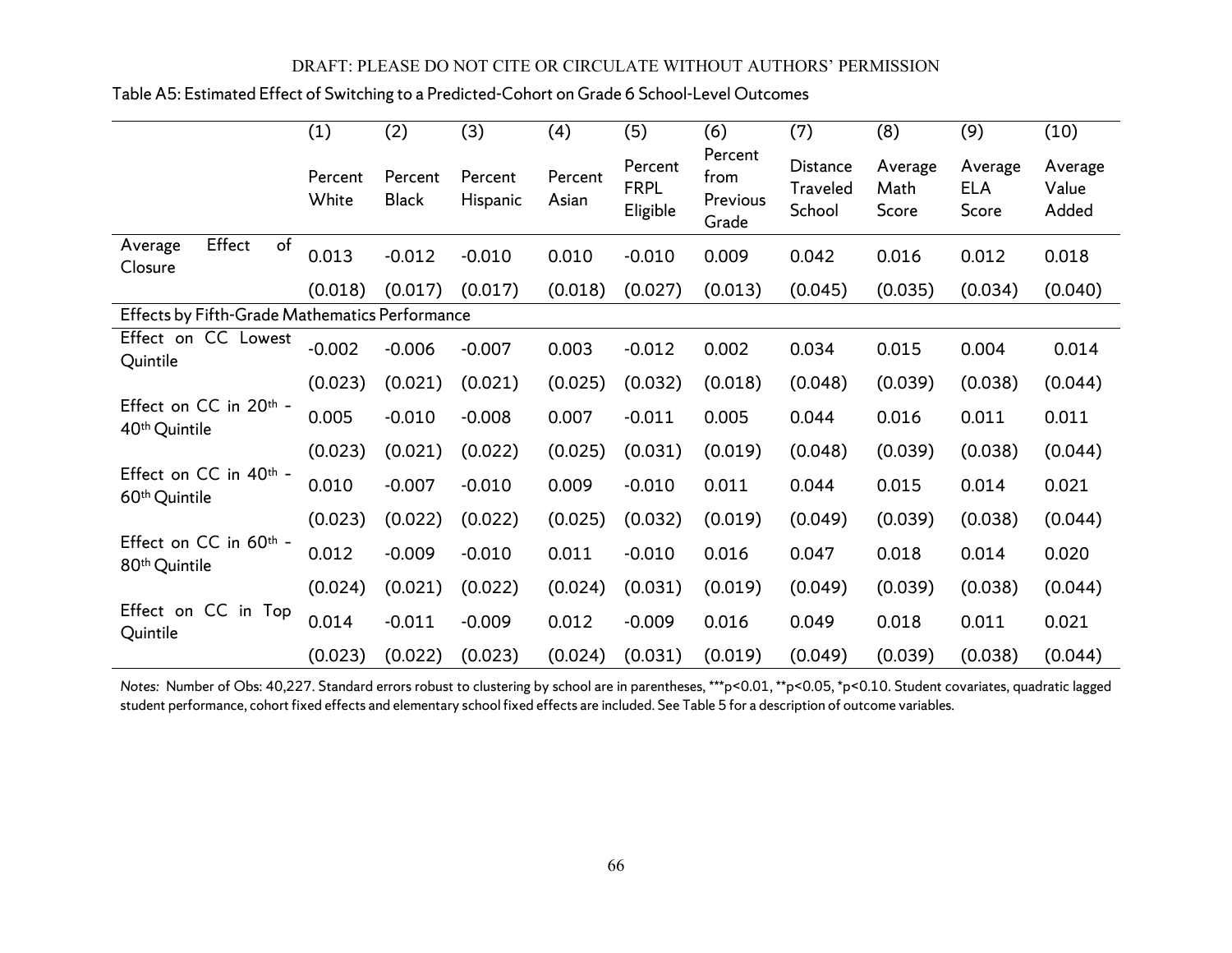Table A5: Estimated Effect of Switching to a Predicted-Cohort on Grade 6 School-Level Outcomes

| | (1) | (2) | (3) | (4) | (5) | (6) | (7) | (8) | (9) | (10) |
|---|---|---|---|---|---|---|---|---|---|---|
| | Percent White | Percent Black | Percent Hispanic | Percent Asian | Percent FRPL Eligible | Percent from Previous Grade | Distance Traveled School | Average Math Score | Average ELA Score | Average Value Added |
| Average Effect of Closure | 0.013 | -0.012 | -0.010 | 0.010 | -0.010 | 0.009 | 0.042 | 0.016 | 0.012 | 0.018 |
| | (0.018) | (0.017) | (0.017) | (0.018) | (0.027) | (0.013) | (0.045) | (0.035) | (0.034) | (0.040) |
| Effects by Fifth-Grade Mathematics Performance | | | | | | | | | | |
| Effect on CC Lowest Quintile | -0.002 | -0.006 | -0.007 | 0.003 | -0.012 | 0.002 | 0.034 | 0.015 | 0.004 | 0.014 |
| | (0.023) | (0.021) | (0.021) | (0.025) | (0.032) | (0.018) | (0.048) | (0.039) | (0.038) | (0.044) |
| Effect on CC in 20th - 40th Quintile | 0.005 | -0.010 | -0.008 | 0.007 | -0.011 | 0.005 | 0.044 | 0.016 | 0.011 | 0.011 |
| | (0.023) | (0.021) | (0.022) | (0.025) | (0.031) | (0.019) | (0.048) | (0.039) | (0.038) | (0.044) |
| Effect on CC in 40th - 60th Quintile | 0.010 | -0.007 | -0.010 | 0.009 | -0.010 | 0.011 | 0.044 | 0.015 | 0.014 | 0.021 |
| | (0.023) | (0.022) | (0.022) | (0.025) | (0.032) | (0.019) | (0.049) | (0.039) | (0.038) | (0.044) |
| Effect on CC in 60th - 80th Quintile | 0.012 | -0.009 | -0.010 | 0.011 | -0.010 | 0.016 | 0.047 | 0.018 | 0.014 | 0.020 |
| | (0.024) | (0.021) | (0.022) | (0.024) | (0.031) | (0.019) | (0.049) | (0.039) | (0.038) | (0.044) |
| Effect on CC in Top Quintile | 0.014 | -0.011 | -0.009 | 0.012 | -0.009 | 0.016 | 0.049 | 0.018 | 0.011 | 0.021 |
| | (0.023) | (0.022) | (0.023) | (0.024) | (0.031) | (0.019) | (0.049) | (0.039) | (0.038) | (0.044) |

*Notes:* Number of Obs: 40,227. Standard errors robust to clustering by school are in parentheses, ***p<0.01, **p<0.05, *p<0.10. Student covariates, quadratic lagged student performance, cohort fixed effects and elementary school fixed effects are included. See Table 5 for a description of outcome variables.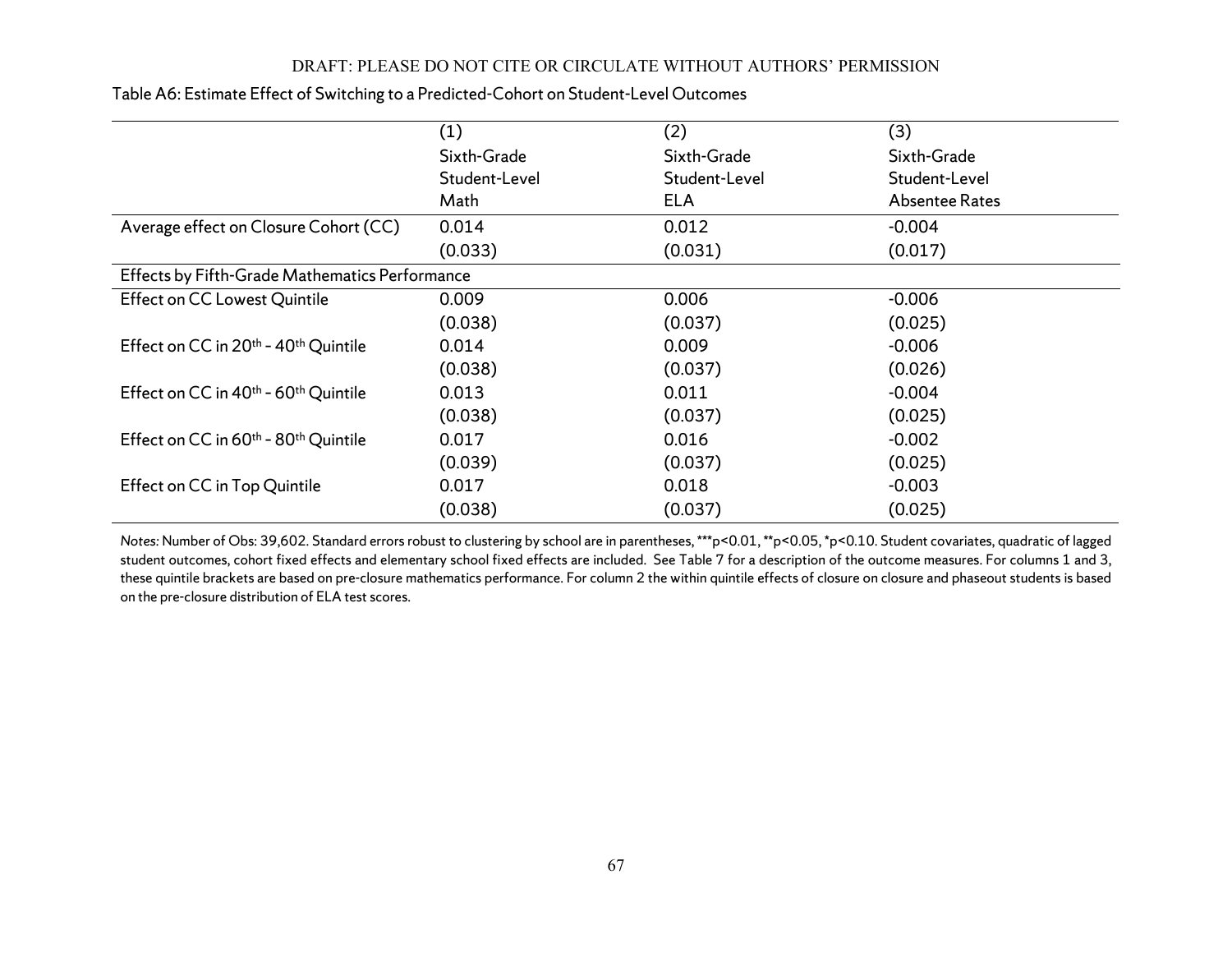Table A6: Estimate Effect of Switching to a Predicted-Cohort on Student-Level Outcomes

| | (1) Sixth-Grade Student-Level Math | (2) Sixth-Grade Student-Level ELA | (3) Sixth-Grade Student-Level Absentee Rates |
|---|---|---|---|
| Average effect on Closure Cohort (CC) | 0.014 | 0.012 | -0.004 |
| | (0.033) | (0.031) | (0.017) |
| Effects by Fifth-Grade Mathematics Performance | | | |
| Effect on CC Lowest Quintile | 0.009 | 0.006 | -0.006 |
| | (0.038) | (0.037) | (0.025) |
| Effect on CC in 20th - 40th Quintile | 0.014 | 0.009 | -0.006 |
| | (0.038) | (0.037) | (0.026) |
| Effect on CC in 40th - 60th Quintile | 0.013 | 0.011 | -0.004 |
| | (0.038) | (0.037) | (0.025) |
| Effect on CC in 60th - 80th Quintile | 0.017 | 0.016 | -0.002 |
| | (0.039) | (0.037) | (0.025) |
| Effect on CC in Top Quintile | 0.017 | 0.018 | -0.003 |
| | (0.038) | (0.037) | (0.025) |

*Notes:* Number of Obs: 39,602. Standard errors robust to clustering by school are in parentheses, ***p<0.01, **p<0.05, *p<0.10. Student covariates, quadratic of lagged student outcomes, cohort fixed effects and elementary school fixed effects are included. See Table 7 for a description of the outcome measures. For columns 1 and 3, these quintile brackets are based on pre-closure mathematics performance. For column 2 the within quintile effects of closure on closure and phaseout students is based on the pre-closure distribution of ELA test scores.